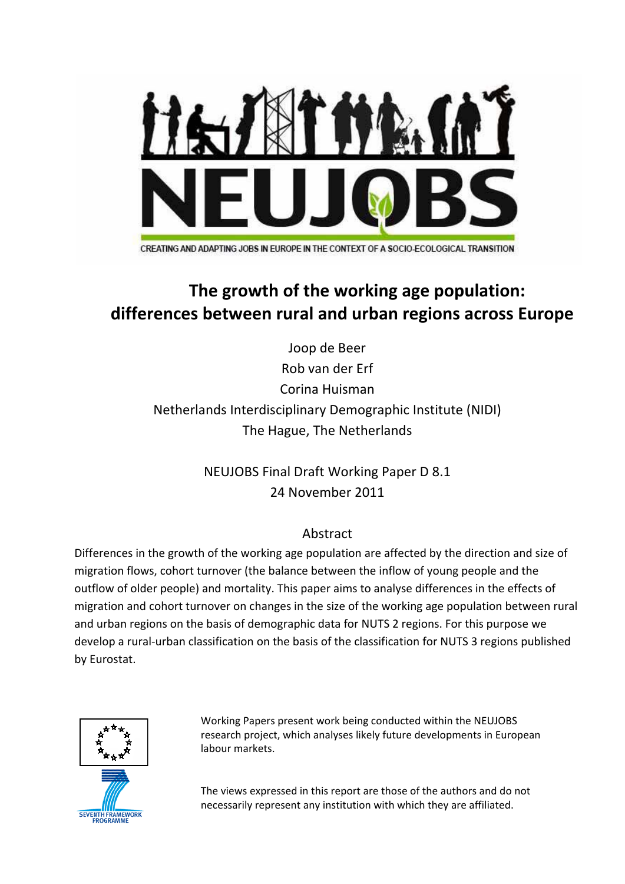NEUJOBS

CREATING AND ADAPTING JOBS IN EUROPE IN THE CONTEXT OF A SOCIO-ECOLOGICAL TRANSITION

# The growth of the working age population: differences between rural and urban regions across Europe

Joop de Beer
Rob van der Erf
Corina Huisman
Netherlands Interdisciplinary Demographic Institute (NIDI)
The Hague, The Netherlands

NEUJOBS Final Draft Working Paper D 8.1
24 November 2011

## Abstract

Differences in the growth of the working age population are affected by the direction and size of migration flows, cohort turnover (the balance between the inflow of young people and the outflow of older people) and mortality. This paper aims to analyse differences in the effects of migration and cohort turnover on changes in the size of the working age population between rural and urban regions on the basis of demographic data for NUTS 2 regions. For this purpose we develop a rural-urban classification on the basis of the classification for NUTS 3 regions published by Eurostat.

SEVENTH FRAMEWORK PROGRAMME

Working Papers present work being conducted within the NEUJOBS research project, which analyses likely future developments in European labour markets.

The views expressed in this report are those of the authors and do not necessarily represent any institution with which they are affiliated.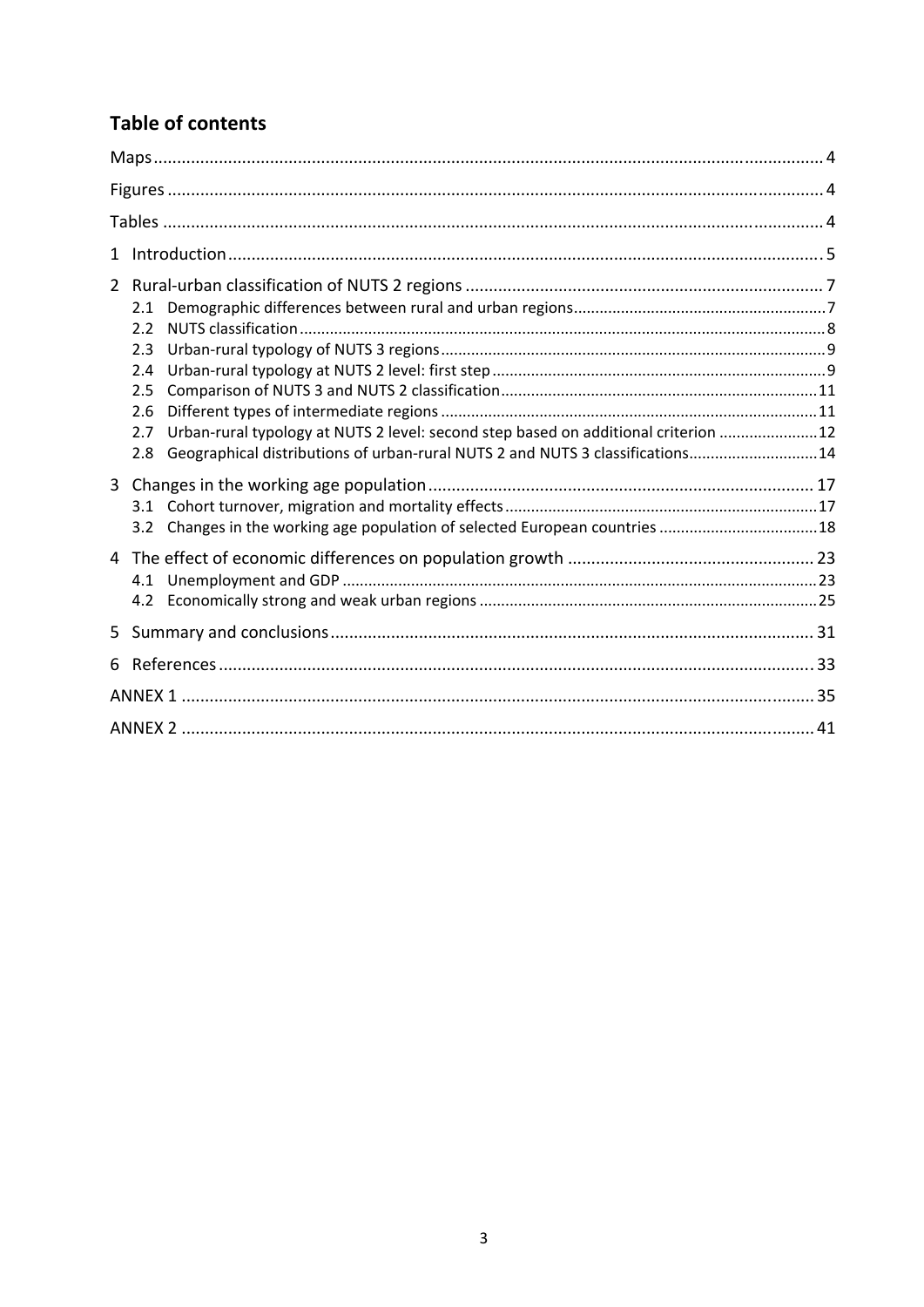## Table of contents

Maps .......... 4

Figures .......... 4

Tables .......... 4

1 Introduction .......... 5

2 Rural-urban classification of NUTS 2 regions .......... 7
- 2.1 Demographic differences between rural and urban regions .......... 7
- 2.2 NUTS classification .......... 8
- 2.3 Urban-rural typology of NUTS 3 regions .......... 9
- 2.4 Urban-rural typology at NUTS 2 level: first step .......... 9
- 2.5 Comparison of NUTS 3 and NUTS 2 classification .......... 11
- 2.6 Different types of intermediate regions .......... 11
- 2.7 Urban-rural typology at NUTS 2 level: second step based on additional criterion .......... 12
- 2.8 Geographical distributions of urban-rural NUTS 2 and NUTS 3 classifications .......... 14

3 Changes in the working age population .......... 17
- 3.1 Cohort turnover, migration and mortality effects .......... 17
- 3.2 Changes in the working age population of selected European countries .......... 18

4 The effect of economic differences on population growth .......... 23
- 4.1 Unemployment and GDP .......... 23
- 4.2 Economically strong and weak urban regions .......... 25

5 Summary and conclusions .......... 31

6 References .......... 33

ANNEX 1 .......... 35

ANNEX 2 .......... 41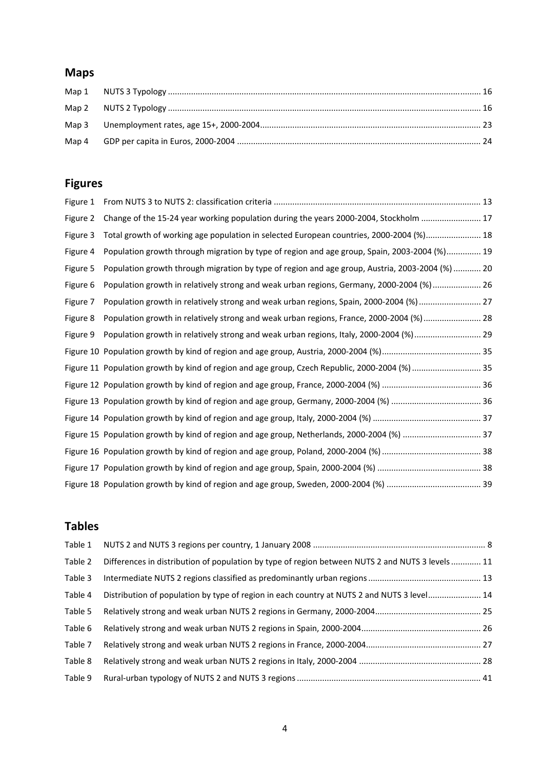## Maps

| | | |
|---|---|---|
| Map 1 | NUTS 3 Typology | 16 |
| Map 2 | NUTS 2 Typology | 16 |
| Map 3 | Unemployment rates, age 15+, 2000-2004 | 23 |
| Map 4 | GDP per capita in Euros, 2000-2004 | 24 |

## Figures

| | | |
|---|---|---|
| Figure 1 | From NUTS 3 to NUTS 2: classification criteria | 13 |
| Figure 2 | Change of the 15-24 year working population during the years 2000-2004, Stockholm | 17 |
| Figure 3 | Total growth of working age population in selected European countries, 2000-2004 (%) | 18 |
| Figure 4 | Population growth through migration by type of region and age group, Spain, 2003-2004 (%) | 19 |
| Figure 5 | Population growth through migration by type of region and age group, Austria, 2003-2004 (%) | 20 |
| Figure 6 | Population growth in relatively strong and weak urban regions, Germany, 2000-2004 (%) | 26 |
| Figure 7 | Population growth in relatively strong and weak urban regions, Spain, 2000-2004 (%) | 27 |
| Figure 8 | Population growth in relatively strong and weak urban regions, France, 2000-2004 (%) | 28 |
| Figure 9 | Population growth in relatively strong and weak urban regions, Italy, 2000-2004 (%) | 29 |
| Figure 10 | Population growth by kind of region and age group, Austria, 2000-2004 (%) | 35 |
| Figure 11 | Population growth by kind of region and age group, Czech Republic, 2000-2004 (%) | 35 |
| Figure 12 | Population growth by kind of region and age group, France, 2000-2004 (%) | 36 |
| Figure 13 | Population growth by kind of region and age group, Germany, 2000-2004 (%) | 36 |
| Figure 14 | Population growth by kind of region and age group, Italy, 2000-2004 (%) | 37 |
| Figure 15 | Population growth by kind of region and age group, Netherlands, 2000-2004 (%) | 37 |
| Figure 16 | Population growth by kind of region and age group, Poland, 2000-2004 (%) | 38 |
| Figure 17 | Population growth by kind of region and age group, Spain, 2000-2004 (%) | 38 |
| Figure 18 | Population growth by kind of region and age group, Sweden, 2000-2004 (%) | 39 |

## Tables

| | | |
|---|---|---|
| Table 1 | NUTS 2 and NUTS 3 regions per country, 1 January 2008 | 8 |
| Table 2 | Differences in distribution of population by type of region between NUTS 2 and NUTS 3 levels | 11 |
| Table 3 | Intermediate NUTS 2 regions classified as predominantly urban regions | 13 |
| Table 4 | Distribution of population by type of region in each country at NUTS 2 and NUTS 3 level | 14 |
| Table 5 | Relatively strong and weak urban NUTS 2 regions in Germany, 2000-2004 | 25 |
| Table 6 | Relatively strong and weak urban NUTS 2 regions in Spain, 2000-2004 | 26 |
| Table 7 | Relatively strong and weak urban NUTS 2 regions in France, 2000-2004 | 27 |
| Table 8 | Relatively strong and weak urban NUTS 2 regions in Italy, 2000-2004 | 28 |
| Table 9 | Rural-urban typology of NUTS 2 and NUTS 3 regions | 41 |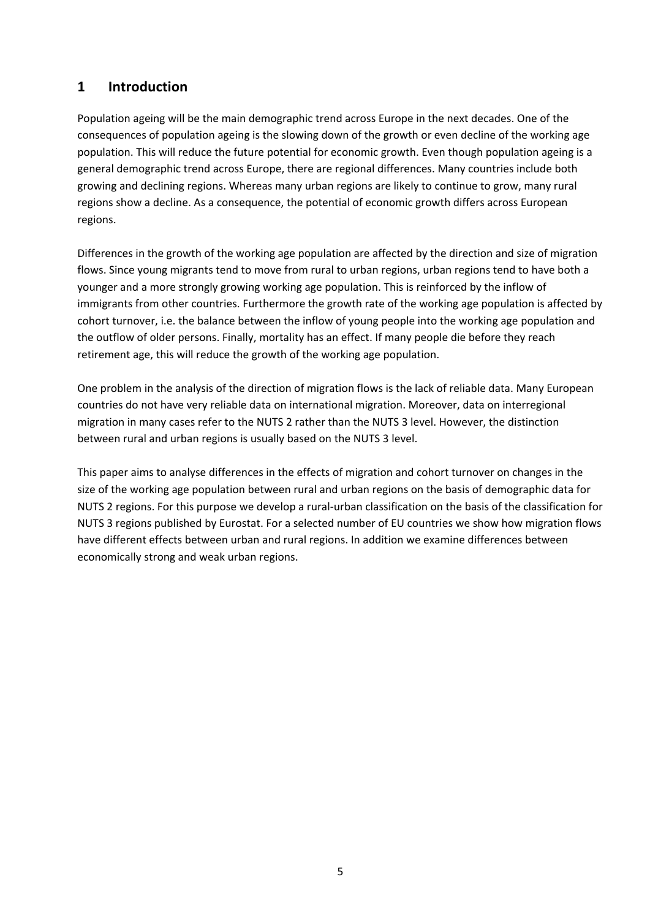# 1 Introduction

Population ageing will be the main demographic trend across Europe in the next decades. One of the consequences of population ageing is the slowing down of the growth or even decline of the working age population. This will reduce the future potential for economic growth. Even though population ageing is a general demographic trend across Europe, there are regional differences. Many countries include both growing and declining regions. Whereas many urban regions are likely to continue to grow, many rural regions show a decline. As a consequence, the potential of economic growth differs across European regions.

Differences in the growth of the working age population are affected by the direction and size of migration flows. Since young migrants tend to move from rural to urban regions, urban regions tend to have both a younger and a more strongly growing working age population. This is reinforced by the inflow of immigrants from other countries. Furthermore the growth rate of the working age population is affected by cohort turnover, i.e. the balance between the inflow of young people into the working age population and the outflow of older persons. Finally, mortality has an effect. If many people die before they reach retirement age, this will reduce the growth of the working age population.

One problem in the analysis of the direction of migration flows is the lack of reliable data. Many European countries do not have very reliable data on international migration. Moreover, data on interregional migration in many cases refer to the NUTS 2 rather than the NUTS 3 level. However, the distinction between rural and urban regions is usually based on the NUTS 3 level.

This paper aims to analyse differences in the effects of migration and cohort turnover on changes in the size of the working age population between rural and urban regions on the basis of demographic data for NUTS 2 regions. For this purpose we develop a rural-urban classification on the basis of the classification for NUTS 3 regions published by Eurostat. For a selected number of EU countries we show how migration flows have different effects between urban and rural regions. In addition we examine differences between economically strong and weak urban regions.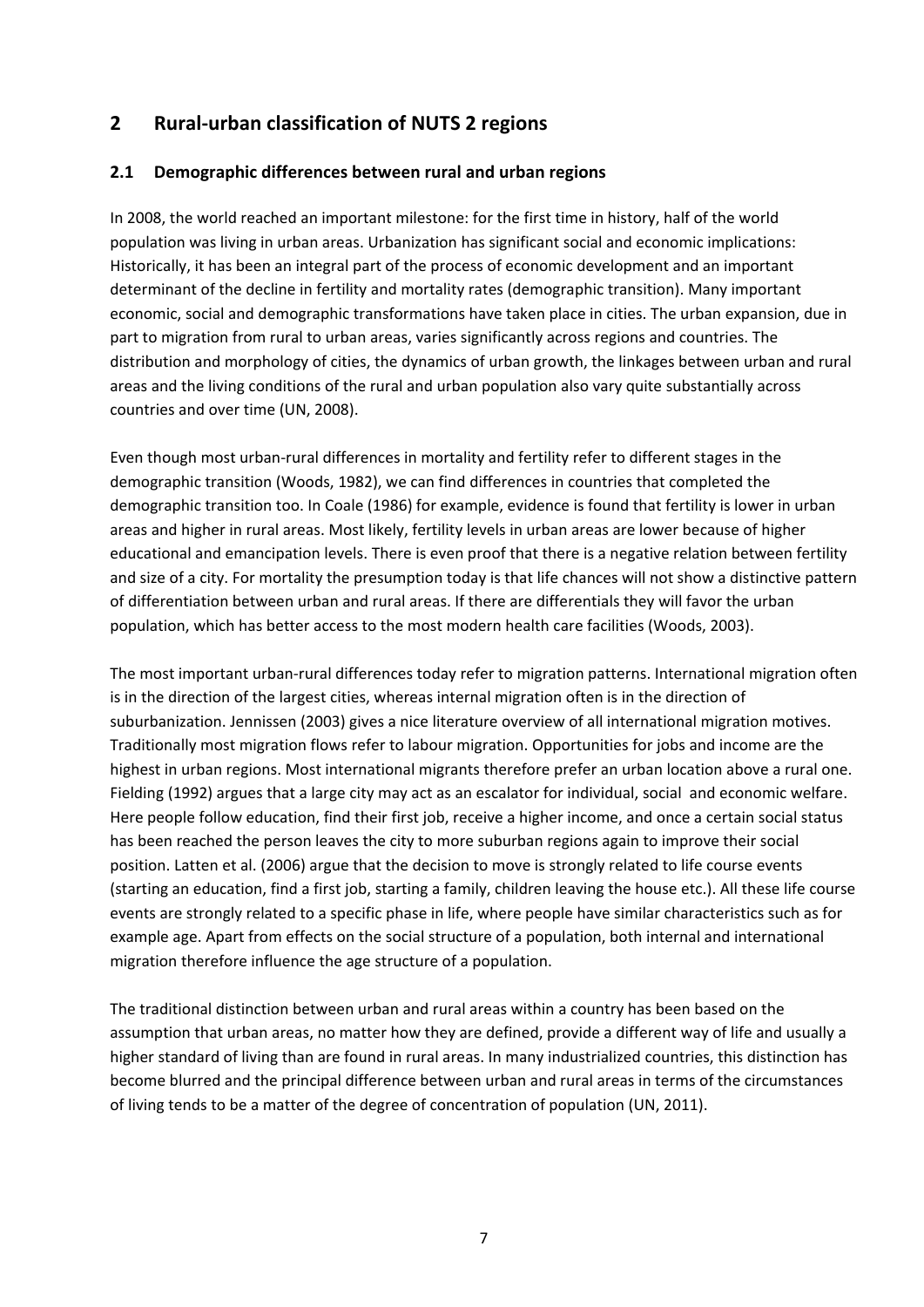# 2 Rural-urban classification of NUTS 2 regions

## 2.1 Demographic differences between rural and urban regions

In 2008, the world reached an important milestone: for the first time in history, half of the world population was living in urban areas. Urbanization has significant social and economic implications: Historically, it has been an integral part of the process of economic development and an important determinant of the decline in fertility and mortality rates (demographic transition). Many important economic, social and demographic transformations have taken place in cities. The urban expansion, due in part to migration from rural to urban areas, varies significantly across regions and countries. The distribution and morphology of cities, the dynamics of urban growth, the linkages between urban and rural areas and the living conditions of the rural and urban population also vary quite substantially across countries and over time (UN, 2008).

Even though most urban-rural differences in mortality and fertility refer to different stages in the demographic transition (Woods, 1982), we can find differences in countries that completed the demographic transition too. In Coale (1986) for example, evidence is found that fertility is lower in urban areas and higher in rural areas. Most likely, fertility levels in urban areas are lower because of higher educational and emancipation levels. There is even proof that there is a negative relation between fertility and size of a city. For mortality the presumption today is that life chances will not show a distinctive pattern of differentiation between urban and rural areas. If there are differentials they will favor the urban population, which has better access to the most modern health care facilities (Woods, 2003).

The most important urban-rural differences today refer to migration patterns. International migration often is in the direction of the largest cities, whereas internal migration often is in the direction of suburbanization. Jennissen (2003) gives a nice literature overview of all international migration motives. Traditionally most migration flows refer to labour migration. Opportunities for jobs and income are the highest in urban regions. Most international migrants therefore prefer an urban location above a rural one. Fielding (1992) argues that a large city may act as an escalator for individual, social and economic welfare. Here people follow education, find their first job, receive a higher income, and once a certain social status has been reached the person leaves the city to more suburban regions again to improve their social position. Latten et al. (2006) argue that the decision to move is strongly related to life course events (starting an education, find a first job, starting a family, children leaving the house etc.). All these life course events are strongly related to a specific phase in life, where people have similar characteristics such as for example age. Apart from effects on the social structure of a population, both internal and international migration therefore influence the age structure of a population.

The traditional distinction between urban and rural areas within a country has been based on the assumption that urban areas, no matter how they are defined, provide a different way of life and usually a higher standard of living than are found in rural areas. In many industrialized countries, this distinction has become blurred and the principal difference between urban and rural areas in terms of the circumstances of living tends to be a matter of the degree of concentration of population (UN, 2011).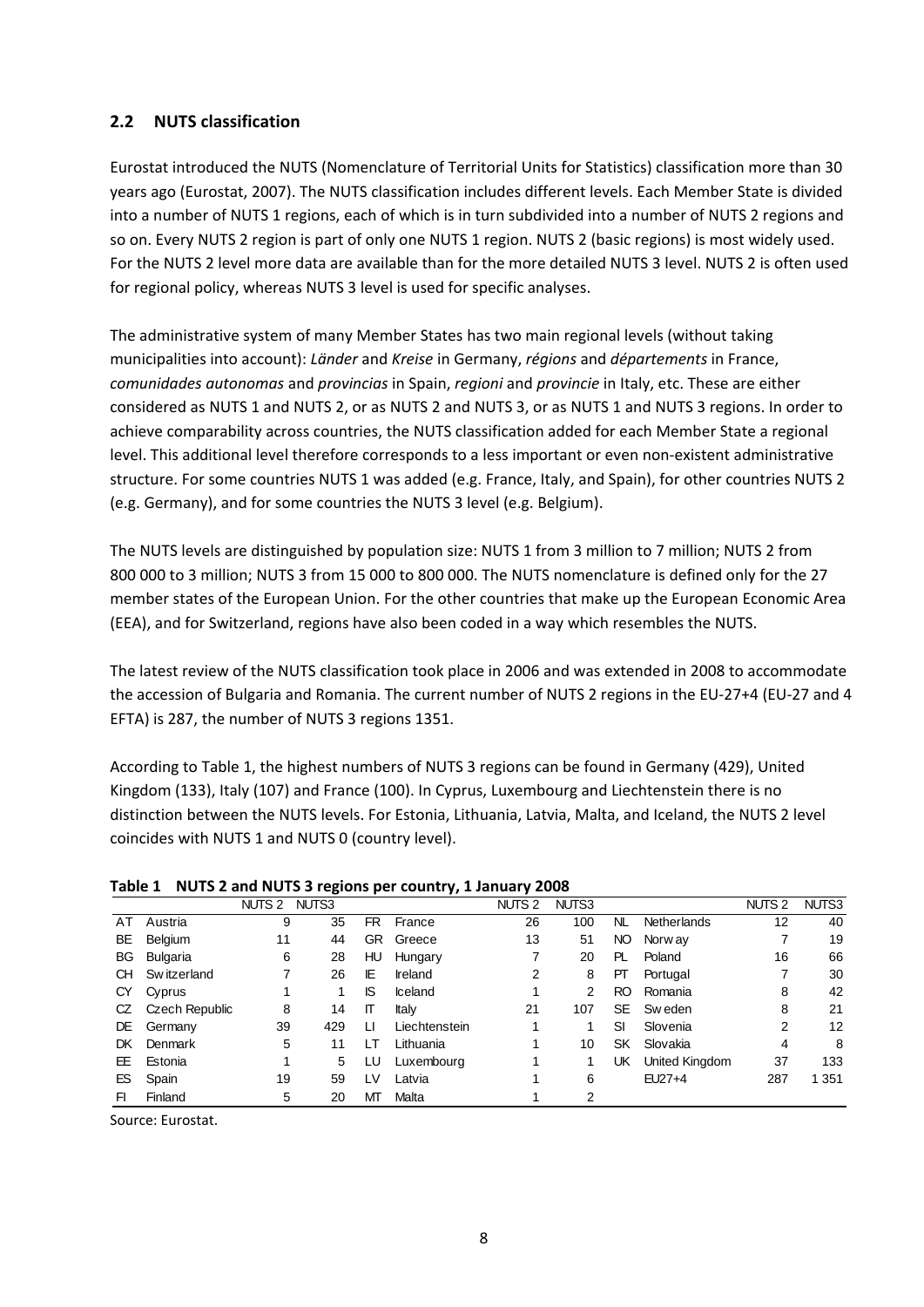## 2.2 NUTS classification

Eurostat introduced the NUTS (Nomenclature of Territorial Units for Statistics) classification more than 30 years ago (Eurostat, 2007). The NUTS classification includes different levels. Each Member State is divided into a number of NUTS 1 regions, each of which is in turn subdivided into a number of NUTS 2 regions and so on. Every NUTS 2 region is part of only one NUTS 1 region. NUTS 2 (basic regions) is most widely used. For the NUTS 2 level more data are available than for the more detailed NUTS 3 level. NUTS 2 is often used for regional policy, whereas NUTS 3 level is used for specific analyses.

The administrative system of many Member States has two main regional levels (without taking municipalities into account): *Länder* and *Kreise* in Germany, *régions* and *départements* in France, *comunidades autonomas* and *provincias* in Spain, *regioni* and *provincie* in Italy, etc. These are either considered as NUTS 1 and NUTS 2, or as NUTS 2 and NUTS 3, or as NUTS 1 and NUTS 3 regions. In order to achieve comparability across countries, the NUTS classification added for each Member State a regional level. This additional level therefore corresponds to a less important or even non-existent administrative structure. For some countries NUTS 1 was added (e.g. France, Italy, and Spain), for other countries NUTS 2 (e.g. Germany), and for some countries the NUTS 3 level (e.g. Belgium).

The NUTS levels are distinguished by population size: NUTS 1 from 3 million to 7 million; NUTS 2 from 800 000 to 3 million; NUTS 3 from 15 000 to 800 000. The NUTS nomenclature is defined only for the 27 member states of the European Union. For the other countries that make up the European Economic Area (EEA), and for Switzerland, regions have also been coded in a way which resembles the NUTS.

The latest review of the NUTS classification took place in 2006 and was extended in 2008 to accommodate the accession of Bulgaria and Romania. The current number of NUTS 2 regions in the EU-27+4 (EU-27 and 4 EFTA) is 287, the number of NUTS 3 regions 1351.

According to Table 1, the highest numbers of NUTS 3 regions can be found in Germany (429), United Kingdom (133), Italy (107) and France (100). In Cyprus, Luxembourg and Liechtenstein there is no distinction between the NUTS levels. For Estonia, Lithuania, Latvia, Malta, and Iceland, the NUTS 2 level coincides with NUTS 1 and NUTS 0 (country level).

**Table 1 NUTS 2 and NUTS 3 regions per country, 1 January 2008**

| | | NUTS 2 | NUTS3 | | | NUTS 2 | NUTS3 | | | NUTS 2 | NUTS3 |
|---|---|---|---|---|---|---|---|---|---|---|---|
| AT | Austria | 9 | 35 | FR | France | 26 | 100 | NL | Netherlands | 12 | 40 |
| BE | Belgium | 11 | 44 | GR | Greece | 13 | 51 | NO | Norway | 7 | 19 |
| BG | Bulgaria | 6 | 28 | HU | Hungary | 7 | 20 | PL | Poland | 16 | 66 |
| CH | Switzerland | 7 | 26 | IE | Ireland | 2 | 8 | PT | Portugal | 7 | 30 |
| CY | Cyprus | 1 | 1 | IS | Iceland | 1 | 2 | RO | Romania | 8 | 42 |
| CZ | Czech Republic | 8 | 14 | IT | Italy | 21 | 107 | SE | Sweden | 8 | 21 |
| DE | Germany | 39 | 429 | LI | Liechtenstein | 1 | 1 | SI | Slovenia | 2 | 12 |
| DK | Denmark | 5 | 11 | LT | Lithuania | 1 | 10 | SK | Slovakia | 4 | 8 |
| EE | Estonia | 1 | 5 | LU | Luxembourg | 1 | 1 | UK | United Kingdom | 37 | 133 |
| ES | Spain | 19 | 59 | LV | Latvia | 1 | 6 | | EU27+4 | 287 | 1 351 |
| FI | Finland | 5 | 20 | MT | Malta | 1 | 2 | | | | |

Source: Eurostat.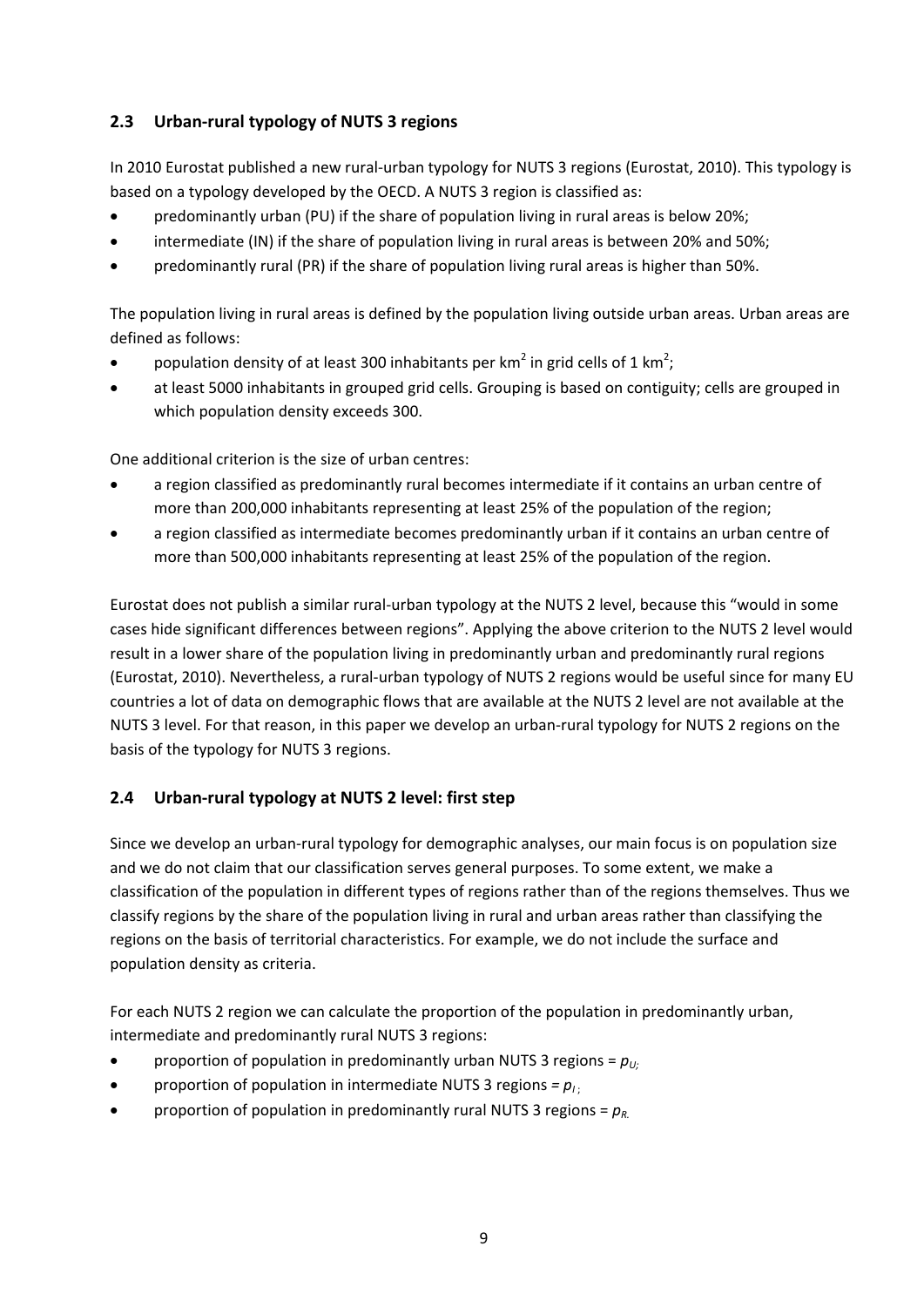## 2.3 Urban-rural typology of NUTS 3 regions

In 2010 Eurostat published a new rural-urban typology for NUTS 3 regions (Eurostat, 2010). This typology is based on a typology developed by the OECD. A NUTS 3 region is classified as:

- predominantly urban (PU) if the share of population living in rural areas is below 20%;
- intermediate (IN) if the share of population living in rural areas is between 20% and 50%;
- predominantly rural (PR) if the share of population living rural areas is higher than 50%.

The population living in rural areas is defined by the population living outside urban areas. Urban areas are defined as follows:

- population density of at least 300 inhabitants per km$^2$ in grid cells of 1 km$^2$;
- at least 5000 inhabitants in grouped grid cells. Grouping is based on contiguity; cells are grouped in which population density exceeds 300.

One additional criterion is the size of urban centres:

- a region classified as predominantly rural becomes intermediate if it contains an urban centre of more than 200,000 inhabitants representing at least 25% of the population of the region;
- a region classified as intermediate becomes predominantly urban if it contains an urban centre of more than 500,000 inhabitants representing at least 25% of the population of the region.

Eurostat does not publish a similar rural-urban typology at the NUTS 2 level, because this "would in some cases hide significant differences between regions". Applying the above criterion to the NUTS 2 level would result in a lower share of the population living in predominantly urban and predominantly rural regions (Eurostat, 2010). Nevertheless, a rural-urban typology of NUTS 2 regions would be useful since for many EU countries a lot of data on demographic flows that are available at the NUTS 2 level are not available at the NUTS 3 level. For that reason, in this paper we develop an urban-rural typology for NUTS 2 regions on the basis of the typology for NUTS 3 regions.

## 2.4 Urban-rural typology at NUTS 2 level: first step

Since we develop an urban-rural typology for demographic analyses, our main focus is on population size and we do not claim that our classification serves general purposes. To some extent, we make a classification of the population in different types of regions rather than of the regions themselves. Thus we classify regions by the share of the population living in rural and urban areas rather than classifying the regions on the basis of territorial characteristics. For example, we do not include the surface and population density as criteria.

For each NUTS 2 region we can calculate the proportion of the population in predominantly urban, intermediate and predominantly rural NUTS 3 regions:

- proportion of population in predominantly urban NUTS 3 regions = $p_U$;
- proportion of population in intermediate NUTS 3 regions = $p_I$;
- proportion of population in predominantly rural NUTS 3 regions = $p_R$.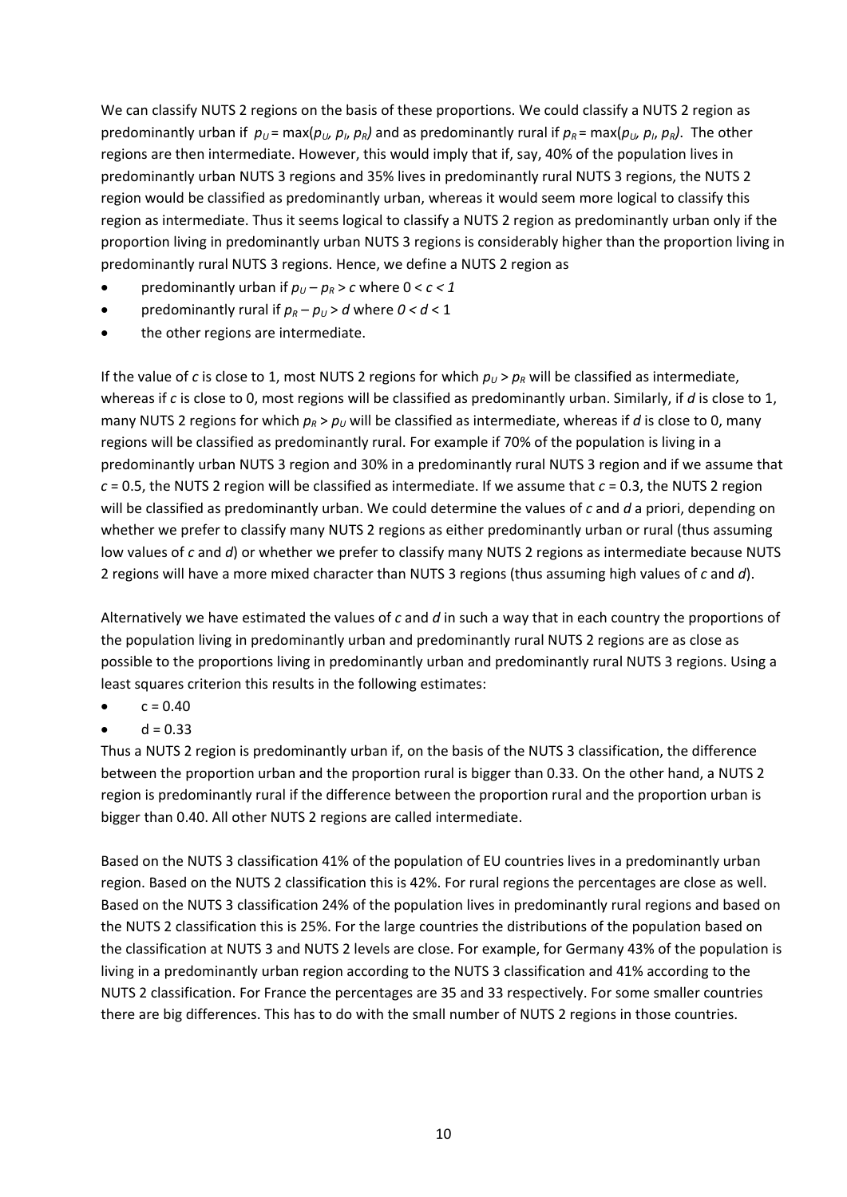We can classify NUTS 2 regions on the basis of these proportions. We could classify a NUTS 2 region as predominantly urban if $p_U = \max(p_U, p_I, p_R)$ and as predominantly rural if $p_R = \max(p_U, p_I, p_R)$. The other regions are then intermediate. However, this would imply that if, say, 40% of the population lives in predominantly urban NUTS 3 regions and 35% lives in predominantly rural NUTS 3 regions, the NUTS 2 region would be classified as predominantly urban, whereas it would seem more logical to classify this region as intermediate. Thus it seems logical to classify a NUTS 2 region as predominantly urban only if the proportion living in predominantly urban NUTS 3 regions is considerably higher than the proportion living in predominantly rural NUTS 3 regions. Hence, we define a NUTS 2 region as

- predominantly urban if $p_U - p_R > c$ where $0 < c < 1$
- predominantly rural if $p_R - p_U > d$ where $0 < d < 1$
- the other regions are intermediate.

If the value of $c$ is close to 1, most NUTS 2 regions for which $p_U > p_R$ will be classified as intermediate, whereas if $c$ is close to 0, most regions will be classified as predominantly urban. Similarly, if $d$ is close to 1, many NUTS 2 regions for which $p_R > p_U$ will be classified as intermediate, whereas if $d$ is close to 0, many regions will be classified as predominantly rural. For example if 70% of the population is living in a predominantly urban NUTS 3 region and 30% in a predominantly rural NUTS 3 region and if we assume that $c = 0.5$, the NUTS 2 region will be classified as intermediate. If we assume that $c = 0.3$, the NUTS 2 region will be classified as predominantly urban. We could determine the values of $c$ and $d$ a priori, depending on whether we prefer to classify many NUTS 2 regions as either predominantly urban or rural (thus assuming low values of $c$ and $d$) or whether we prefer to classify many NUTS 2 regions as intermediate because NUTS 2 regions will have a more mixed character than NUTS 3 regions (thus assuming high values of $c$ and $d$).

Alternatively we have estimated the values of $c$ and $d$ in such a way that in each country the proportions of the population living in predominantly urban and predominantly rural NUTS 2 regions are as close as possible to the proportions living in predominantly urban and predominantly rural NUTS 3 regions. Using a least squares criterion this results in the following estimates:

- $c = 0.40$
- $d = 0.33$

Thus a NUTS 2 region is predominantly urban if, on the basis of the NUTS 3 classification, the difference between the proportion urban and the proportion rural is bigger than 0.33. On the other hand, a NUTS 2 region is predominantly rural if the difference between the proportion rural and the proportion urban is bigger than 0.40. All other NUTS 2 regions are called intermediate.

Based on the NUTS 3 classification 41% of the population of EU countries lives in a predominantly urban region. Based on the NUTS 2 classification this is 42%. For rural regions the percentages are close as well. Based on the NUTS 3 classification 24% of the population lives in predominantly rural regions and based on the NUTS 2 classification this is 25%. For the large countries the distributions of the population based on the classification at NUTS 3 and NUTS 2 levels are close. For example, for Germany 43% of the population is living in a predominantly urban region according to the NUTS 3 classification and 41% according to the NUTS 2 classification. For France the percentages are 35 and 33 respectively. For some smaller countries there are big differences. This has to do with the small number of NUTS 2 regions in those countries.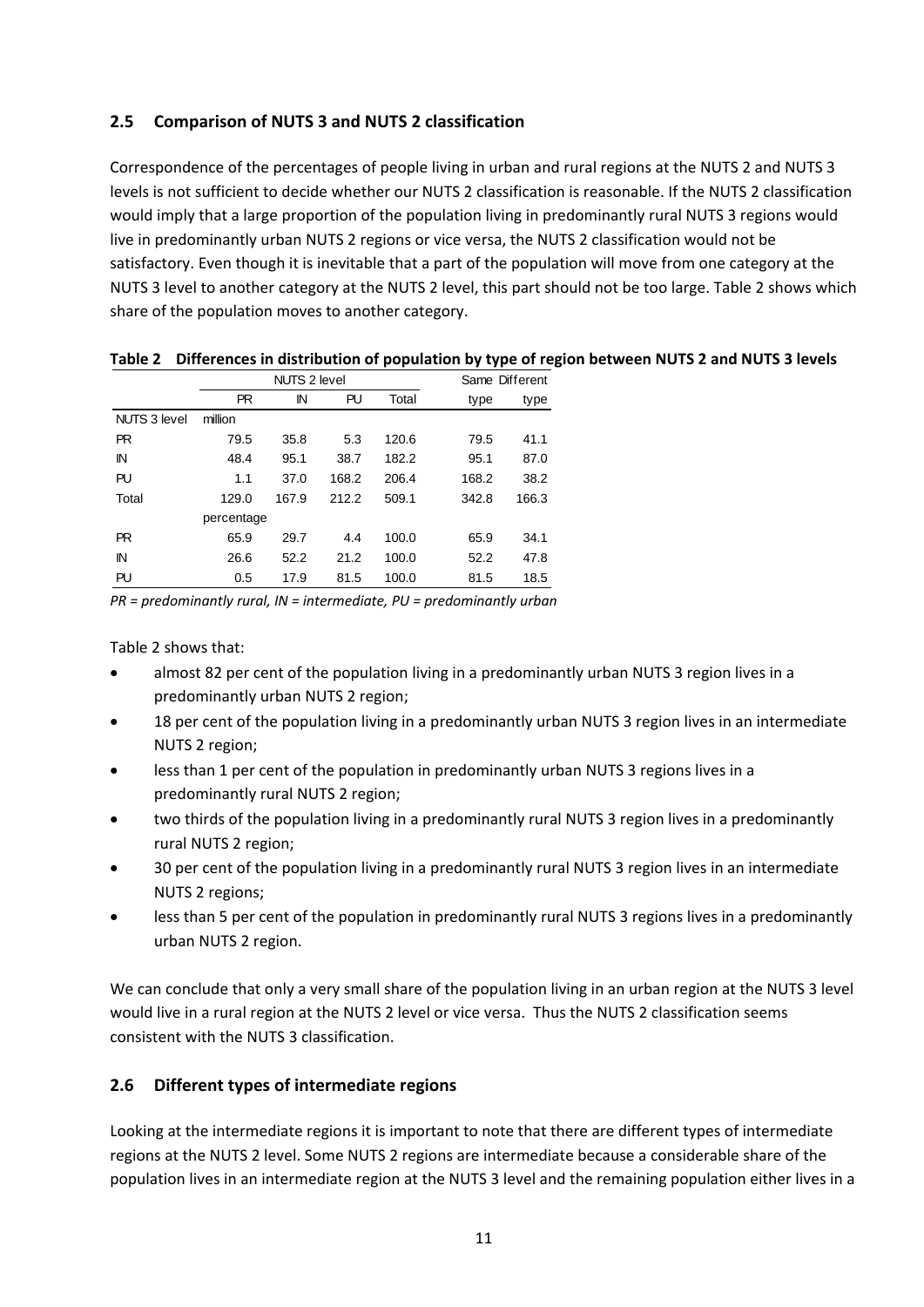## 2.5 Comparison of NUTS 3 and NUTS 2 classification

Correspondence of the percentages of people living in urban and rural regions at the NUTS 2 and NUTS 3 levels is not sufficient to decide whether our NUTS 2 classification is reasonable. If the NUTS 2 classification would imply that a large proportion of the population living in predominantly rural NUTS 3 regions would live in predominantly urban NUTS 2 regions or vice versa, the NUTS 2 classification would not be satisfactory. Even though it is inevitable that a part of the population will move from one category at the NUTS 3 level to another category at the NUTS 2 level, this part should not be too large. Table 2 shows which share of the population moves to another category.

**Table 2 Differences in distribution of population by type of region between NUTS 2 and NUTS 3 levels**

| | NUTS 2 level | | | | Same | Different |
|---|---|---|---|---|---|---|
| | PR | IN | PU | Total | type | type |
| NUTS 3 level | million | | | | | |
| PR | 79.5 | 35.8 | 5.3 | 120.6 | 79.5 | 41.1 |
| IN | 48.4 | 95.1 | 38.7 | 182.2 | 95.1 | 87.0 |
| PU | 1.1 | 37.0 | 168.2 | 206.4 | 168.2 | 38.2 |
| Total | 129.0 | 167.9 | 212.2 | 509.1 | 342.8 | 166.3 |
| | percentage | | | | | |
| PR | 65.9 | 29.7 | 4.4 | 100.0 | 65.9 | 34.1 |
| IN | 26.6 | 52.2 | 21.2 | 100.0 | 52.2 | 47.8 |
| PU | 0.5 | 17.9 | 81.5 | 100.0 | 81.5 | 18.5 |

*PR = predominantly rural, IN = intermediate, PU = predominantly urban*

Table 2 shows that:

- almost 82 per cent of the population living in a predominantly urban NUTS 3 region lives in a predominantly urban NUTS 2 region;
- 18 per cent of the population living in a predominantly urban NUTS 3 region lives in an intermediate NUTS 2 region;
- less than 1 per cent of the population in predominantly urban NUTS 3 regions lives in a predominantly rural NUTS 2 region;
- two thirds of the population living in a predominantly rural NUTS 3 region lives in a predominantly rural NUTS 2 region;
- 30 per cent of the population living in a predominantly rural NUTS 3 region lives in an intermediate NUTS 2 regions;
- less than 5 per cent of the population in predominantly rural NUTS 3 regions lives in a predominantly urban NUTS 2 region.

We can conclude that only a very small share of the population living in an urban region at the NUTS 3 level would live in a rural region at the NUTS 2 level or vice versa. Thus the NUTS 2 classification seems consistent with the NUTS 3 classification.

## 2.6 Different types of intermediate regions

Looking at the intermediate regions it is important to note that there are different types of intermediate regions at the NUTS 2 level. Some NUTS 2 regions are intermediate because a considerable share of the population lives in an intermediate region at the NUTS 3 level and the remaining population either lives in a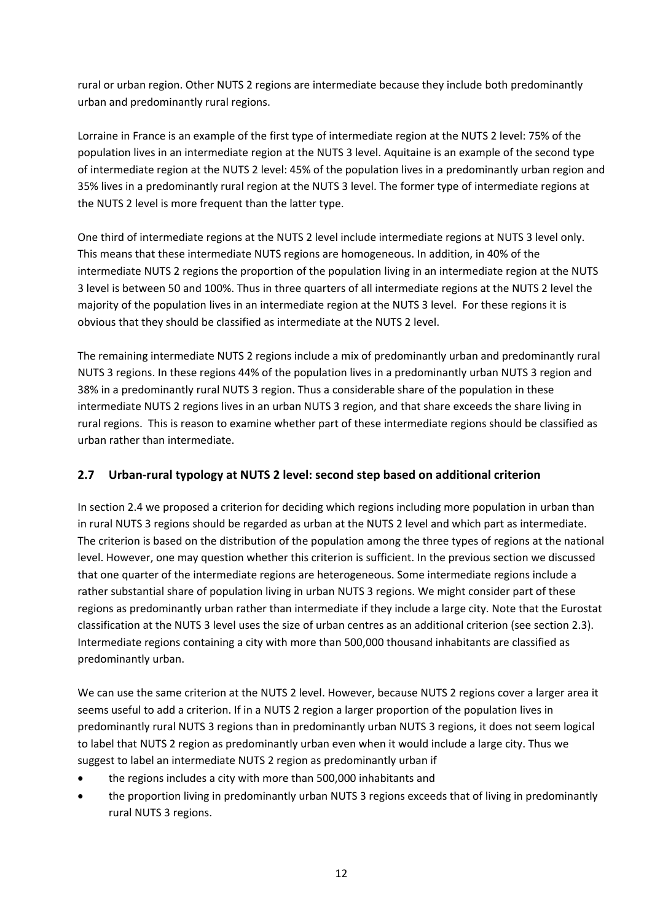rural or urban region. Other NUTS 2 regions are intermediate because they include both predominantly urban and predominantly rural regions.

Lorraine in France is an example of the first type of intermediate region at the NUTS 2 level: 75% of the population lives in an intermediate region at the NUTS 3 level. Aquitaine is an example of the second type of intermediate region at the NUTS 2 level: 45% of the population lives in a predominantly urban region and 35% lives in a predominantly rural region at the NUTS 3 level. The former type of intermediate regions at the NUTS 2 level is more frequent than the latter type.

One third of intermediate regions at the NUTS 2 level include intermediate regions at NUTS 3 level only. This means that these intermediate NUTS regions are homogeneous. In addition, in 40% of the intermediate NUTS 2 regions the proportion of the population living in an intermediate region at the NUTS 3 level is between 50 and 100%. Thus in three quarters of all intermediate regions at the NUTS 2 level the majority of the population lives in an intermediate region at the NUTS 3 level. For these regions it is obvious that they should be classified as intermediate at the NUTS 2 level.

The remaining intermediate NUTS 2 regions include a mix of predominantly urban and predominantly rural NUTS 3 regions. In these regions 44% of the population lives in a predominantly urban NUTS 3 region and 38% in a predominantly rural NUTS 3 region. Thus a considerable share of the population in these intermediate NUTS 2 regions lives in an urban NUTS 3 region, and that share exceeds the share living in rural regions. This is reason to examine whether part of these intermediate regions should be classified as urban rather than intermediate.

## 2.7 Urban-rural typology at NUTS 2 level: second step based on additional criterion

In section 2.4 we proposed a criterion for deciding which regions including more population in urban than in rural NUTS 3 regions should be regarded as urban at the NUTS 2 level and which part as intermediate. The criterion is based on the distribution of the population among the three types of regions at the national level. However, one may question whether this criterion is sufficient. In the previous section we discussed that one quarter of the intermediate regions are heterogeneous. Some intermediate regions include a rather substantial share of population living in urban NUTS 3 regions. We might consider part of these regions as predominantly urban rather than intermediate if they include a large city. Note that the Eurostat classification at the NUTS 3 level uses the size of urban centres as an additional criterion (see section 2.3). Intermediate regions containing a city with more than 500,000 thousand inhabitants are classified as predominantly urban.

We can use the same criterion at the NUTS 2 level. However, because NUTS 2 regions cover a larger area it seems useful to add a criterion. If in a NUTS 2 region a larger proportion of the population lives in predominantly rural NUTS 3 regions than in predominantly urban NUTS 3 regions, it does not seem logical to label that NUTS 2 region as predominantly urban even when it would include a large city. Thus we suggest to label an intermediate NUTS 2 region as predominantly urban if

- the regions includes a city with more than 500,000 inhabitants and
- the proportion living in predominantly urban NUTS 3 regions exceeds that of living in predominantly rural NUTS 3 regions.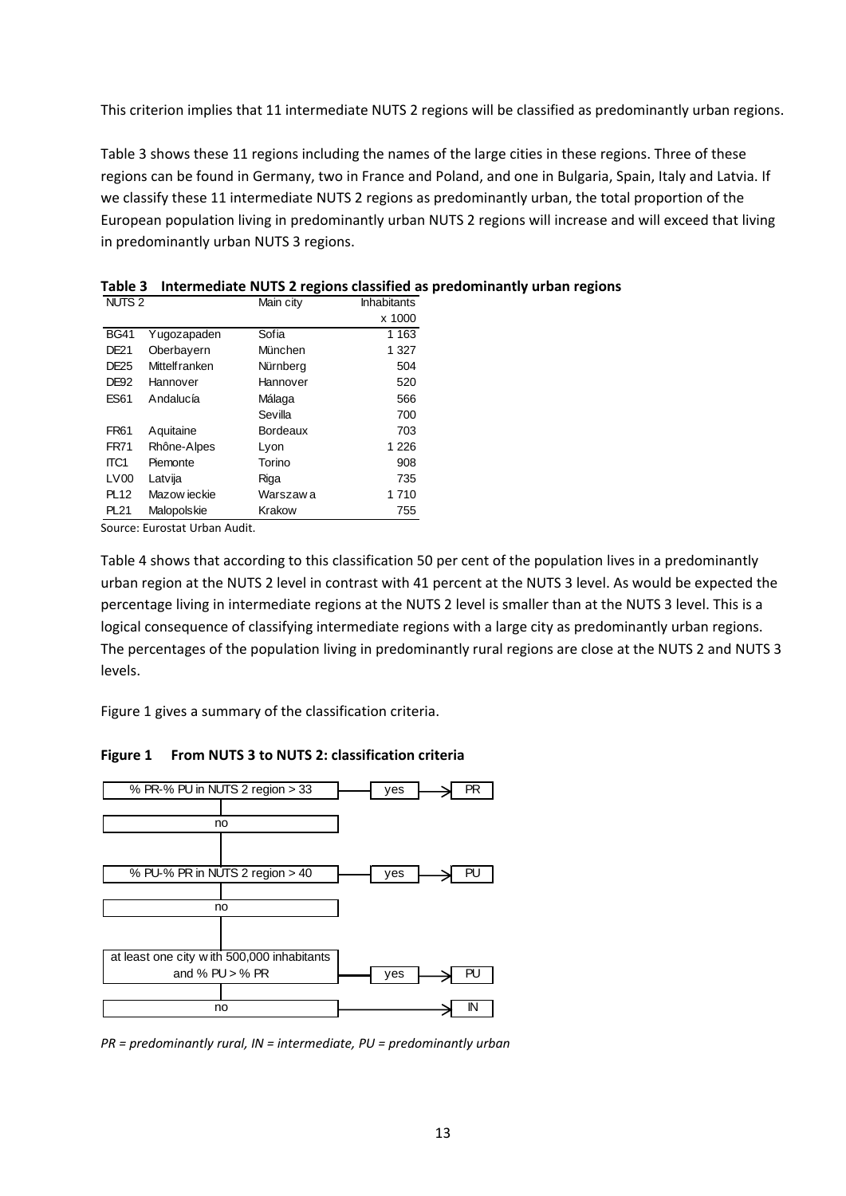This criterion implies that 11 intermediate NUTS 2 regions will be classified as predominantly urban regions.

Table 3 shows these 11 regions including the names of the large cities in these regions. Three of these regions can be found in Germany, two in France and Poland, and one in Bulgaria, Spain, Italy and Latvia. If we classify these 11 intermediate NUTS 2 regions as predominantly urban, the total proportion of the European population living in predominantly urban NUTS 2 regions will increase and will exceed that living in predominantly urban NUTS 3 regions.

**Table 3 Intermediate NUTS 2 regions classified as predominantly urban regions**

| NUTS 2 | | Main city | Inhabitants x 1000 |
|---|---|---|---|
| BG41 | Yugozapaden | Sofia | 1 163 |
| DE21 | Oberbayern | München | 1 327 |
| DE25 | Mittelfranken | Nürnberg | 504 |
| DE92 | Hannover | Hannover | 520 |
| ES61 | Andalucía | Málaga | 566 |
| | | Sevilla | 700 |
| FR61 | Aquitaine | Bordeaux | 703 |
| FR71 | Rhône-Alpes | Lyon | 1 226 |
| ITC1 | Piemonte | Torino | 908 |
| LV00 | Latvija | Riga | 735 |
| PL12 | Mazowieckie | Warszawa | 1 710 |
| PL21 | Malopolskie | Krakow | 755 |

Source: Eurostat Urban Audit.

Table 4 shows that according to this classification 50 per cent of the population lives in a predominantly urban region at the NUTS 2 level in contrast with 41 percent at the NUTS 3 level. As would be expected the percentage living in intermediate regions at the NUTS 2 level is smaller than at the NUTS 3 level. This is a logical consequence of classifying intermediate regions with a large city as predominantly urban regions. The percentages of the population living in predominantly rural regions are close at the NUTS 2 and NUTS 3 levels.

Figure 1 gives a summary of the classification criteria.

**Figure 1 From NUTS 3 to NUTS 2: classification criteria**

% PR-% PU in NUTS 2 region > 33 → yes → PR

no

% PU-% PR in NUTS 2 region > 40 → yes → PU

no

at least one city with 500,000 inhabitants and % PU > % PR → yes → PU

no → IN

*PR = predominantly rural, IN = intermediate, PU = predominantly urban*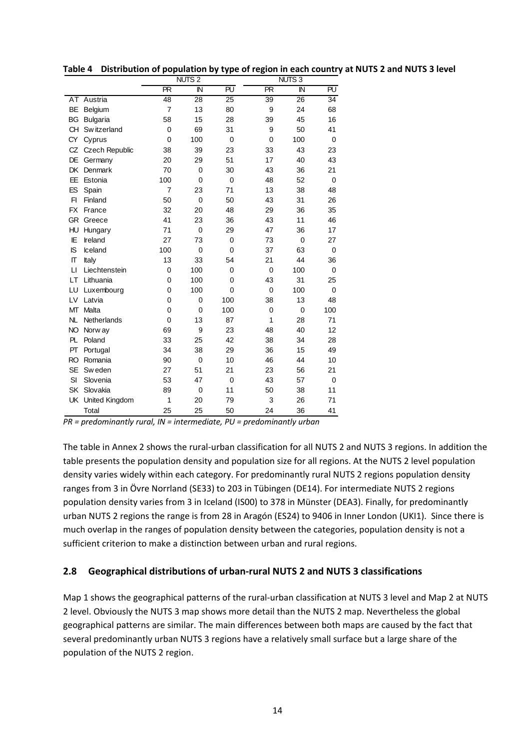**Table 4 Distribution of population by type of region in each country at NUTS 2 and NUTS 3 level**

| | | NUTS 2 | | | NUTS 3 | | |
|---|---|---|---|---|---|---|---|
| | | PR | IN | PU | PR | IN | PU |
| AT | Austria | 48 | 28 | 25 | 39 | 26 | 34 |
| BE | Belgium | 7 | 13 | 80 | 9 | 24 | 68 |
| BG | Bulgaria | 58 | 15 | 28 | 39 | 45 | 16 |
| CH | Switzerland | 0 | 69 | 31 | 9 | 50 | 41 |
| CY | Cyprus | 0 | 100 | 0 | 0 | 100 | 0 |
| CZ | Czech Republic | 38 | 39 | 23 | 33 | 43 | 23 |
| DE | Germany | 20 | 29 | 51 | 17 | 40 | 43 |
| DK | Denmark | 70 | 0 | 30 | 43 | 36 | 21 |
| EE | Estonia | 100 | 0 | 0 | 48 | 52 | 0 |
| ES | Spain | 7 | 23 | 71 | 13 | 38 | 48 |
| FI | Finland | 50 | 0 | 50 | 43 | 31 | 26 |
| FX | France | 32 | 20 | 48 | 29 | 36 | 35 |
| GR | Greece | 41 | 23 | 36 | 43 | 11 | 46 |
| HU | Hungary | 71 | 0 | 29 | 47 | 36 | 17 |
| IE | Ireland | 27 | 73 | 0 | 73 | 0 | 27 |
| IS | Iceland | 100 | 0 | 0 | 37 | 63 | 0 |
| IT | Italy | 13 | 33 | 54 | 21 | 44 | 36 |
| LI | Liechtenstein | 0 | 100 | 0 | 0 | 100 | 0 |
| LT | Lithuania | 0 | 100 | 0 | 43 | 31 | 25 |
| LU | Luxembourg | 0 | 100 | 0 | 0 | 100 | 0 |
| LV | Latvia | 0 | 0 | 100 | 38 | 13 | 48 |
| MT | Malta | 0 | 0 | 100 | 0 | 0 | 100 |
| NL | Netherlands | 0 | 13 | 87 | 1 | 28 | 71 |
| NO | Norway | 69 | 9 | 23 | 48 | 40 | 12 |
| PL | Poland | 33 | 25 | 42 | 38 | 34 | 28 |
| PT | Portugal | 34 | 38 | 29 | 36 | 15 | 49 |
| RO | Romania | 90 | 0 | 10 | 46 | 44 | 10 |
| SE | Sweden | 27 | 51 | 21 | 23 | 56 | 21 |
| SI | Slovenia | 53 | 47 | 0 | 43 | 57 | 0 |
| SK | Slovakia | 89 | 0 | 11 | 50 | 38 | 11 |
| UK | United Kingdom | 1 | 20 | 79 | 3 | 26 | 71 |
| | Total | 25 | 25 | 50 | 24 | 36 | 41 |

*PR = predominantly rural, IN = intermediate, PU = predominantly urban*

The table in Annex 2 shows the rural-urban classification for all NUTS 2 and NUTS 3 regions. In addition the table presents the population density and population size for all regions. At the NUTS 2 level population density varies widely within each category. For predominantly rural NUTS 2 regions population density ranges from 3 in Övre Norrland (SE33) to 203 in Tübingen (DE14). For intermediate NUTS 2 regions population density varies from 3 in Iceland (IS00) to 378 in Münster (DEA3). Finally, for predominantly urban NUTS 2 regions the range is from 28 in Aragón (ES24) to 9406 in Inner London (UKI1). Since there is much overlap in the ranges of population density between the categories, population density is not a sufficient criterion to make a distinction between urban and rural regions.

## 2.8 Geographical distributions of urban-rural NUTS 2 and NUTS 3 classifications

Map 1 shows the geographical patterns of the rural-urban classification at NUTS 3 level and Map 2 at NUTS 2 level. Obviously the NUTS 3 map shows more detail than the NUTS 2 map. Nevertheless the global geographical patterns are similar. The main differences between both maps are caused by the fact that several predominantly urban NUTS 3 regions have a relatively small surface but a large share of the population of the NUTS 2 region.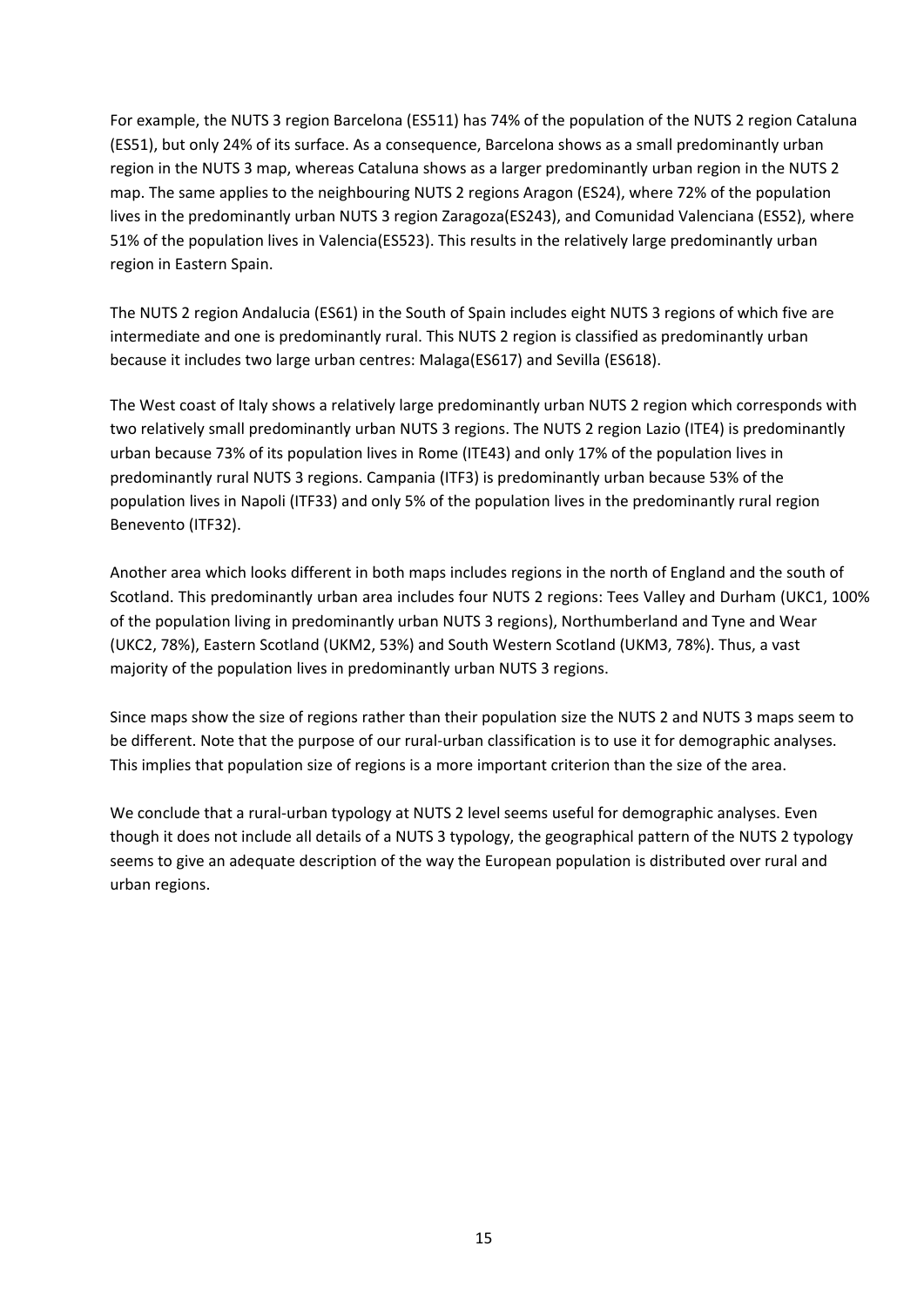For example, the NUTS 3 region Barcelona (ES511) has 74% of the population of the NUTS 2 region Cataluna (ES51), but only 24% of its surface. As a consequence, Barcelona shows as a small predominantly urban region in the NUTS 3 map, whereas Cataluna shows as a larger predominantly urban region in the NUTS 2 map. The same applies to the neighbouring NUTS 2 regions Aragon (ES24), where 72% of the population lives in the predominantly urban NUTS 3 region Zaragoza(ES243), and Comunidad Valenciana (ES52), where 51% of the population lives in Valencia(ES523). This results in the relatively large predominantly urban region in Eastern Spain.

The NUTS 2 region Andalucia (ES61) in the South of Spain includes eight NUTS 3 regions of which five are intermediate and one is predominantly rural. This NUTS 2 region is classified as predominantly urban because it includes two large urban centres: Malaga(ES617) and Sevilla (ES618).

The West coast of Italy shows a relatively large predominantly urban NUTS 2 region which corresponds with two relatively small predominantly urban NUTS 3 regions. The NUTS 2 region Lazio (ITE4) is predominantly urban because 73% of its population lives in Rome (ITE43) and only 17% of the population lives in predominantly rural NUTS 3 regions. Campania (ITF3) is predominantly urban because 53% of the population lives in Napoli (ITF33) and only 5% of the population lives in the predominantly rural region Benevento (ITF32).

Another area which looks different in both maps includes regions in the north of England and the south of Scotland. This predominantly urban area includes four NUTS 2 regions: Tees Valley and Durham (UKC1, 100% of the population living in predominantly urban NUTS 3 regions), Northumberland and Tyne and Wear (UKC2, 78%), Eastern Scotland (UKM2, 53%) and South Western Scotland (UKM3, 78%). Thus, a vast majority of the population lives in predominantly urban NUTS 3 regions.

Since maps show the size of regions rather than their population size the NUTS 2 and NUTS 3 maps seem to be different. Note that the purpose of our rural-urban classification is to use it for demographic analyses. This implies that population size of regions is a more important criterion than the size of the area.

We conclude that a rural-urban typology at NUTS 2 level seems useful for demographic analyses. Even though it does not include all details of a NUTS 3 typology, the geographical pattern of the NUTS 2 typology seems to give an adequate description of the way the European population is distributed over rural and urban regions.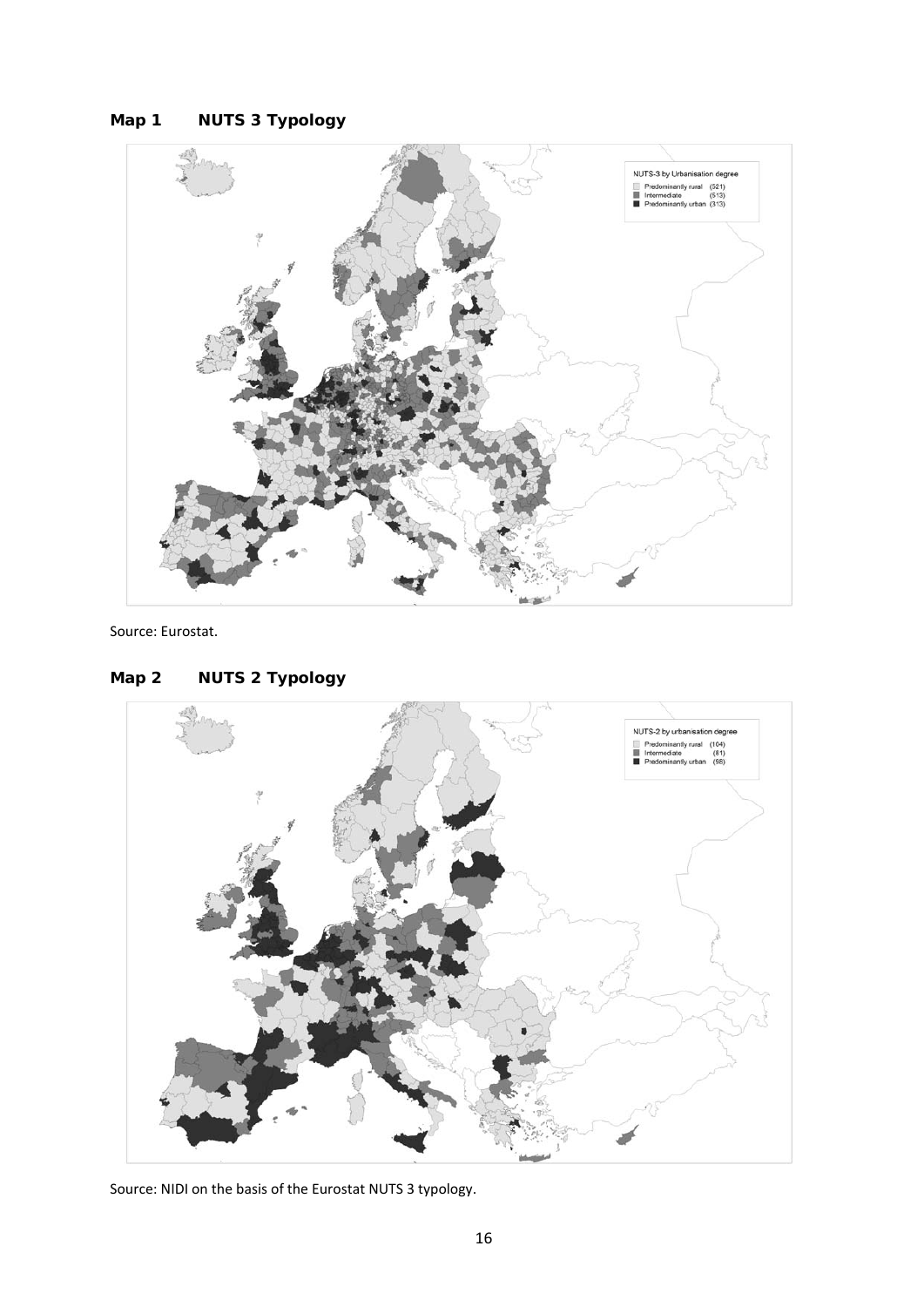**Map 1 NUTS 3 Typology**

NUTS-3 by Urbanisation degree
Predominantly rural (521)
Intermediate (513)
Predominantly urban (313)

Source: Eurostat.

**Map 2 NUTS 2 Typology**

NUTS-2 by urbanisation degree
Predominantly rural (104)
Intermediate (81)
Predominantly urban (98)

Source: NIDI on the basis of the Eurostat NUTS 3 typology.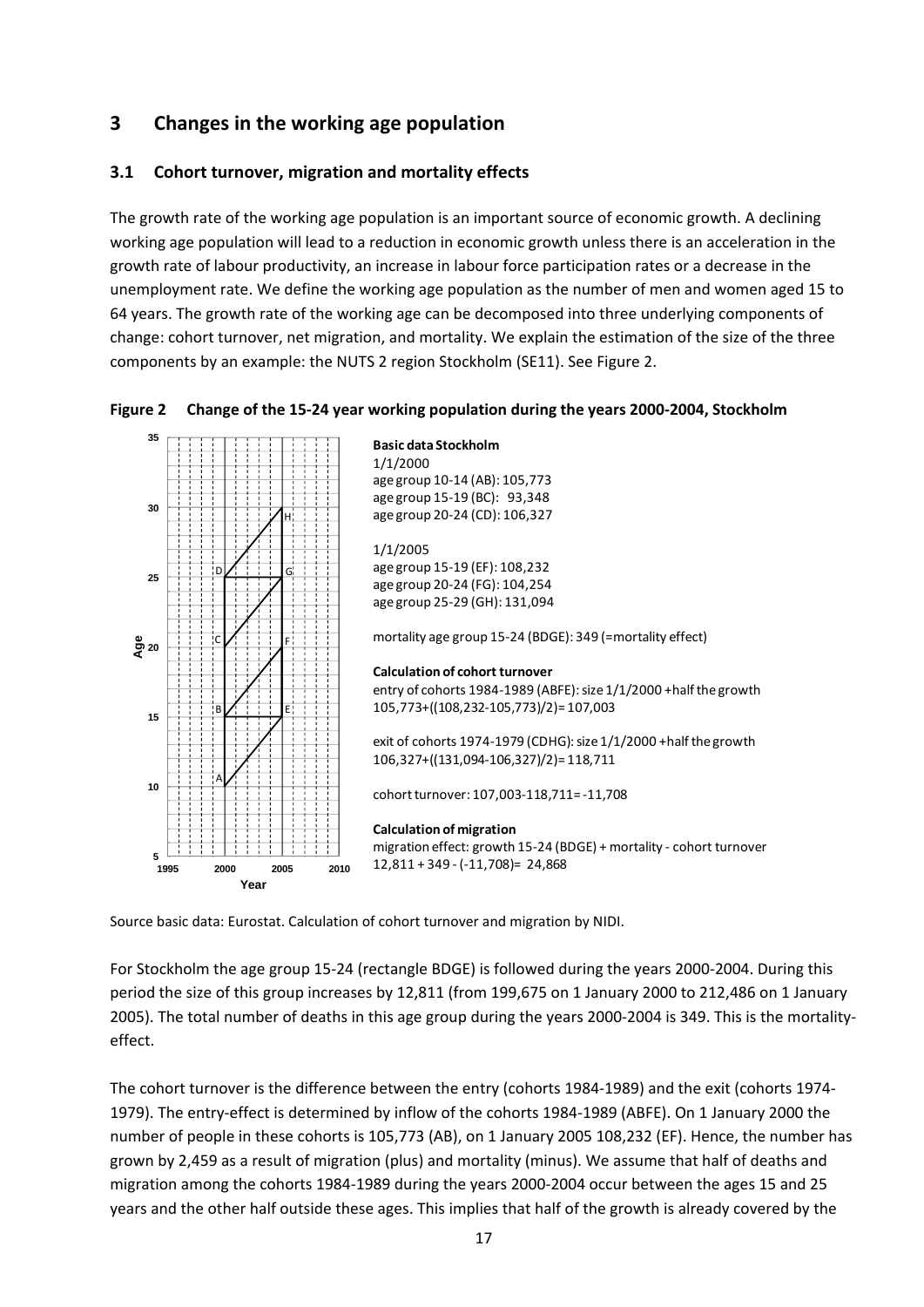## 3 Changes in the working age population

### 3.1 Cohort turnover, migration and mortality effects

The growth rate of the working age population is an important source of economic growth. A declining working age population will lead to a reduction in economic growth unless there is an acceleration in the growth rate of labour productivity, an increase in labour force participation rates or a decrease in the unemployment rate. We define the working age population as the number of men and women aged 15 to 64 years. The growth rate of the working age can be decomposed into three underlying components of change: cohort turnover, net migration, and mortality. We explain the estimation of the size of the three components by an example: the NUTS 2 region Stockholm (SE11). See Figure 2.

**Figure 2 Change of the 15-24 year working population during the years 2000-2004, Stockholm**

**Basic data Stockholm**

1/1/2000
age group 10-14 (AB): 105,773
age group 15-19 (BC): 93,348
age group 20-24 (CD): 106,327

1/1/2005
age group 15-19 (EF): 108,232
age group 20-24 (FG): 104,254
age group 25-29 (GH): 131,094

mortality age group 15-24 (BDGE): 349 (=mortality effect)

**Calculation of cohort turnover**

entry of cohorts 1984-1989 (ABFE): size 1/1/2000 + half the growth
105,773+((108,232-105,773)/2)= 107,003

exit of cohorts 1974-1979 (CDHG): size 1/1/2000 + half the growth
106,327+((131,094-106,327)/2)= 118,711

cohort turnover: 107,003-118,711= -11,708

**Calculation of migration**

migration effect: growth 15-24 (BDGE) + mortality - cohort turnover
12,811 + 349 - (-11,708)= 24,868

Source basic data: Eurostat. Calculation of cohort turnover and migration by NIDI.

For Stockholm the age group 15-24 (rectangle BDGE) is followed during the years 2000-2004. During this period the size of this group increases by 12,811 (from 199,675 on 1 January 2000 to 212,486 on 1 January 2005). The total number of deaths in this age group during the years 2000-2004 is 349. This is the mortality-effect.

The cohort turnover is the difference between the entry (cohorts 1984-1989) and the exit (cohorts 1974-1979). The entry-effect is determined by inflow of the cohorts 1984-1989 (ABFE). On 1 January 2000 the number of people in these cohorts is 105,773 (AB), on 1 January 2005 108,232 (EF). Hence, the number has grown by 2,459 as a result of migration (plus) and mortality (minus). We assume that half of deaths and migration among the cohorts 1984-1989 during the years 2000-2004 occur between the ages 15 and 25 years and the other half outside these ages. This implies that half of the growth is already covered by the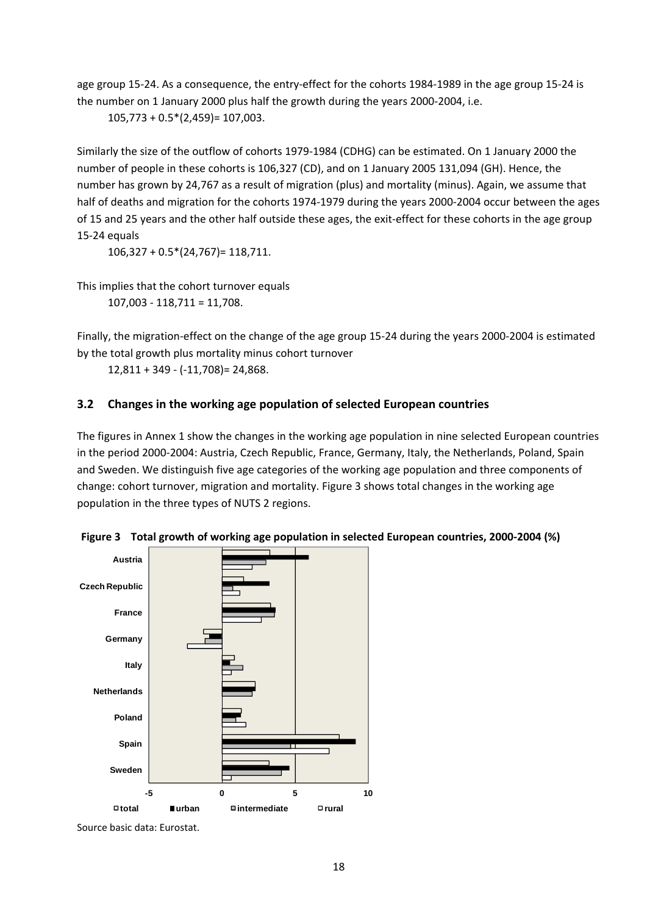age group 15-24. As a consequence, the entry-effect for the cohorts 1984-1989 in the age group 15-24 is the number on 1 January 2000 plus half the growth during the years 2000-2004, i.e.

105,773 + 0.5*(2,459)= 107,003.

Similarly the size of the outflow of cohorts 1979-1984 (CDHG) can be estimated. On 1 January 2000 the number of people in these cohorts is 106,327 (CD), and on 1 January 2005 131,094 (GH). Hence, the number has grown by 24,767 as a result of migration (plus) and mortality (minus). Again, we assume that half of deaths and migration for the cohorts 1974-1979 during the years 2000-2004 occur between the ages of 15 and 25 years and the other half outside these ages, the exit-effect for these cohorts in the age group 15-24 equals

106,327 + 0.5*(24,767)= 118,711.

This implies that the cohort turnover equals

107,003 - 118,711 = 11,708.

Finally, the migration-effect on the change of the age group 15-24 during the years 2000-2004 is estimated by the total growth plus mortality minus cohort turnover

12,811 + 349 - (-11,708)= 24,868.

## 3.2 Changes in the working age population of selected European countries

The figures in Annex 1 show the changes in the working age population in nine selected European countries in the period 2000-2004: Austria, Czech Republic, France, Germany, Italy, the Netherlands, Poland, Spain and Sweden. We distinguish five age categories of the working age population and three components of change: cohort turnover, migration and mortality. Figure 3 shows total changes in the working age population in the three types of NUTS 2 regions.

**Figure 3 Total growth of working age population in selected European countries, 2000-2004 (%)**

Source basic data: Eurostat.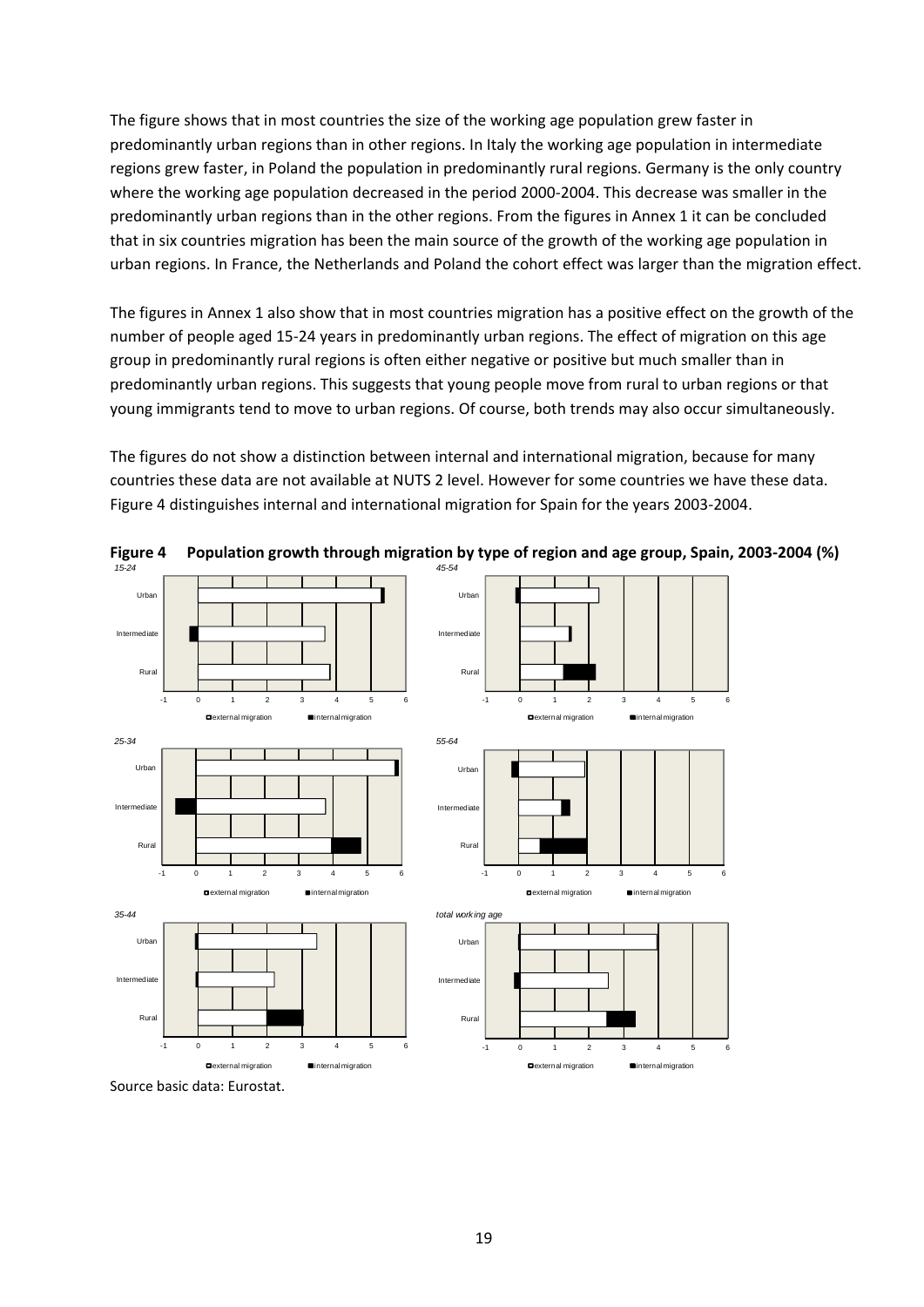The figure shows that in most countries the size of the working age population grew faster in predominantly urban regions than in other regions. In Italy the working age population in intermediate regions grew faster, in Poland the population in predominantly rural regions. Germany is the only country where the working age population decreased in the period 2000-2004. This decrease was smaller in the predominantly urban regions than in the other regions. From the figures in Annex 1 it can be concluded that in six countries migration has been the main source of the growth of the working age population in urban regions. In France, the Netherlands and Poland the cohort effect was larger than the migration effect.

The figures in Annex 1 also show that in most countries migration has a positive effect on the growth of the number of people aged 15-24 years in predominantly urban regions. The effect of migration on this age group in predominantly rural regions is often either negative or positive but much smaller than in predominantly urban regions. This suggests that young people move from rural to urban regions or that young immigrants tend to move to urban regions. Of course, both trends may also occur simultaneously.

The figures do not show a distinction between internal and international migration, because for many countries these data are not available at NUTS 2 level. However for some countries we have these data. Figure 4 distinguishes internal and international migration for Spain for the years 2003-2004.

**Figure 4 Population growth through migration by type of region and age group, Spain, 2003-2004 (%)**

Source basic data: Eurostat.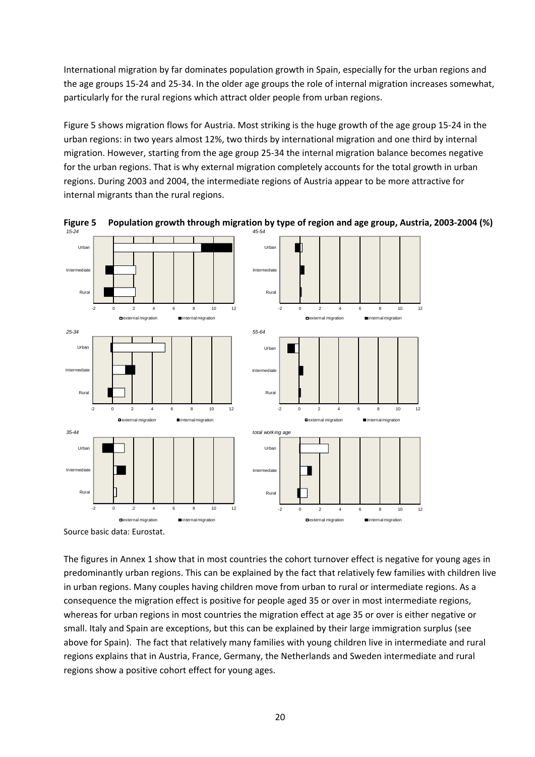International migration by far dominates population growth in Spain, especially for the urban regions and the age groups 15-24 and 25-34. In the older age groups the role of internal migration increases somewhat, particularly for the rural regions which attract older people from urban regions.

Figure 5 shows migration flows for Austria. Most striking is the huge growth of the age group 15-24 in the urban regions: in two years almost 12%, two thirds by international migration and one third by internal migration. However, starting from the age group 25-34 the internal migration balance becomes negative for the urban regions. That is why external migration completely accounts for the total growth in urban regions. During 2003 and 2004, the intermediate regions of Austria appear to be more attractive for internal migrants than the rural regions.

**Figure 5 Population growth through migration by type of region and age group, Austria, 2003-2004 (%)**

Source basic data: Eurostat.

The figures in Annex 1 show that in most countries the cohort turnover effect is negative for young ages in predominantly urban regions. This can be explained by the fact that relatively few families with children live in urban regions. Many couples having children move from urban to rural or intermediate regions. As a consequence the migration effect is positive for people aged 35 or over in most intermediate regions, whereas for urban regions in most countries the migration effect at age 35 or over is either negative or small. Italy and Spain are exceptions, but this can be explained by their large immigration surplus (see above for Spain). The fact that relatively many families with young children live in intermediate and rural regions explains that in Austria, France, Germany, the Netherlands and Sweden intermediate and rural regions show a positive cohort effect for young ages.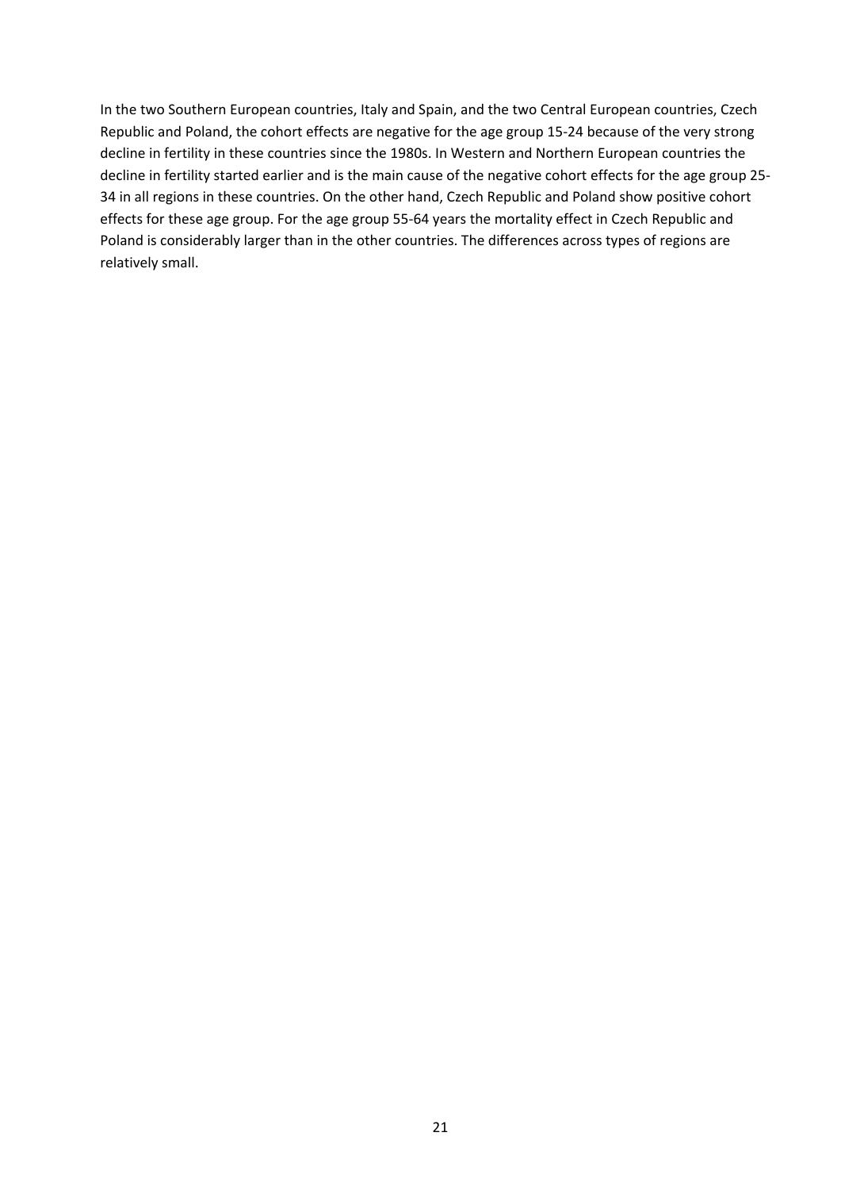In the two Southern European countries, Italy and Spain, and the two Central European countries, Czech Republic and Poland, the cohort effects are negative for the age group 15-24 because of the very strong decline in fertility in these countries since the 1980s. In Western and Northern European countries the decline in fertility started earlier and is the main cause of the negative cohort effects for the age group 25-34 in all regions in these countries. On the other hand, Czech Republic and Poland show positive cohort effects for these age group. For the age group 55-64 years the mortality effect in Czech Republic and Poland is considerably larger than in the other countries. The differences across types of regions are relatively small.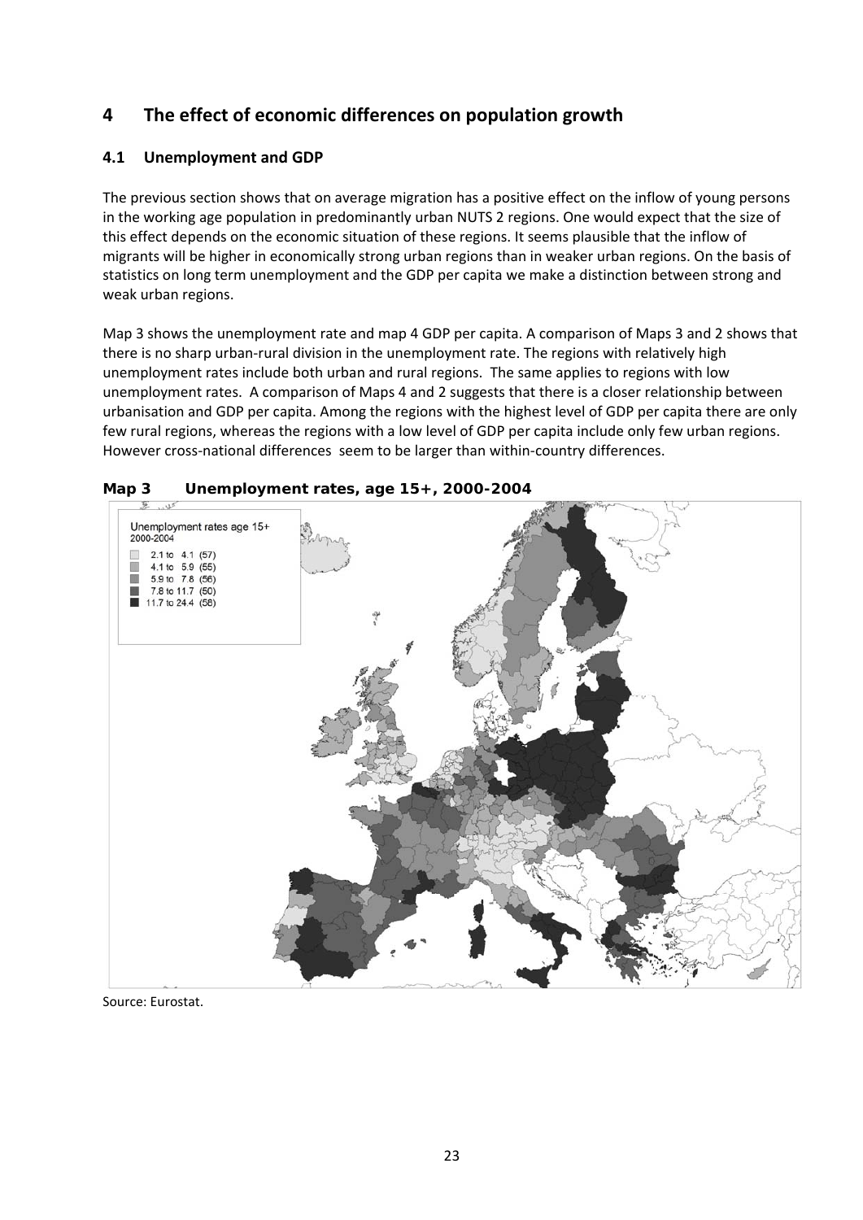# 4 The effect of economic differences on population growth

## 4.1 Unemployment and GDP

The previous section shows that on average migration has a positive effect on the inflow of young persons in the working age population in predominantly urban NUTS 2 regions. One would expect that the size of this effect depends on the economic situation of these regions. It seems plausible that the inflow of migrants will be higher in economically strong urban regions than in weaker urban regions. On the basis of statistics on long term unemployment and the GDP per capita we make a distinction between strong and weak urban regions.

Map 3 shows the unemployment rate and map 4 GDP per capita. A comparison of Maps 3 and 2 shows that there is no sharp urban-rural division in the unemployment rate. The regions with relatively high unemployment rates include both urban and rural regions. The same applies to regions with low unemployment rates. A comparison of Maps 4 and 2 suggests that there is a closer relationship between urbanisation and GDP per capita. Among the regions with the highest level of GDP per capita there are only few rural regions, whereas the regions with a low level of GDP per capita include only few urban regions. However cross-national differences seem to be larger than within-country differences.

**Map 3 Unemployment rates, age 15+, 2000-2004**

Unemployment rates age 15+ 2000-2004

- 2.1 to 4.1 (57)
- 4.1 to 5.9 (55)
- 5.9 to 7.8 (56)
- 7.8 to 11.7 (50)
- 11.7 to 24.4 (56)

Source: Eurostat.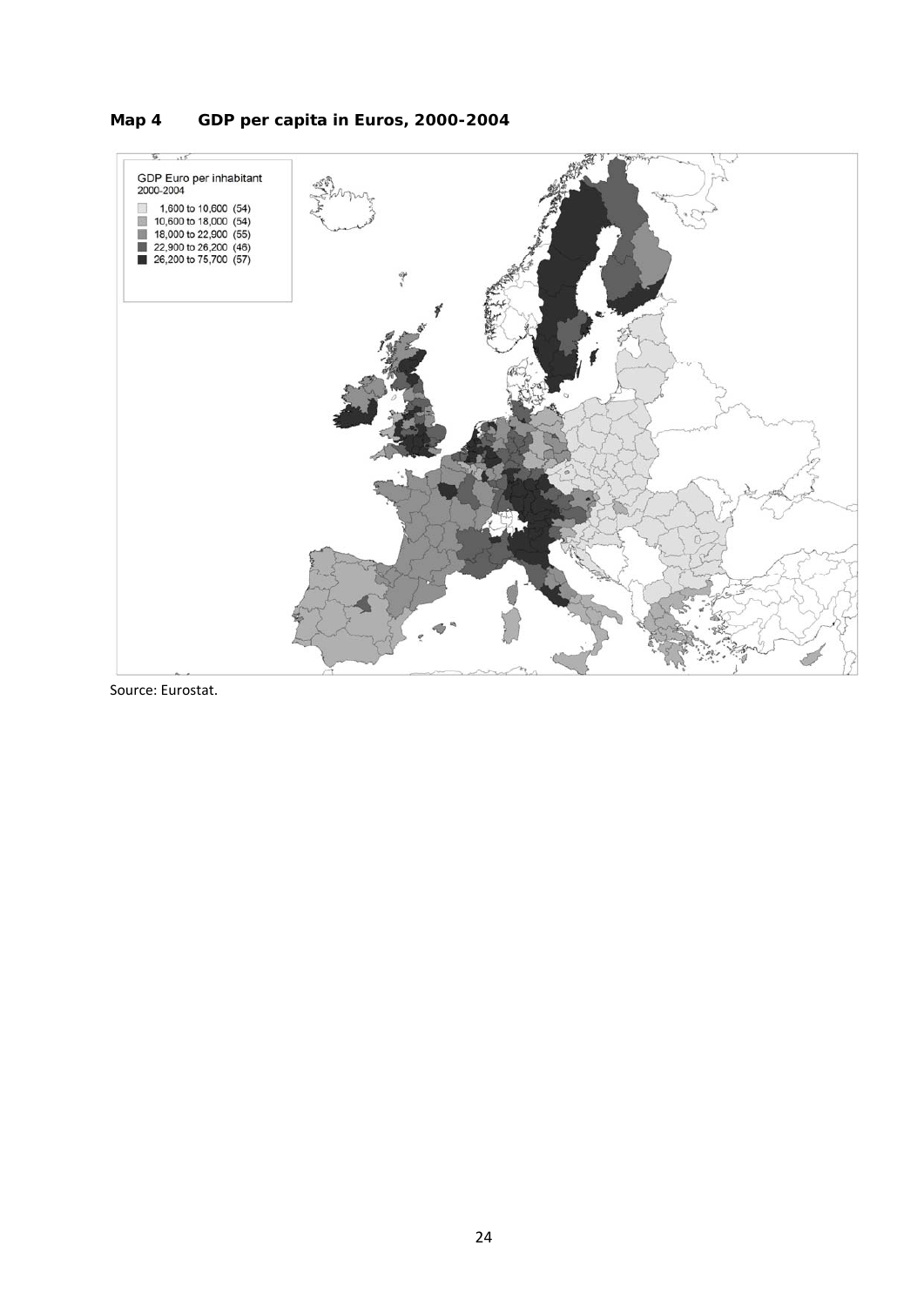**Map 4 GDP per capita in Euros, 2000-2004**

GDP Euro per inhabitant
2000-2004

- 1,600 to 10,600 (54)
- 10,600 to 18,000 (54)
- 18,000 to 22,900 (55)
- 22,900 to 26,200 (46)
- 26,200 to 75,700 (57)

Source: Eurostat.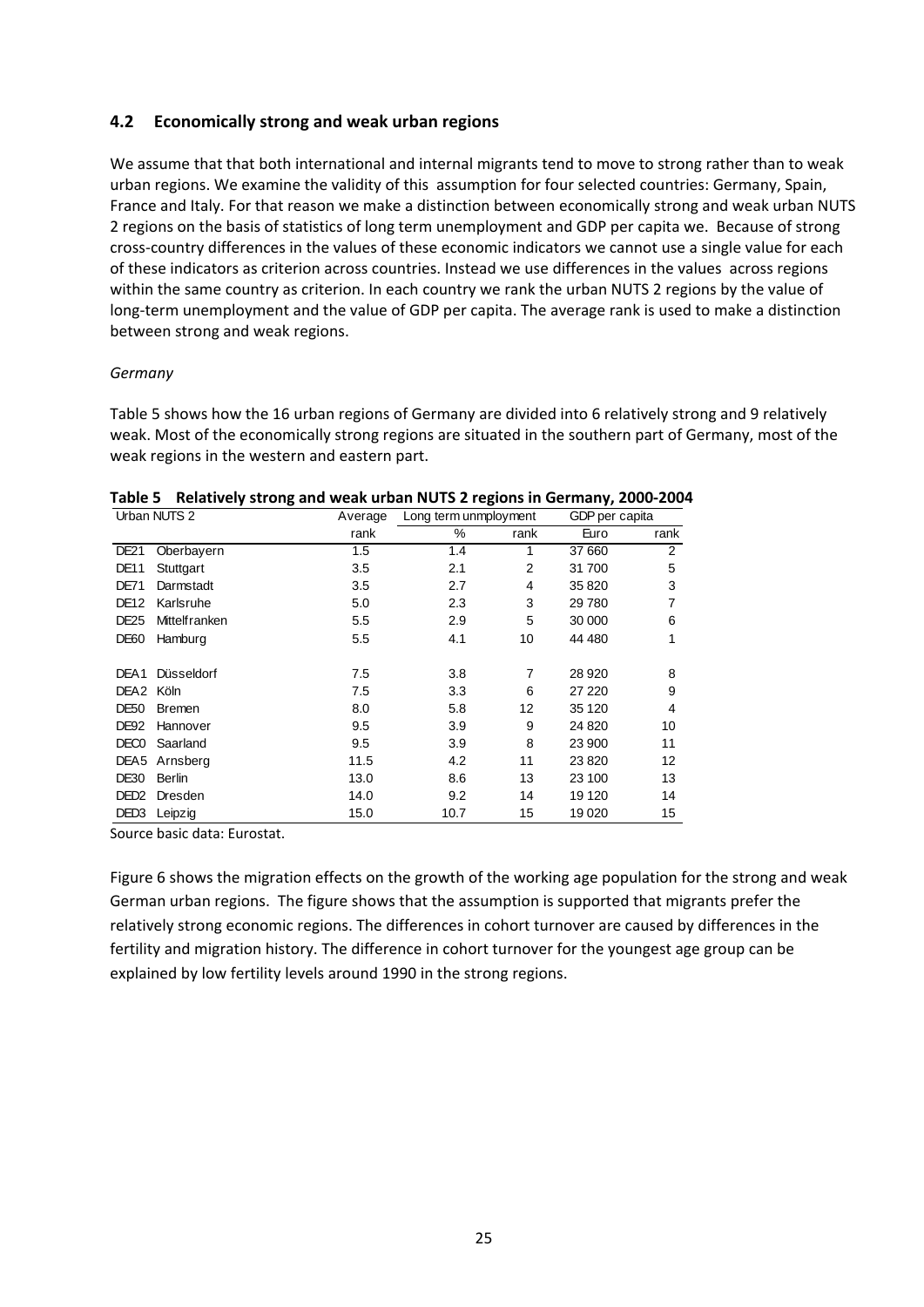## 4.2 Economically strong and weak urban regions

We assume that that both international and internal migrants tend to move to strong rather than to weak urban regions. We examine the validity of this assumption for four selected countries: Germany, Spain, France and Italy. For that reason we make a distinction between economically strong and weak urban NUTS 2 regions on the basis of statistics of long term unemployment and GDP per capita we. Because of strong cross-country differences in the values of these economic indicators we cannot use a single value for each of these indicators as criterion across countries. Instead we use differences in the values across regions within the same country as criterion. In each country we rank the urban NUTS 2 regions by the value of long-term unemployment and the value of GDP per capita. The average rank is used to make a distinction between strong and weak regions.

*Germany*

Table 5 shows how the 16 urban regions of Germany are divided into 6 relatively strong and 9 relatively weak. Most of the economically strong regions are situated in the southern part of Germany, most of the weak regions in the western and eastern part.

**Table 5 Relatively strong and weak urban NUTS 2 regions in Germany, 2000-2004**

| Urban NUTS 2 | | Average | Long term unmployment | | GDP per capita | |
|---|---|---|---|---|---|---|
| | | rank | % | rank | Euro | rank |
| DE21 | Oberbayern | 1.5 | 1.4 | 1 | 37 660 | 2 |
| DE11 | Stuttgart | 3.5 | 2.1 | 2 | 31 700 | 5 |
| DE71 | Darmstadt | 3.5 | 2.7 | 4 | 35 820 | 3 |
| DE12 | Karlsruhe | 5.0 | 2.3 | 3 | 29 780 | 7 |
| DE25 | Mittelfranken | 5.5 | 2.9 | 5 | 30 000 | 6 |
| DE60 | Hamburg | 5.5 | 4.1 | 10 | 44 480 | 1 |
| | | | | | | |
| DEA1 | Düsseldorf | 7.5 | 3.8 | 7 | 28 920 | 8 |
| DEA2 | Köln | 7.5 | 3.3 | 6 | 27 220 | 9 |
| DE50 | Bremen | 8.0 | 5.8 | 12 | 35 120 | 4 |
| DE92 | Hannover | 9.5 | 3.9 | 9 | 24 820 | 10 |
| DEC0 | Saarland | 9.5 | 3.9 | 8 | 23 900 | 11 |
| DEA5 | Arnsberg | 11.5 | 4.2 | 11 | 23 820 | 12 |
| DE30 | Berlin | 13.0 | 8.6 | 13 | 23 100 | 13 |
| DED2 | Dresden | 14.0 | 9.2 | 14 | 19 120 | 14 |
| DED3 | Leipzig | 15.0 | 10.7 | 15 | 19 020 | 15 |

Source basic data: Eurostat.

Figure 6 shows the migration effects on the growth of the working age population for the strong and weak German urban regions. The figure shows that the assumption is supported that migrants prefer the relatively strong economic regions. The differences in cohort turnover are caused by differences in the fertility and migration history. The difference in cohort turnover for the youngest age group can be explained by low fertility levels around 1990 in the strong regions.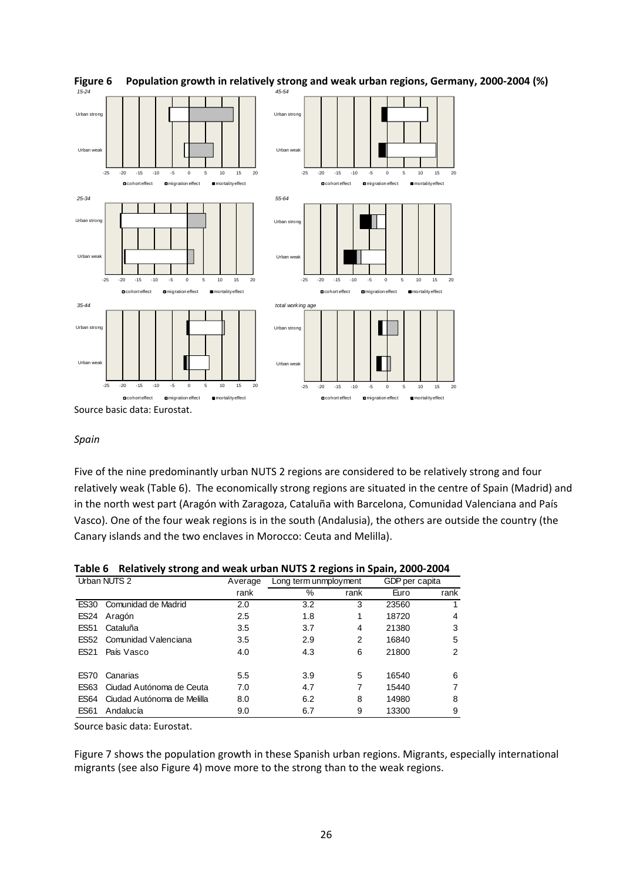**Figure 6 Population growth in relatively strong and weak urban regions, Germany, 2000-2004 (%)**

Source basic data: Eurostat.

*Spain*

Five of the nine predominantly urban NUTS 2 regions are considered to be relatively strong and four relatively weak (Table 6). The economically strong regions are situated in the centre of Spain (Madrid) and in the north west part (Aragón with Zaragoza, Cataluña with Barcelona, Comunidad Valenciana and País Vasco). One of the four weak regions is in the south (Andalusia), the others are outside the country (the Canary islands and the two enclaves in Morocco: Ceuta and Melilla).

**Table 6 Relatively strong and weak urban NUTS 2 regions in Spain, 2000-2004**

| Urban NUTS 2 | | Average | Long term unmployment | | GDP per capita | |
|---|---|---|---|---|---|---|
| | | rank | % | rank | Euro | rank |
| ES30 | Comunidad de Madrid | 2.0 | 3.2 | 3 | 23560 | 1 |
| ES24 | Aragón | 2.5 | 1.8 | 1 | 18720 | 4 |
| ES51 | Cataluña | 3.5 | 3.7 | 4 | 21380 | 3 |
| ES52 | Comunidad Valenciana | 3.5 | 2.9 | 2 | 16840 | 5 |
| ES21 | País Vasco | 4.0 | 4.3 | 6 | 21800 | 2 |
| ES70 | Canarias | 5.5 | 3.9 | 5 | 16540 | 6 |
| ES63 | Ciudad Autónoma de Ceuta | 7.0 | 4.7 | 7 | 15440 | 7 |
| ES64 | Ciudad Autónoma de Melilla | 8.0 | 6.2 | 8 | 14980 | 8 |
| ES61 | Andalucía | 9.0 | 6.7 | 9 | 13300 | 9 |

Source basic data: Eurostat.

Figure 7 shows the population growth in these Spanish urban regions. Migrants, especially international migrants (see also Figure 4) move more to the strong than to the weak regions.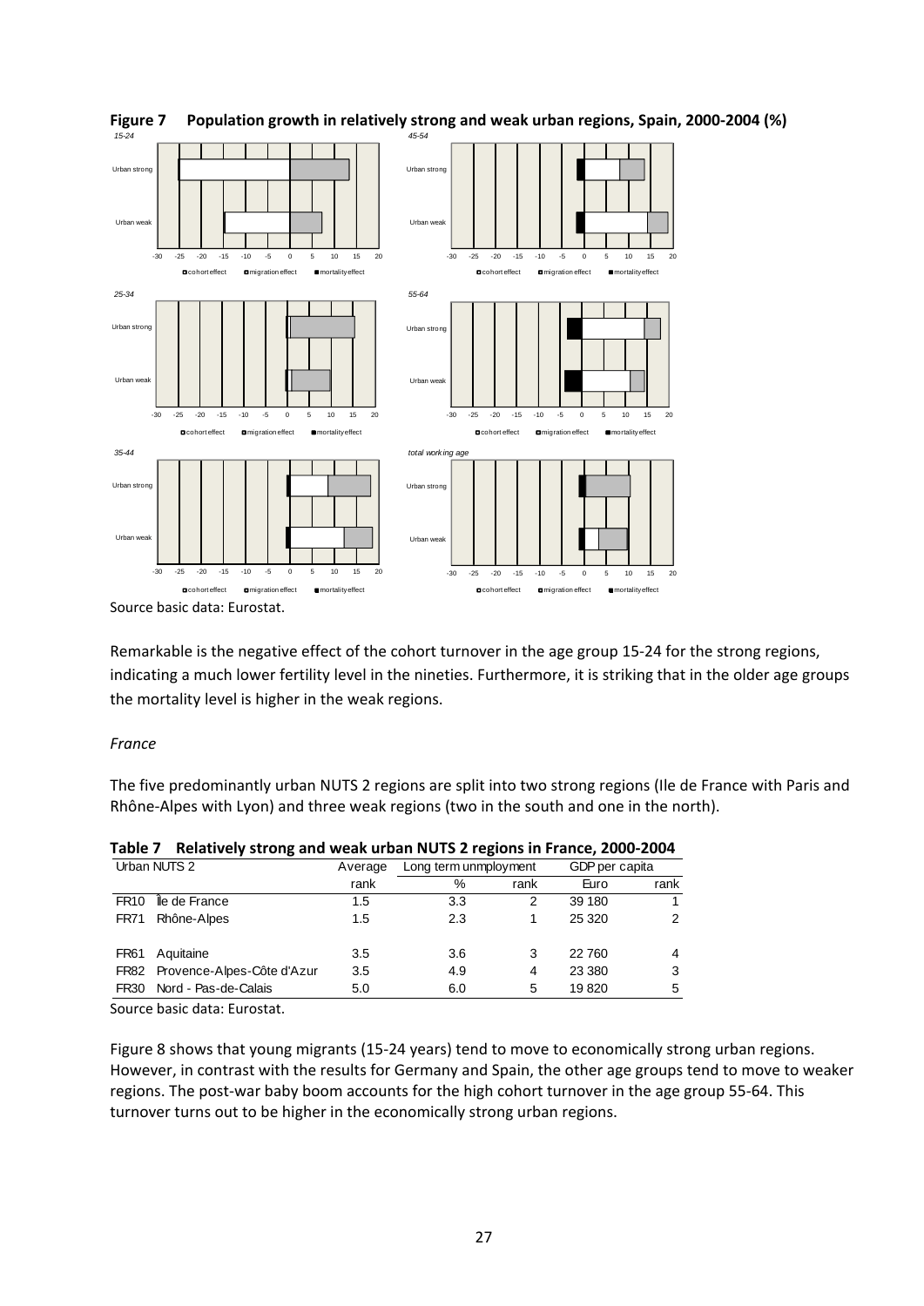**Figure 7 Population growth in relatively strong and weak urban regions, Spain, 2000-2004 (%)**

Source basic data: Eurostat.

Remarkable is the negative effect of the cohort turnover in the age group 15-24 for the strong regions, indicating a much lower fertility level in the nineties. Furthermore, it is striking that in the older age groups the mortality level is higher in the weak regions.

*France*

The five predominantly urban NUTS 2 regions are split into two strong regions (Ile de France with Paris and Rhône-Alpes with Lyon) and three weak regions (two in the south and one in the north).

**Table 7 Relatively strong and weak urban NUTS 2 regions in France, 2000-2004**

| Urban NUTS 2 | | Average | Long term unemployment | | GDP per capita | |
|---|---|---|---|---|---|---|
| | | rank | % | rank | Euro | rank |
| FR10 | Île de France | 1.5 | 3.3 | 2 | 39 180 | 1 |
| FR71 | Rhône-Alpes | 1.5 | 2.3 | 1 | 25 320 | 2 |
| | | | | | | |
| FR61 | Aquitaine | 3.5 | 3.6 | 3 | 22 760 | 4 |
| FR82 | Provence-Alpes-Côte d'Azur | 3.5 | 4.9 | 4 | 23 380 | 3 |
| FR30 | Nord - Pas-de-Calais | 5.0 | 6.0 | 5 | 19 820 | 5 |

Source basic data: Eurostat.

Figure 8 shows that young migrants (15-24 years) tend to move to economically strong urban regions. However, in contrast with the results for Germany and Spain, the other age groups tend to move to weaker regions. The post-war baby boom accounts for the high cohort turnover in the age group 55-64. This turnover turns out to be higher in the economically strong urban regions.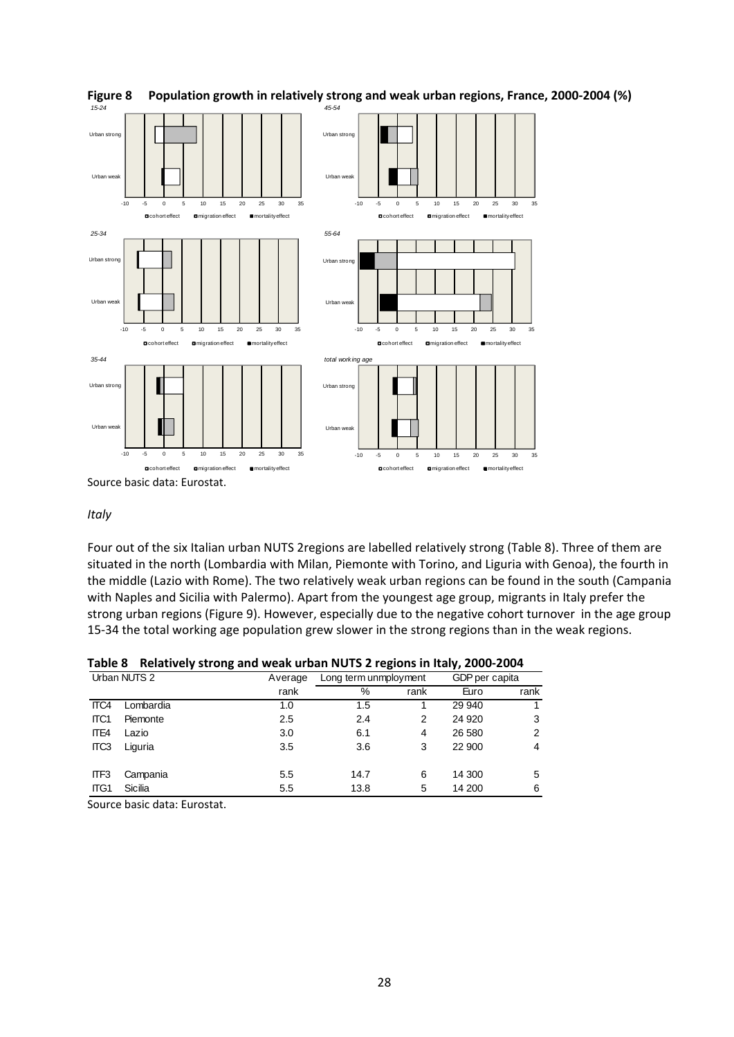**Figure 8 Population growth in relatively strong and weak urban regions, France, 2000-2004 (%)**

Source basic data: Eurostat.

*Italy*

Four out of the six Italian urban NUTS 2regions are labelled relatively strong (Table 8). Three of them are situated in the north (Lombardia with Milan, Piemonte with Torino, and Liguria with Genoa), the fourth in the middle (Lazio with Rome). The two relatively weak urban regions can be found in the south (Campania with Naples and Sicilia with Palermo). Apart from the youngest age group, migrants in Italy prefer the strong urban regions (Figure 9). However, especially due to the negative cohort turnover in the age group 15-34 the total working age population grew slower in the strong regions than in the weak regions.

**Table 8 Relatively strong and weak urban NUTS 2 regions in Italy, 2000-2004**

| Urban NUTS 2 | | Average | Long term unmployment | | GDP per capita | |
|---|---|---|---|---|---|---|
| | | rank | % | rank | Euro | rank |
| ITC4 | Lombardia | 1.0 | 1.5 | 1 | 29 940 | 1 |
| ITC1 | Piemonte | 2.5 | 2.4 | 2 | 24 920 | 3 |
| ITE4 | Lazio | 3.0 | 6.1 | 4 | 26 580 | 2 |
| ITC3 | Liguria | 3.5 | 3.6 | 3 | 22 900 | 4 |
| | | | | | | |
| ITF3 | Campania | 5.5 | 14.7 | 6 | 14 300 | 5 |
| ITG1 | Sicilia | 5.5 | 13.8 | 5 | 14 200 | 6 |

Source basic data: Eurostat.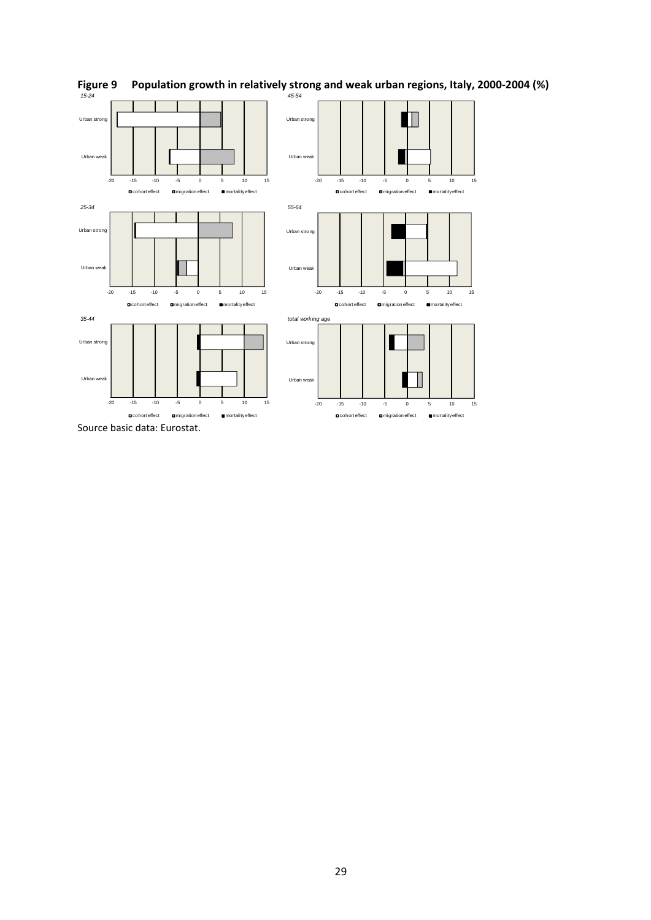**Figure 9 Population growth in relatively strong and weak urban regions, Italy, 2000-2004 (%)**

*15-24*

Urban strong

Urban weak

-20 -15 -10 -5 0 5 10 15

cohort effect migration effect mortality effect

*45-54*

Urban strong

Urban weak

-20 -15 -10 -5 0 5 10 15

cohort effect migration effect mortality effect

*25-34*

Urban strong

Urban weak

-20 -15 -10 -5 0 5 10 15

cohort effect migration effect mortality effect

*55-64*

Urban strong

Urban weak

-20 -15 -10 -5 0 5 10 15

cohort effect migration effect mortality effect

*35-44*

Urban strong

Urban weak

-20 -15 -10 -5 0 5 10 15

cohort effect migration effect mortality effect

*total working age*

Urban strong

Urban weak

-20 -15 -10 -5 0 5 10 15

cohort effect migration effect mortality effect

Source basic data: Eurostat.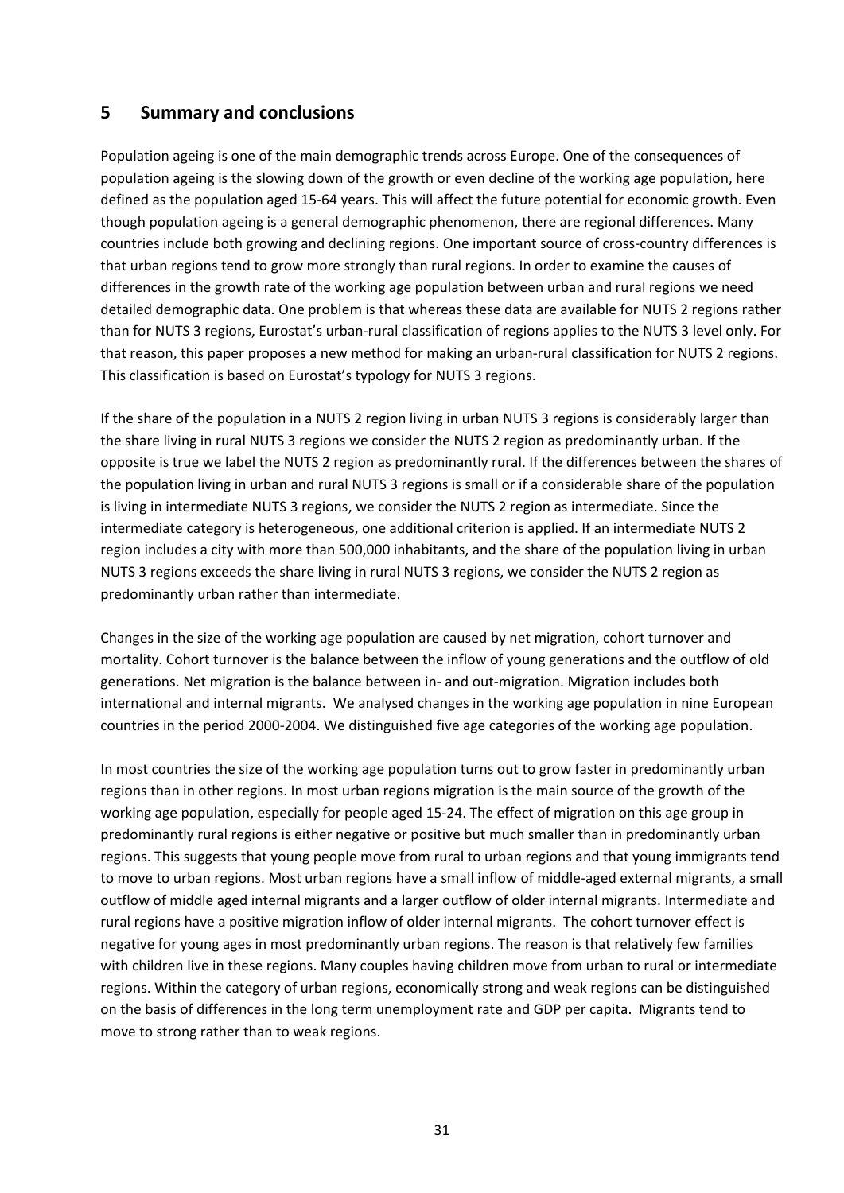## 5 Summary and conclusions

Population ageing is one of the main demographic trends across Europe. One of the consequences of population ageing is the slowing down of the growth or even decline of the working age population, here defined as the population aged 15-64 years. This will affect the future potential for economic growth. Even though population ageing is a general demographic phenomenon, there are regional differences. Many countries include both growing and declining regions. One important source of cross-country differences is that urban regions tend to grow more strongly than rural regions. In order to examine the causes of differences in the growth rate of the working age population between urban and rural regions we need detailed demographic data. One problem is that whereas these data are available for NUTS 2 regions rather than for NUTS 3 regions, Eurostat's urban-rural classification of regions applies to the NUTS 3 level only. For that reason, this paper proposes a new method for making an urban-rural classification for NUTS 2 regions. This classification is based on Eurostat's typology for NUTS 3 regions.

If the share of the population in a NUTS 2 region living in urban NUTS 3 regions is considerably larger than the share living in rural NUTS 3 regions we consider the NUTS 2 region as predominantly urban. If the opposite is true we label the NUTS 2 region as predominantly rural. If the differences between the shares of the population living in urban and rural NUTS 3 regions is small or if a considerable share of the population is living in intermediate NUTS 3 regions, we consider the NUTS 2 region as intermediate. Since the intermediate category is heterogeneous, one additional criterion is applied. If an intermediate NUTS 2 region includes a city with more than 500,000 inhabitants, and the share of the population living in urban NUTS 3 regions exceeds the share living in rural NUTS 3 regions, we consider the NUTS 2 region as predominantly urban rather than intermediate.

Changes in the size of the working age population are caused by net migration, cohort turnover and mortality. Cohort turnover is the balance between the inflow of young generations and the outflow of old generations. Net migration is the balance between in- and out-migration. Migration includes both international and internal migrants. We analysed changes in the working age population in nine European countries in the period 2000-2004. We distinguished five age categories of the working age population.

In most countries the size of the working age population turns out to grow faster in predominantly urban regions than in other regions. In most urban regions migration is the main source of the growth of the working age population, especially for people aged 15-24. The effect of migration on this age group in predominantly rural regions is either negative or positive but much smaller than in predominantly urban regions. This suggests that young people move from rural to urban regions and that young immigrants tend to move to urban regions. Most urban regions have a small inflow of middle-aged external migrants, a small outflow of middle aged internal migrants and a larger outflow of older internal migrants. Intermediate and rural regions have a positive migration inflow of older internal migrants. The cohort turnover effect is negative for young ages in most predominantly urban regions. The reason is that relatively few families with children live in these regions. Many couples having children move from urban to rural or intermediate regions. Within the category of urban regions, economically strong and weak regions can be distinguished on the basis of differences in the long term unemployment rate and GDP per capita. Migrants tend to move to strong rather than to weak regions.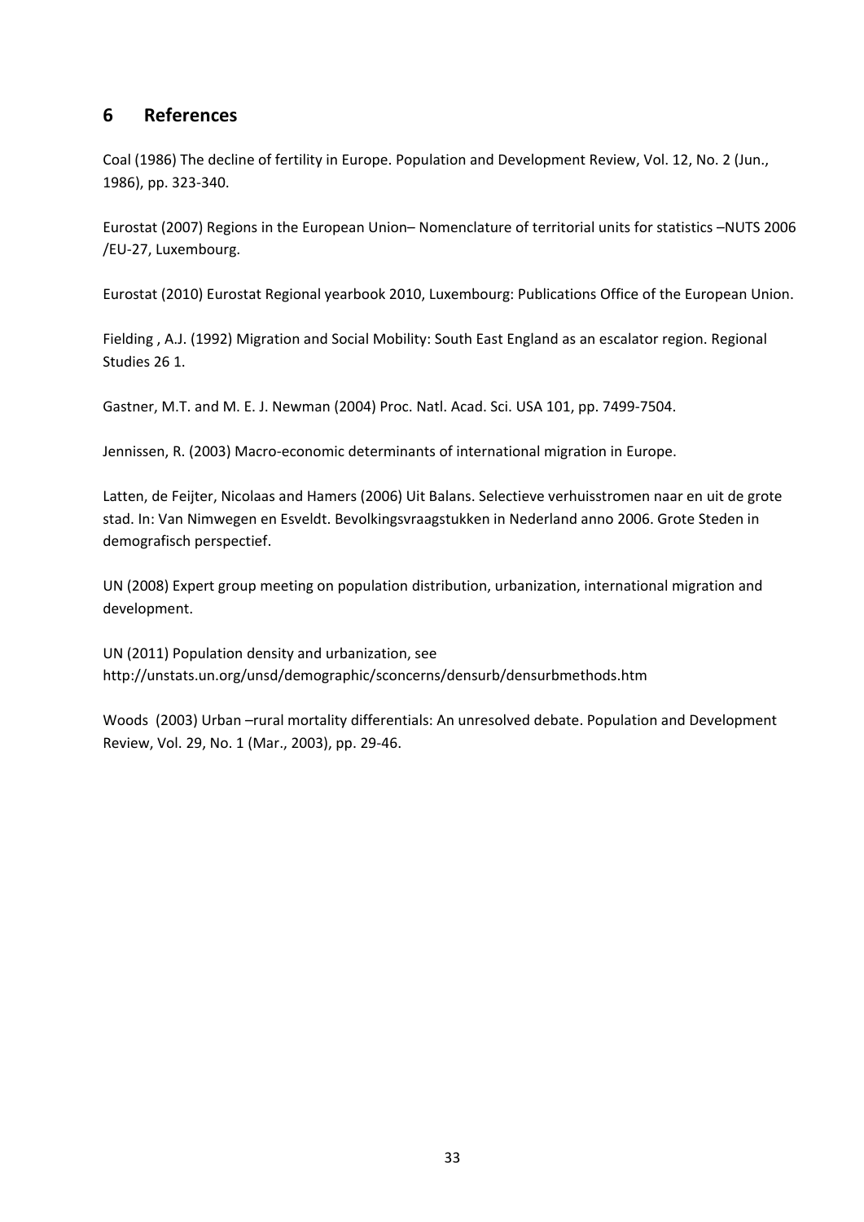## 6 References

Coal (1986) The decline of fertility in Europe. Population and Development Review, Vol. 12, No. 2 (Jun., 1986), pp. 323-340.

Eurostat (2007) Regions in the European Union– Nomenclature of territorial units for statistics –NUTS 2006 /EU-27, Luxembourg.

Eurostat (2010) Eurostat Regional yearbook 2010, Luxembourg: Publications Office of the European Union.

Fielding , A.J. (1992) Migration and Social Mobility: South East England as an escalator region. Regional Studies 26 1.

Gastner, M.T. and M. E. J. Newman (2004) Proc. Natl. Acad. Sci. USA 101, pp. 7499-7504.

Jennissen, R. (2003) Macro-economic determinants of international migration in Europe.

Latten, de Feijter, Nicolaas and Hamers (2006) Uit Balans. Selectieve verhuisstromen naar en uit de grote stad. In: Van Nimwegen en Esveldt. Bevolkingsvraagstukken in Nederland anno 2006. Grote Steden in demografisch perspectief.

UN (2008) Expert group meeting on population distribution, urbanization, international migration and development.

UN (2011) Population density and urbanization, see http://unstats.un.org/unsd/demographic/sconcerns/densurb/densurbmethods.htm

Woods (2003) Urban –rural mortality differentials: An unresolved debate. Population and Development Review, Vol. 29, No. 1 (Mar., 2003), pp. 29-46.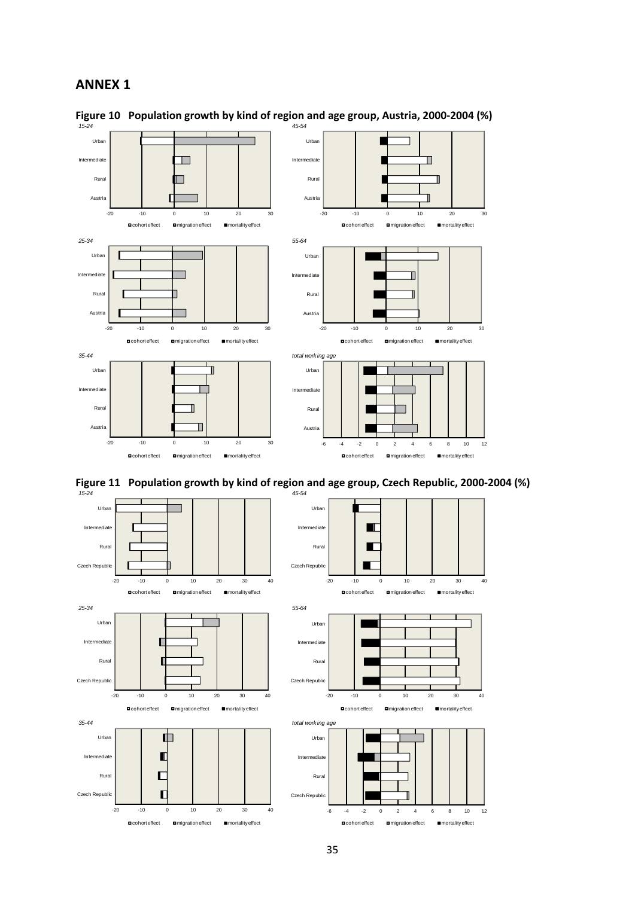# ANNEX 1

**Figure 10 Population growth by kind of region and age group, Austria, 2000-2004 (%)**

**Figure 11 Population growth by kind of region and age group, Czech Republic, 2000-2004 (%)**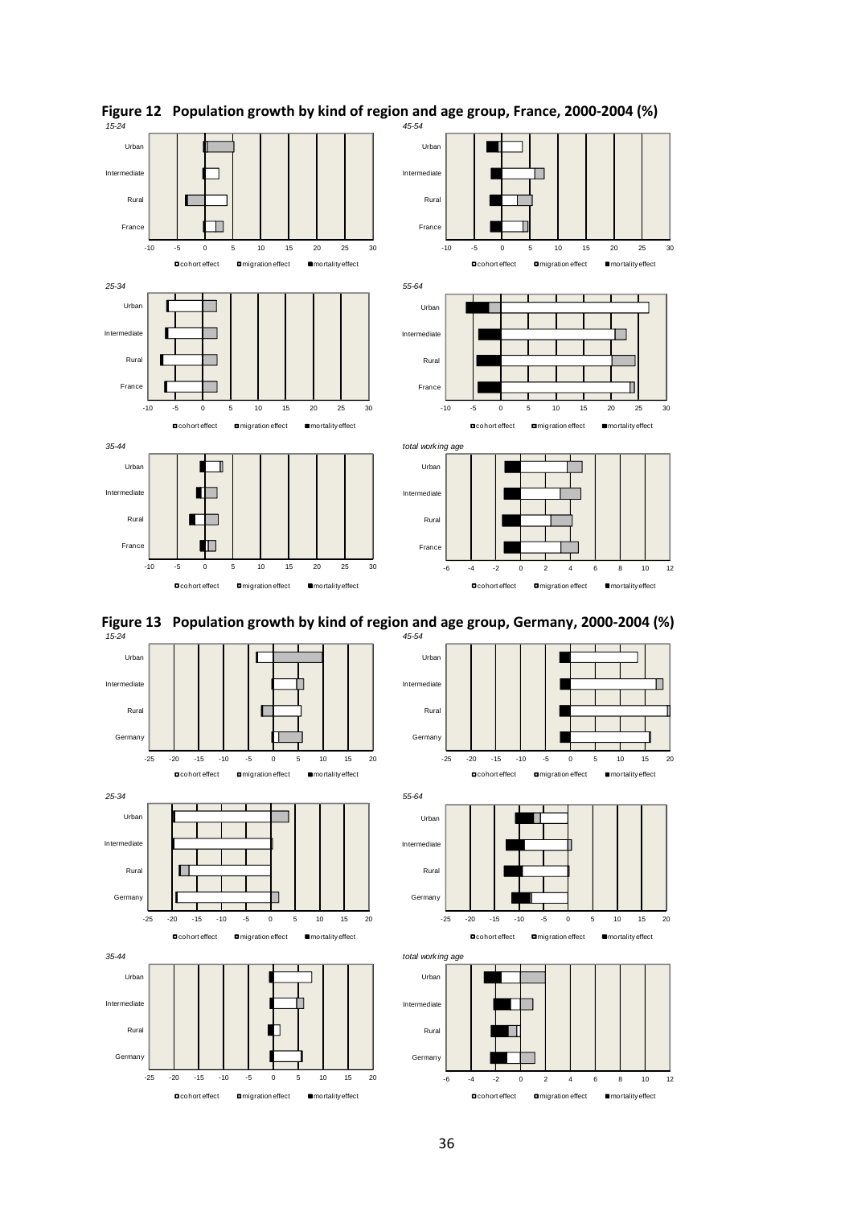# Figure 12 Population growth by kind of region and age group, France, 2000-2004 (%)

*15-24*

*45-54*

*25-34*

*55-64*

*35-44*

*total working age*

Urban, Intermediate, Rural, France

cohort effect · migration effect · mortality effect

# Figure 13 Population growth by kind of region and age group, Germany, 2000-2004 (%)

*15-24*

*45-54*

*25-34*

*55-64*

*35-44*

*total working age*

Urban, Intermediate, Rural, Germany

cohort effect · migration effect · mortality effect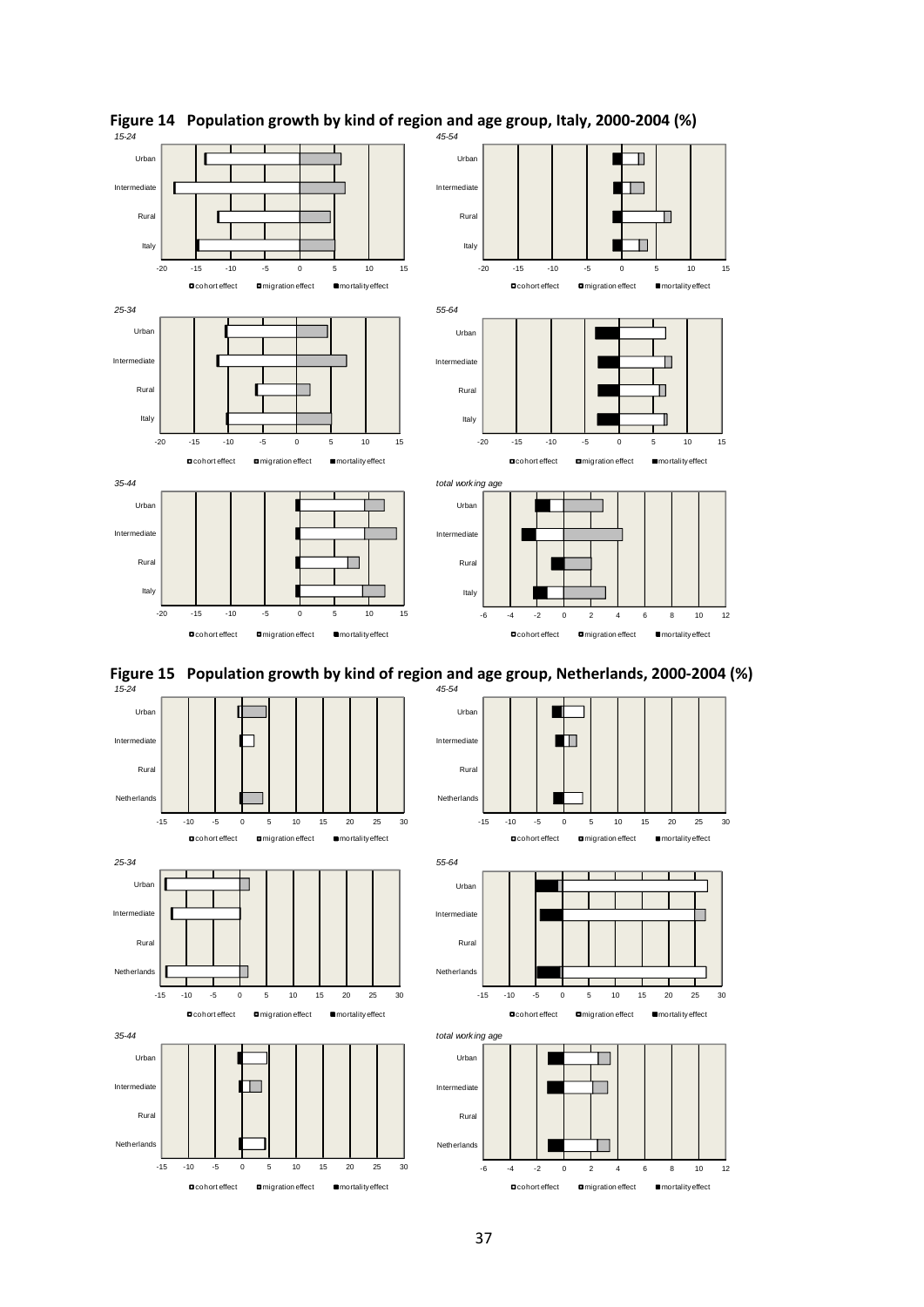**Figure 14 Population growth by kind of region and age group, Italy, 2000-2004 (%)**

*15-24*

Urban, Intermediate, Rural, Italy

-20 -15 -10 -5 0 5 10 15

cohort effect · migration effect · mortality effect

*45-54*

Urban, Intermediate, Rural, Italy

-20 -15 -10 -5 0 5 10 15

cohort effect · migration effect · mortality effect

*25-34*

Urban, Intermediate, Rural, Italy

-20 -15 -10 -5 0 5 10 15

cohort effect · migration effect · mortality effect

*55-64*

Urban, Intermediate, Rural, Italy

-20 -15 -10 -5 0 5 10 15

cohort effect · migration effect · mortality effect

*35-44*

Urban, Intermediate, Rural, Italy

-20 -15 -10 -5 0 5 10 15

cohort effect · migration effect · mortality effect

*total working age*

Urban, Intermediate, Rural, Italy

-6 -4 -2 0 2 4 6 8 10 12

cohort effect · migration effect · mortality effect

**Figure 15 Population growth by kind of region and age group, Netherlands, 2000-2004 (%)**

*15-24*

Urban, Intermediate, Rural, Netherlands

-15 -10 -5 0 5 10 15 20 25 30

cohort effect · migration effect · mortality effect

*45-54*

Urban, Intermediate, Rural, Netherlands

-15 -10 -5 0 5 10 15 20 25 30

cohort effect · migration effect · mortality effect

*25-34*

Urban, Intermediate, Rural, Netherlands

-15 -10 -5 0 5 10 15 20 25 30

cohort effect · migration effect · mortality effect

*55-64*

Urban, Intermediate, Rural, Netherlands

-15 -10 -5 0 5 10 15 20 25 30

cohort effect · migration effect · mortality effect

*35-44*

Urban, Intermediate, Rural, Netherlands

-15 -10 -5 0 5 10 15 20 25 30

cohort effect · migration effect · mortality effect

*total working age*

Urban, Intermediate, Rural, Netherlands

-6 -4 -2 0 2 4 6 8 10 12

cohort effect · migration effect · mortality effect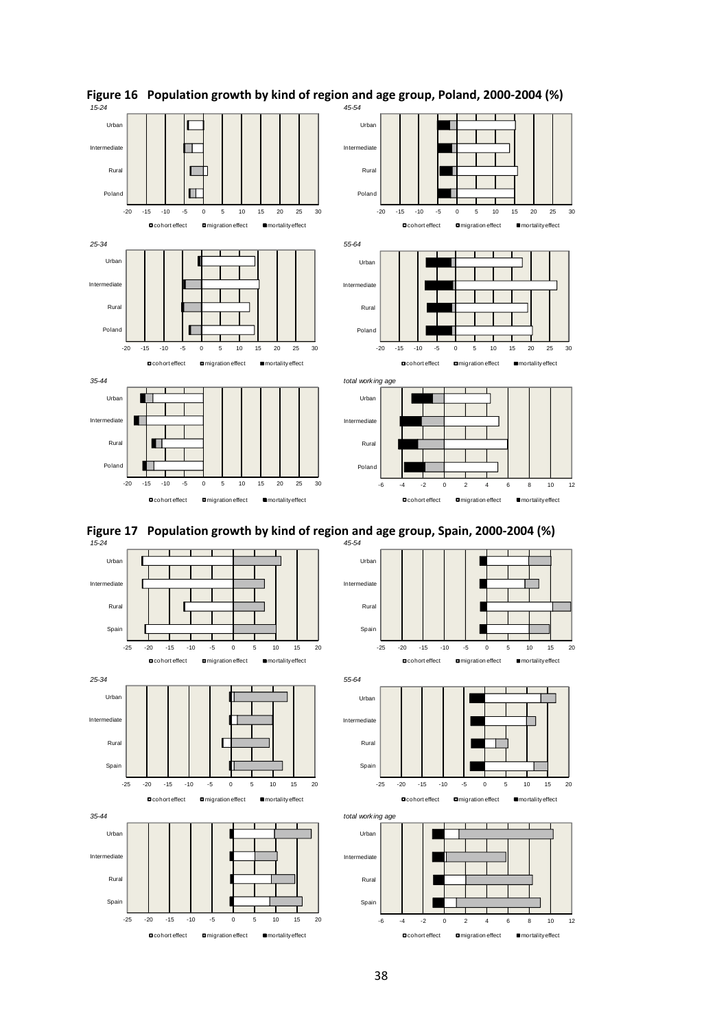**Figure 16 Population growth by kind of region and age group, Poland, 2000-2004 (%)**

*15-24*

*45-54*

*25-34*

*55-64*

*35-44*

*total working age*

**Figure 17 Population growth by kind of region and age group, Spain, 2000-2004 (%)**

*15-24*

*45-54*

*25-34*

*55-64*

*35-44*

*total working age*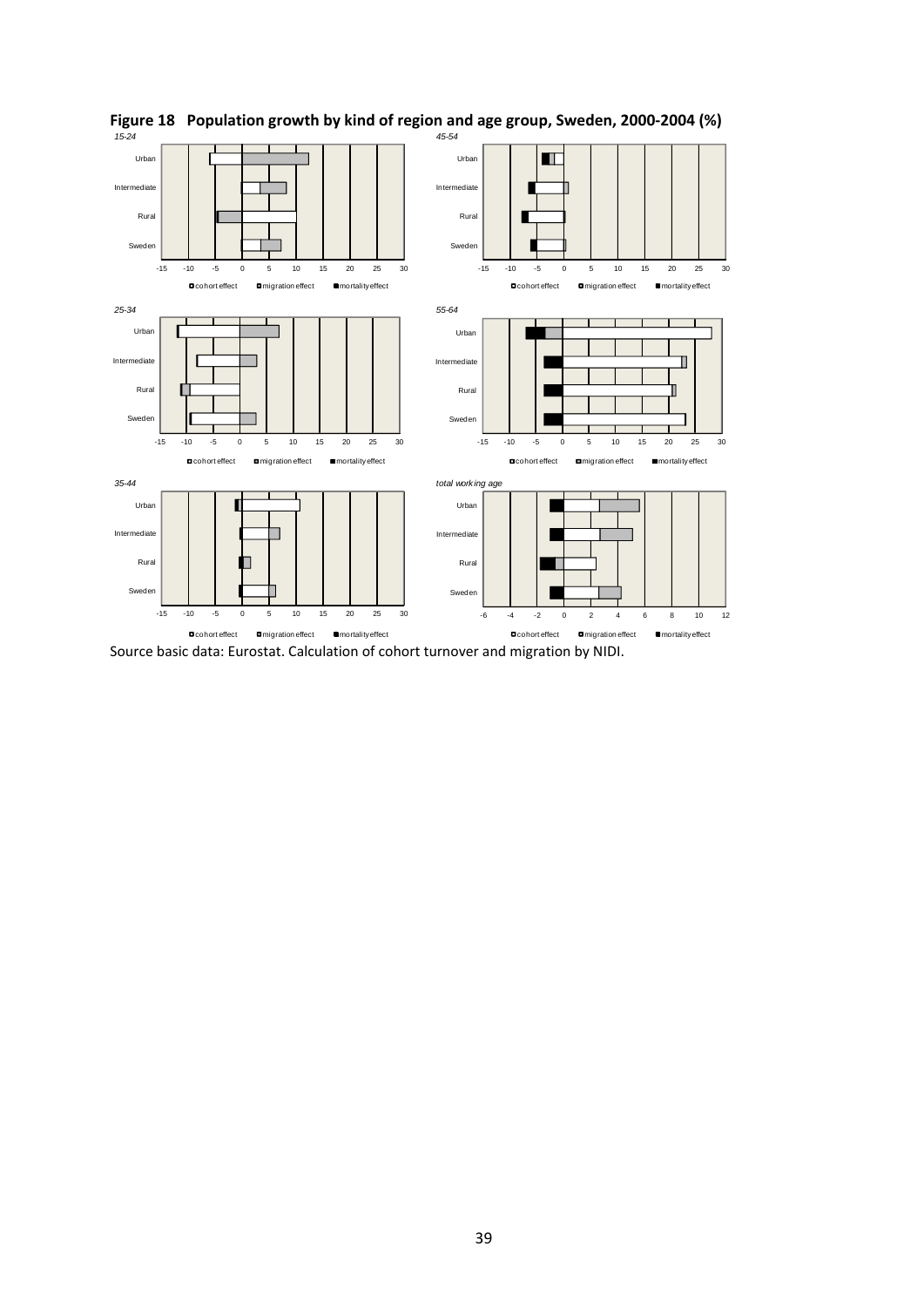**Figure 18 Population growth by kind of region and age group, Sweden, 2000-2004 (%)**

Source basic data: Eurostat. Calculation of cohort turnover and migration by NIDI.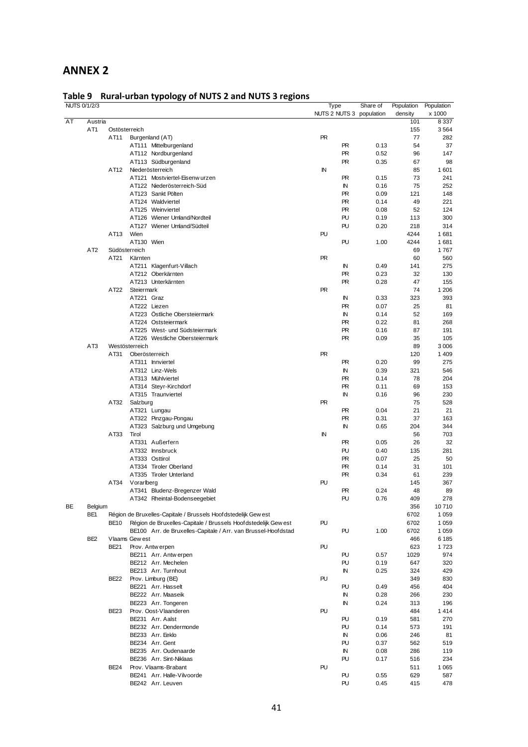## ANNEX 2

**Table 9 Rural-urban typology of NUTS 2 and NUTS 3 regions**

| NUTS 0/1/2/3 | | | | Type | | Share of | Population | Population |
|---|---|---|---|---|---|---|---|---|
| | | | | NUTS 2 | NUTS 3 | population | density | x 1000 |
| AT | Austria | | | | | | 101 | 8 337 |
| | AT1 | Ostösterreich | | | | | 155 | 3 564 |
| | | AT11 | Burgenland (AT) | PR | | | 77 | 282 |
| | | | AT111 Mittelburgenland | | PR | 0.13 | 54 | 37 |
| | | | AT112 Nordburgenland | | PR | 0.52 | 96 | 147 |
| | | | AT113 Südburgenland | | PR | 0.35 | 67 | 98 |
| | | AT12 | Niederösterreich | IN | | | 85 | 1 601 |
| | | | AT121 Mostviertel-Eisenwurzen | | PR | 0.15 | 73 | 241 |
| | | | AT122 Niederösterreich-Süd | | IN | 0.16 | 75 | 252 |
| | | | AT123 Sankt Pölten | | PR | 0.09 | 121 | 148 |
| | | | AT124 Waldviertel | | PR | 0.14 | 49 | 221 |
| | | | AT125 Weinviertel | | PR | 0.08 | 52 | 124 |
| | | | AT126 Wiener Umland/Nordteil | | PU | 0.19 | 113 | 300 |
| | | | AT127 Wiener Umland/Südteil | | PU | 0.20 | 218 | 314 |
| | | AT13 | Wien | PU | | | 4244 | 1 681 |
| | | | AT130 Wien | | PU | 1.00 | 4244 | 1 681 |
| | AT2 | Südösterreich | | | | | 69 | 1 767 |
| | | AT21 | Kärnten | PR | | | 60 | 560 |
| | | | AT211 Klagenfurt-Villach | | IN | 0.49 | 141 | 275 |
| | | | AT212 Oberkärnten | | PR | 0.23 | 32 | 130 |
| | | | AT213 Unterkärnten | | PR | 0.28 | 47 | 155 |
| | | AT22 | Steiermark | PR | | | 74 | 1 206 |
| | | | AT221 Graz | | IN | 0.33 | 323 | 393 |
| | | | AT222 Liezen | | PR | 0.07 | 25 | 81 |
| | | | AT223 Östliche Obersteiermark | | IN | 0.14 | 52 | 169 |
| | | | AT224 Oststeiermark | | PR | 0.22 | 81 | 268 |
| | | | AT225 West- und Südsteiermark | | PR | 0.16 | 87 | 191 |
| | | | AT226 Westliche Obersteiermark | | PR | 0.09 | 35 | 105 |
| | AT3 | Westösterreich | | | | | 89 | 3 006 |
| | | AT31 | Oberösterreich | PR | | | 120 | 1 409 |
| | | | AT311 Innviertel | | PR | 0.20 | 99 | 275 |
| | | | AT312 Linz-Wels | | IN | 0.39 | 321 | 546 |
| | | | AT313 Mühlviertel | | PR | 0.14 | 78 | 204 |
| | | | AT314 Steyr-Kirchdorf | | PR | 0.11 | 69 | 153 |
| | | | AT315 Traunviertel | | IN | 0.16 | 96 | 230 |
| | | AT32 | Salzburg | PR | | | 75 | 528 |
| | | | AT321 Lungau | | PR | 0.04 | 21 | 21 |
| | | | AT322 Pinzgau-Pongau | | PR | 0.31 | 37 | 163 |
| | | | AT323 Salzburg und Umgebung | | IN | 0.65 | 204 | 344 |
| | | AT33 | Tirol | IN | | | 56 | 703 |
| | | | AT331 Außerfern | | PR | 0.05 | 26 | 32 |
| | | | AT332 Innsbruck | | PU | 0.40 | 135 | 281 |
| | | | AT333 Osttirol | | PR | 0.07 | 25 | 50 |
| | | | AT334 Tiroler Oberland | | PR | 0.14 | 31 | 101 |
| | | | AT335 Tiroler Unterland | | PR | 0.34 | 61 | 239 |
| | | AT34 | Vorarlberg | PU | | | 145 | 367 |
| | | | AT341 Bludenz-Bregenzer Wald | | PR | 0.24 | 48 | 89 |
| | | | AT342 Rheintal-Bodenseegebiet | | PU | 0.76 | 409 | 278 |
| BE | Belgium | | | | | | 356 | 10 710 |
| | BE1 | Région de Bruxelles-Capitale / Brussels Hoofdstedelijk Gewest | | | | | 6702 | 1 059 |
| | | BE10 | Région de Bruxelles-Capitale / Brussels Hoofdstedelijk Gewest | PU | | | 6702 | 1 059 |
| | | | BE100 Arr. de Bruxelles-Capitale / Arr. van Brussel-Hoofdstad | | PU | 1.00 | 6702 | 1 059 |
| | BE2 | Vlaams Gewest | | | | | 466 | 6 185 |
| | | BE21 | Prov. Antwerpen | PU | | | 623 | 1 723 |
| | | | BE211 Arr. Antwerpen | | PU | 0.57 | 1029 | 974 |
| | | | BE212 Arr. Mechelen | | PU | 0.19 | 647 | 320 |
| | | | BE213 Arr. Turnhout | | IN | 0.25 | 324 | 429 |
| | | BE22 | Prov. Limburg (BE) | PU | | | 349 | 830 |
| | | | BE221 Arr. Hasselt | | PU | 0.49 | 456 | 404 |
| | | | BE222 Arr. Maaseik | | IN | 0.28 | 266 | 230 |
| | | | BE223 Arr. Tongeren | | IN | 0.24 | 313 | 196 |
| | | BE23 | Prov. Oost-Vlaanderen | PU | | | 484 | 1 414 |
| | | | BE231 Arr. Aalst | | PU | 0.19 | 581 | 270 |
| | | | BE232 Arr. Dendermonde | | PU | 0.14 | 573 | 191 |
| | | | BE233 Arr. Eeklo | | IN | 0.06 | 246 | 81 |
| | | | BE234 Arr. Gent | | PU | 0.37 | 562 | 519 |
| | | | BE235 Arr. Oudenaarde | | IN | 0.08 | 286 | 119 |
| | | | BE236 Arr. Sint-Niklaas | | PU | 0.17 | 516 | 234 |
| | | BE24 | Prov. Vlaams-Brabant | PU | | | 511 | 1 065 |
| | | | BE241 Arr. Halle-Vilvoorde | | PU | 0.55 | 629 | 587 |
| | | | BE242 Arr. Leuven | | PU | 0.45 | 415 | 478 |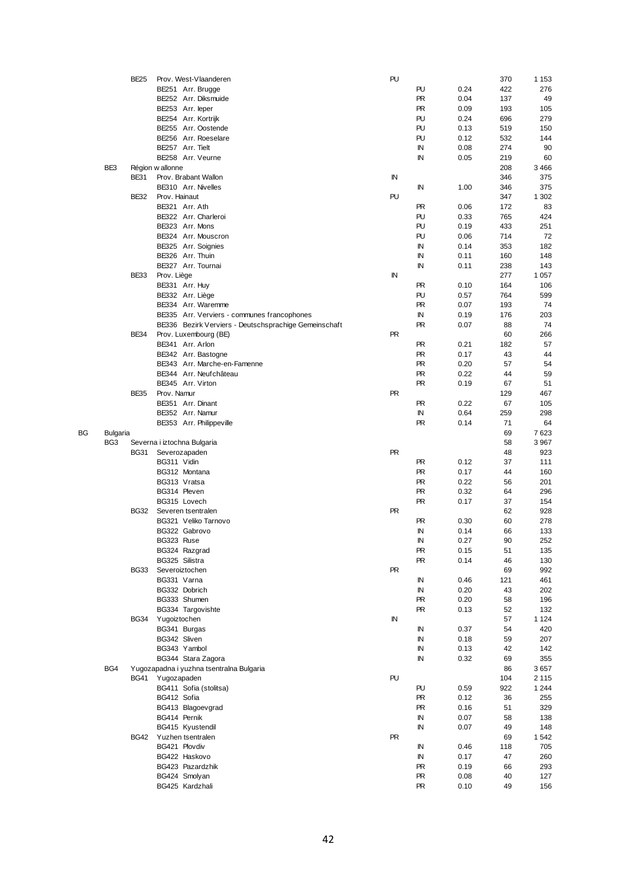| | | | | | | | | |
|---|---|---|---|---|---|---|---|---|
| | | BE25 | Prov. West-Vlaanderen | PU | | | 370 | 1 153 |
| | | | BE251 Arr. Brugge | | PU | 0.24 | 422 | 276 |
| | | | BE252 Arr. Diksmuide | | PR | 0.04 | 137 | 49 |
| | | | BE253 Arr. Ieper | | PR | 0.09 | 193 | 105 |
| | | | BE254 Arr. Kortrijk | | PU | 0.24 | 696 | 279 |
| | | | BE255 Arr. Oostende | | PU | 0.13 | 519 | 150 |
| | | | BE256 Arr. Roeselare | | PU | 0.12 | 532 | 144 |
| | | | BE257 Arr. Tielt | | IN | 0.08 | 274 | 90 |
| | | | BE258 Arr. Veurne | | IN | 0.05 | 219 | 60 |
| | BE3 | Région wallonne | | | | | 208 | 3 466 |
| | | BE31 | Prov. Brabant Wallon | IN | | | 346 | 375 |
| | | | BE310 Arr. Nivelles | | IN | 1.00 | 346 | 375 |
| | | BE32 | Prov. Hainaut | PU | | | 347 | 1 302 |
| | | | BE321 Arr. Ath | | PR | 0.06 | 172 | 83 |
| | | | BE322 Arr. Charleroi | | PU | 0.33 | 765 | 424 |
| | | | BE323 Arr. Mons | | PU | 0.19 | 433 | 251 |
| | | | BE324 Arr. Mouscron | | PU | 0.06 | 714 | 72 |
| | | | BE325 Arr. Soignies | | IN | 0.14 | 353 | 182 |
| | | | BE326 Arr. Thuin | | IN | 0.11 | 160 | 148 |
| | | | BE327 Arr. Tournai | | IN | 0.11 | 238 | 143 |
| | | BE33 | Prov. Liège | IN | | | 277 | 1 057 |
| | | | BE331 Arr. Huy | | PR | 0.10 | 164 | 106 |
| | | | BE332 Arr. Liège | | PU | 0.57 | 764 | 599 |
| | | | BE334 Arr. Waremme | | PR | 0.07 | 193 | 74 |
| | | | BE335 Arr. Verviers - communes francophones | | IN | 0.19 | 176 | 203 |
| | | | BE336 Bezirk Verviers - Deutschsprachige Gemeinschaft | | PR | 0.07 | 88 | 74 |
| | | BE34 | Prov. Luxembourg (BE) | PR | | | 60 | 266 |
| | | | BE341 Arr. Arlon | | PR | 0.21 | 182 | 57 |
| | | | BE342 Arr. Bastogne | | PR | 0.17 | 43 | 44 |
| | | | BE343 Arr. Marche-en-Famenne | | PR | 0.20 | 57 | 54 |
| | | | BE344 Arr. Neufchâteau | | PR | 0.22 | 44 | 59 |
| | | | BE345 Arr. Virton | | PR | 0.19 | 67 | 51 |
| | | BE35 | Prov. Namur | PR | | | 129 | 467 |
| | | | BE351 Arr. Dinant | | PR | 0.22 | 67 | 105 |
| | | | BE352 Arr. Namur | | IN | 0.64 | 259 | 298 |
| | | | BE353 Arr. Philippeville | | PR | 0.14 | 71 | 64 |
| BG | Bulgaria | | | | | | 69 | 7 623 |
| | BG3 | Severna i iztochna Bulgaria | | | | | 58 | 3 967 |
| | | BG31 | Severozapaden | PR | | | 48 | 923 |
| | | | BG311 Vidin | | PR | 0.12 | 37 | 111 |
| | | | BG312 Montana | | PR | 0.17 | 44 | 160 |
| | | | BG313 Vratsa | | PR | 0.22 | 56 | 201 |
| | | | BG314 Pleven | | PR | 0.32 | 64 | 296 |
| | | | BG315 Lovech | | PR | 0.17 | 37 | 154 |
| | | BG32 | Severen tsentralen | PR | | | 62 | 928 |
| | | | BG321 Veliko Tarnovo | | PR | 0.30 | 60 | 278 |
| | | | BG322 Gabrovo | | IN | 0.14 | 66 | 133 |
| | | | BG323 Ruse | | IN | 0.27 | 90 | 252 |
| | | | BG324 Razgrad | | PR | 0.15 | 51 | 135 |
| | | | BG325 Silistra | | PR | 0.14 | 46 | 130 |
| | | BG33 | Severoiztochen | PR | | | 69 | 992 |
| | | | BG331 Varna | | IN | 0.46 | 121 | 461 |
| | | | BG332 Dobrich | | IN | 0.20 | 43 | 202 |
| | | | BG333 Shumen | | PR | 0.20 | 58 | 196 |
| | | | BG334 Targovishte | | PR | 0.13 | 52 | 132 |
| | | BG34 | Yugoiztochen | IN | | | 57 | 1 124 |
| | | | BG341 Burgas | | IN | 0.37 | 54 | 420 |
| | | | BG342 Sliven | | IN | 0.18 | 59 | 207 |
| | | | BG343 Yambol | | IN | 0.13 | 42 | 142 |
| | | | BG344 Stara Zagora | | IN | 0.32 | 69 | 355 |
| | BG4 | Yugozapadna i yuzhna tsentralna Bulgaria | | | | | 86 | 3 657 |
| | | BG41 | Yugozapaden | PU | | | 104 | 2 115 |
| | | | BG411 Sofia (stolitsa) | | PU | 0.59 | 922 | 1 244 |
| | | | BG412 Sofia | | PR | 0.12 | 36 | 255 |
| | | | BG413 Blagoevgrad | | PR | 0.16 | 51 | 329 |
| | | | BG414 Pernik | | IN | 0.07 | 58 | 138 |
| | | | BG415 Kyustendil | | IN | 0.07 | 49 | 148 |
| | | BG42 | Yuzhen tsentralen | PR | | | 69 | 1 542 |
| | | | BG421 Plovdiv | | IN | 0.46 | 118 | 705 |
| | | | BG422 Haskovo | | IN | 0.17 | 47 | 260 |
| | | | BG423 Pazardzhik | | PR | 0.19 | 66 | 293 |
| | | | BG424 Smolyan | | PR | 0.08 | 40 | 127 |
| | | | BG425 Kardzhali | | PR | 0.10 | 49 | 156 |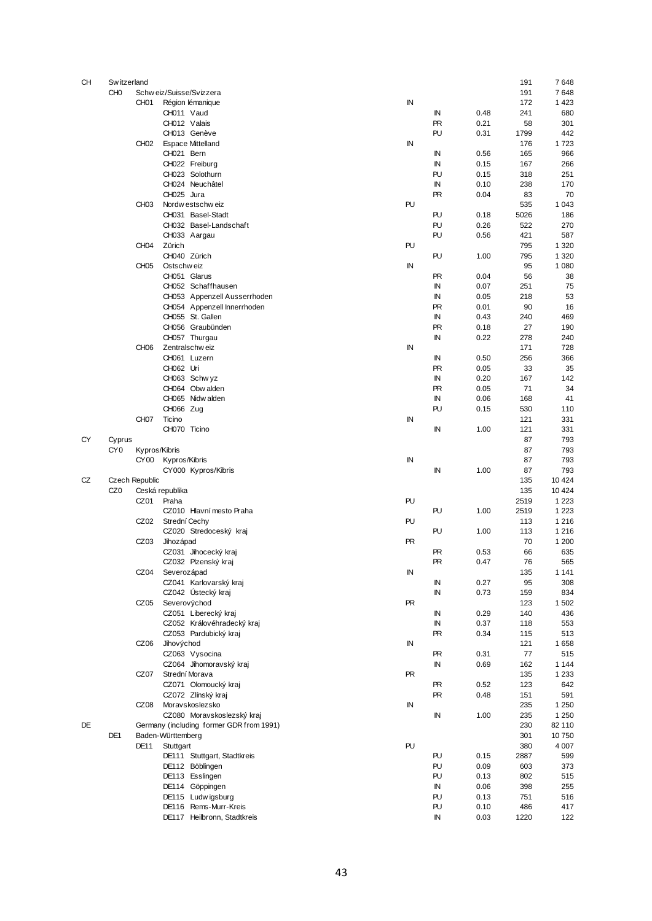| | | | | | | | |
|---|---|---|---|---|---|---|---|
| CH | Switzerland | | | | | 191 | 7 648 |
| | CH0 | Schweiz/Suisse/Svizzera | | | | 191 | 7 648 |
| | | CH01 Région lémanique | IN | | | 172 | 1 423 |
| | | CH011 Vaud | | IN | 0.48 | 241 | 680 |
| | | CH012 Valais | | PR | 0.21 | 58 | 301 |
| | | CH013 Genève | | PU | 0.31 | 1799 | 442 |
| | | CH02 Espace Mittelland | IN | | | 176 | 1 723 |
| | | CH021 Bern | | IN | 0.56 | 165 | 966 |
| | | CH022 Freiburg | | IN | 0.15 | 167 | 266 |
| | | CH023 Solothurn | | PU | 0.15 | 318 | 251 |
| | | CH024 Neuchâtel | | IN | 0.10 | 238 | 170 |
| | | CH025 Jura | | PR | 0.04 | 83 | 70 |
| | | CH03 Nordwestschweiz | PU | | | 535 | 1 043 |
| | | CH031 Basel-Stadt | | PU | 0.18 | 5026 | 186 |
| | | CH032 Basel-Landschaft | | PU | 0.26 | 522 | 270 |
| | | CH033 Aargau | | PU | 0.56 | 421 | 587 |
| | | CH04 Zürich | PU | | | 795 | 1 320 |
| | | CH040 Zürich | | PU | 1.00 | 795 | 1 320 |
| | | CH05 Ostschweiz | IN | | | 95 | 1 080 |
| | | CH051 Glarus | | PR | 0.04 | 56 | 38 |
| | | CH052 Schaffhausen | | IN | 0.07 | 251 | 75 |
| | | CH053 Appenzell Ausserrhoden | | IN | 0.05 | 218 | 53 |
| | | CH054 Appenzell Innerrhoden | | PR | 0.01 | 90 | 16 |
| | | CH055 St. Gallen | | IN | 0.43 | 240 | 469 |
| | | CH056 Graubünden | | PR | 0.18 | 27 | 190 |
| | | CH057 Thurgau | | IN | 0.22 | 278 | 240 |
| | | CH06 Zentralschweiz | IN | | | 171 | 728 |
| | | CH061 Luzern | | IN | 0.50 | 256 | 366 |
| | | CH062 Uri | | PR | 0.05 | 33 | 35 |
| | | CH063 Schwyz | | IN | 0.20 | 167 | 142 |
| | | CH064 Obwalden | | PR | 0.05 | 71 | 34 |
| | | CH065 Nidwalden | | IN | 0.06 | 168 | 41 |
| | | CH066 Zug | | PU | 0.15 | 530 | 110 |
| | | CH07 Ticino | IN | | | 121 | 331 |
| | | CH070 Ticino | | IN | 1.00 | 121 | 331 |
| CY | Cyprus | | | | | 87 | 793 |
| | CY0 | Kypros/Kibris | | | | 87 | 793 |
| | | CY00 Kypros/Kibris | IN | | | 87 | 793 |
| | | CY000 Kypros/Kibris | | IN | 1.00 | 87 | 793 |
| CZ | Czech Republic | | | | | 135 | 10 424 |
| | CZ0 | Ceská republika | | | | 135 | 10 424 |
| | | CZ01 Praha | PU | | | 2519 | 1 223 |
| | | CZ010 Hlavní mesto Praha | | PU | 1.00 | 2519 | 1 223 |
| | | CZ02 Strední Cechy | PU | | | 113 | 1 216 |
| | | CZ020 Stredoceský kraj | | PU | 1.00 | 113 | 1 216 |
| | | CZ03 Jihozápad | PR | | | 70 | 1 200 |
| | | CZ031 Jihocecký kraj | | PR | 0.53 | 66 | 635 |
| | | CZ032 Plzenský kraj | | PR | 0.47 | 76 | 565 |
| | | CZ04 Severozápad | IN | | | 135 | 1 141 |
| | | CZ041 Karlovarský kraj | | IN | 0.27 | 95 | 308 |
| | | CZ042 Ústecký kraj | | IN | 0.73 | 159 | 834 |
| | | CZ05 Severovýchod | PR | | | 123 | 1 502 |
| | | CZ051 Liberecký kraj | | IN | 0.29 | 140 | 436 |
| | | CZ052 Královéhradecký kraj | | IN | 0.37 | 118 | 553 |
| | | CZ053 Pardubický kraj | | PR | 0.34 | 115 | 513 |
| | | CZ06 Jihovýchod | IN | | | 121 | 1 658 |
| | | CZ063 Vysocina | | PR | 0.31 | 77 | 515 |
| | | CZ064 Jihomoravský kraj | | IN | 0.69 | 162 | 1 144 |
| | | CZ07 Strední Morava | PR | | | 135 | 1 233 |
| | | CZ071 Olomoucký kraj | | PR | 0.52 | 123 | 642 |
| | | CZ072 Zlínský kraj | | PR | 0.48 | 151 | 591 |
| | | CZ08 Moravskoslezsko | IN | | | 235 | 1 250 |
| | | CZ080 Moravskoslezský kraj | | IN | 1.00 | 235 | 1 250 |
| DE | | Germany (including former GDR from 1991) | | | | 230 | 82 110 |
| | DE1 | Baden-Württemberg | | | | 301 | 10 750 |
| | | DE11 Stuttgart | PU | | | 380 | 4 007 |
| | | DE111 Stuttgart, Stadtkreis | | PU | 0.15 | 2887 | 599 |
| | | DE112 Böblingen | | PU | 0.09 | 603 | 373 |
| | | DE113 Esslingen | | PU | 0.13 | 802 | 515 |
| | | DE114 Göppingen | | IN | 0.06 | 398 | 255 |
| | | DE115 Ludwigsburg | | PU | 0.13 | 751 | 516 |
| | | DE116 Rems-Murr-Kreis | | PU | 0.10 | 486 | 417 |
| | | DE117 Heilbronn, Stadtkreis | | IN | 0.03 | 1220 | 122 |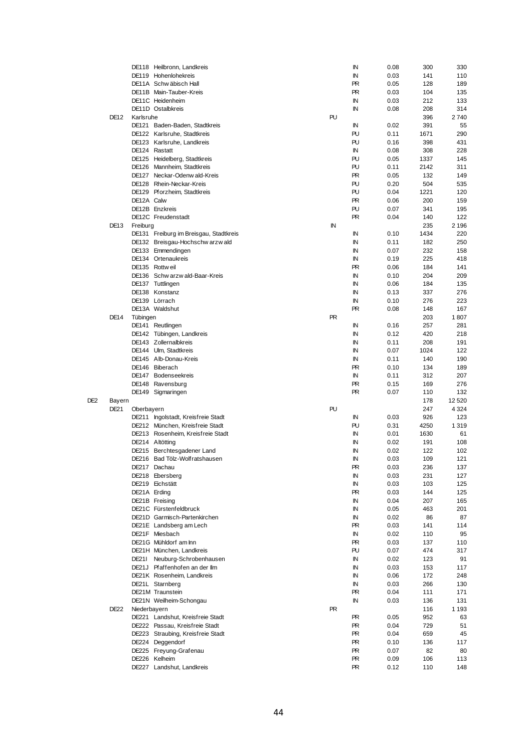| | | | | | | | |
|---|---|---|---|---|---|---|---|
| | | DE118 Heilbronn, Landkreis | | IN | 0.08 | 300 | 330 |
| | | DE119 Hohenlohekreis | | IN | 0.03 | 141 | 110 |
| | | DE11A Schwäbisch Hall | | PR | 0.05 | 128 | 189 |
| | | DE11B Main-Tauber-Kreis | | PR | 0.03 | 104 | 135 |
| | | DE11C Heidenheim | | IN | 0.03 | 212 | 133 |
| | | DE11D Ostalbkreis | | IN | 0.08 | 208 | 314 |
| | DE12 | Karlsruhe | PU | | | 396 | 2 740 |
| | | DE121 Baden-Baden, Stadtkreis | | IN | 0.02 | 391 | 55 |
| | | DE122 Karlsruhe, Stadtkreis | | PU | 0.11 | 1671 | 290 |
| | | DE123 Karlsruhe, Landkreis | | PU | 0.16 | 398 | 431 |
| | | DE124 Rastatt | | IN | 0.08 | 308 | 228 |
| | | DE125 Heidelberg, Stadtkreis | | PU | 0.05 | 1337 | 145 |
| | | DE126 Mannheim, Stadtkreis | | PU | 0.11 | 2142 | 311 |
| | | DE127 Neckar-Odenwald-Kreis | | PR | 0.05 | 132 | 149 |
| | | DE128 Rhein-Neckar-Kreis | | PU | 0.20 | 504 | 535 |
| | | DE129 Pforzheim, Stadtkreis | | PU | 0.04 | 1221 | 120 |
| | | DE12A Calw | | PR | 0.06 | 200 | 159 |
| | | DE12B Enzkreis | | PU | 0.07 | 341 | 195 |
| | | DE12C Freudenstadt | | PR | 0.04 | 140 | 122 |
| | DE13 | Freiburg | IN | | | 235 | 2 196 |
| | | DE131 Freiburg im Breisgau, Stadtkreis | | IN | 0.10 | 1434 | 220 |
| | | DE132 Breisgau-Hochschwarzwald | | IN | 0.11 | 182 | 250 |
| | | DE133 Emmendingen | | IN | 0.07 | 232 | 158 |
| | | DE134 Ortenaukreis | | IN | 0.19 | 225 | 418 |
| | | DE135 Rottweil | | PR | 0.06 | 184 | 141 |
| | | DE136 Schwarzwald-Baar-Kreis | | IN | 0.10 | 204 | 209 |
| | | DE137 Tuttlingen | | IN | 0.06 | 184 | 135 |
| | | DE138 Konstanz | | IN | 0.13 | 337 | 276 |
| | | DE139 Lörrach | | IN | 0.10 | 276 | 223 |
| | | DE13A Waldshut | | PR | 0.08 | 148 | 167 |
| | DE14 | Tübingen | PR | | | 203 | 1 807 |
| | | DE141 Reutlingen | | IN | 0.16 | 257 | 281 |
| | | DE142 Tübingen, Landkreis | | IN | 0.12 | 420 | 218 |
| | | DE143 Zollernalbkreis | | IN | 0.11 | 208 | 191 |
| | | DE144 Ulm, Stadtkreis | | IN | 0.07 | 1024 | 122 |
| | | DE145 Alb-Donau-Kreis | | IN | 0.11 | 140 | 190 |
| | | DE146 Biberach | | PR | 0.10 | 134 | 189 |
| | | DE147 Bodenseekreis | | IN | 0.11 | 312 | 207 |
| | | DE148 Ravensburg | | PR | 0.15 | 169 | 276 |
| | | DE149 Sigmaringen | | PR | 0.07 | 110 | 132 |
| DE2 | Bayern | | | | | 178 | 12 520 |
| | DE21 | Oberbayern | PU | | | 247 | 4 324 |
| | | DE211 Ingolstadt, Kreisfreie Stadt | | IN | 0.03 | 926 | 123 |
| | | DE212 München, Kreisfreie Stadt | | PU | 0.31 | 4250 | 1 319 |
| | | DE213 Rosenheim, Kreisfreie Stadt | | IN | 0.01 | 1630 | 61 |
| | | DE214 Altötting | | IN | 0.02 | 191 | 108 |
| | | DE215 Berchtesgadener Land | | IN | 0.02 | 122 | 102 |
| | | DE216 Bad Tölz-Wolfratshausen | | IN | 0.03 | 109 | 121 |
| | | DE217 Dachau | | PR | 0.03 | 236 | 137 |
| | | DE218 Ebersberg | | IN | 0.03 | 231 | 127 |
| | | DE219 Eichstätt | | IN | 0.03 | 103 | 125 |
| | | DE21A Erding | | PR | 0.03 | 144 | 125 |
| | | DE21B Freising | | IN | 0.04 | 207 | 165 |
| | | DE21C Fürstenfeldbruck | | IN | 0.05 | 463 | 201 |
| | | DE21D Garmisch-Partenkirchen | | IN | 0.02 | 86 | 87 |
| | | DE21E Landsberg am Lech | | PR | 0.03 | 141 | 114 |
| | | DE21F Miesbach | | IN | 0.02 | 110 | 95 |
| | | DE21G Mühldorf am Inn | | PR | 0.03 | 137 | 110 |
| | | DE21H München, Landkreis | | PU | 0.07 | 474 | 317 |
| | | DE21I Neuburg-Schrobenhausen | | IN | 0.02 | 123 | 91 |
| | | DE21J Pfaffenhofen an der Ilm | | IN | 0.03 | 153 | 117 |
| | | DE21K Rosenheim, Landkreis | | IN | 0.06 | 172 | 248 |
| | | DE21L Starnberg | | IN | 0.03 | 266 | 130 |
| | | DE21M Traunstein | | PR | 0.04 | 111 | 171 |
| | | DE21N Weilheim-Schongau | | IN | 0.03 | 136 | 131 |
| | DE22 | Niederbayern | PR | | | 116 | 1 193 |
| | | DE221 Landshut, Kreisfreie Stadt | | PR | 0.05 | 952 | 63 |
| | | DE222 Passau, Kreisfreie Stadt | | PR | 0.04 | 729 | 51 |
| | | DE223 Straubing, Kreisfreie Stadt | | PR | 0.04 | 659 | 45 |
| | | DE224 Deggendorf | | PR | 0.10 | 136 | 117 |
| | | DE225 Freyung-Grafenau | | PR | 0.07 | 82 | 80 |
| | | DE226 Kelheim | | PR | 0.09 | 106 | 113 |
| | | DE227 Landshut, Landkreis | | PR | 0.12 | 110 | 148 |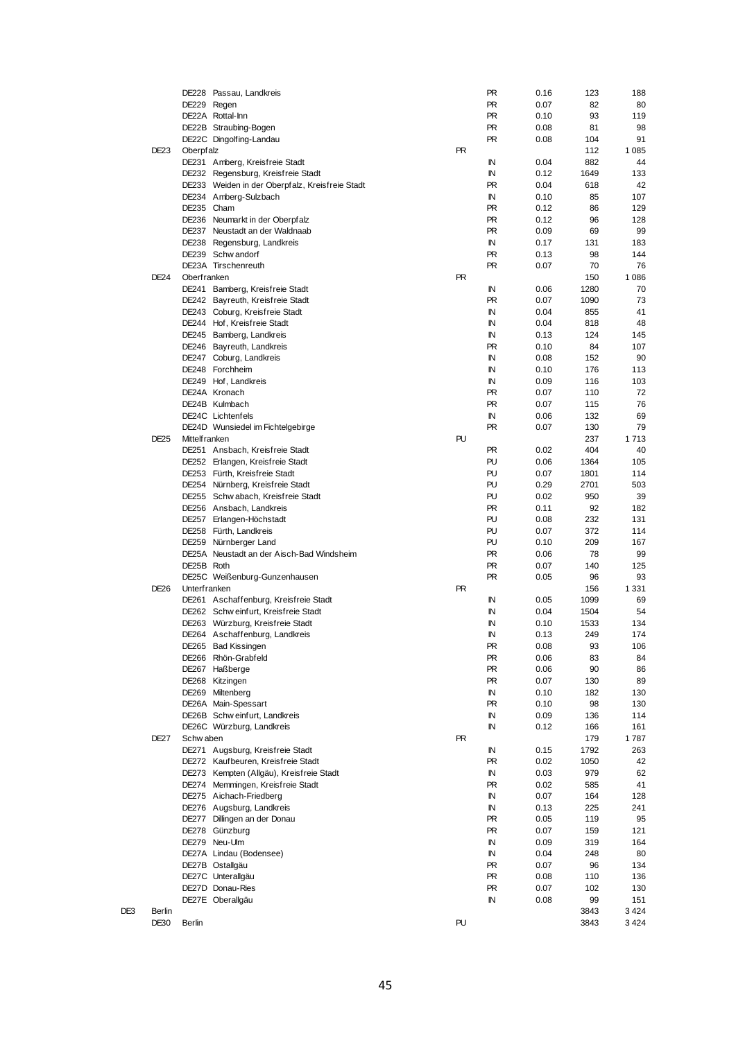|  |  |  |  |  |  |  |  |  |
|---|---|---|---|---|---|---|---|---|
|  |  | DE228 | Passau, Landkreis |  | PR | 0.16 | 123 | 188 |
|  |  | DE229 | Regen |  | PR | 0.07 | 82 | 80 |
|  |  | DE22A | Rottal-Inn |  | PR | 0.10 | 93 | 119 |
|  |  | DE22B | Straubing-Bogen |  | PR | 0.08 | 81 | 98 |
|  |  | DE22C | Dingolfing-Landau |  | PR | 0.08 | 104 | 91 |
|  | DE23 | Oberpfalz |  | PR |  |  | 112 | 1 085 |
|  |  | DE231 | Amberg, Kreisfreie Stadt |  | IN | 0.04 | 882 | 44 |
|  |  | DE232 | Regensburg, Kreisfreie Stadt |  | IN | 0.12 | 1649 | 133 |
|  |  | DE233 | Weiden in der Oberpfalz, Kreisfreie Stadt |  | PR | 0.04 | 618 | 42 |
|  |  | DE234 | Amberg-Sulzbach |  | IN | 0.10 | 85 | 107 |
|  |  | DE235 | Cham |  | PR | 0.12 | 86 | 129 |
|  |  | DE236 | Neumarkt in der Oberpfalz |  | PR | 0.12 | 96 | 128 |
|  |  | DE237 | Neustadt an der Waldnaab |  | PR | 0.09 | 69 | 99 |
|  |  | DE238 | Regensburg, Landkreis |  | IN | 0.17 | 131 | 183 |
|  |  | DE239 | Schwandorf |  | PR | 0.13 | 98 | 144 |
|  |  | DE23A | Tirschenreuth |  | PR | 0.07 | 70 | 76 |
|  | DE24 | Oberfranken |  | PR |  |  | 150 | 1 086 |
|  |  | DE241 | Bamberg, Kreisfreie Stadt |  | IN | 0.06 | 1280 | 70 |
|  |  | DE242 | Bayreuth, Kreisfreie Stadt |  | PR | 0.07 | 1090 | 73 |
|  |  | DE243 | Coburg, Kreisfreie Stadt |  | IN | 0.04 | 855 | 41 |
|  |  | DE244 | Hof, Kreisfreie Stadt |  | IN | 0.04 | 818 | 48 |
|  |  | DE245 | Bamberg, Landkreis |  | IN | 0.13 | 124 | 145 |
|  |  | DE246 | Bayreuth, Landkreis |  | PR | 0.10 | 84 | 107 |
|  |  | DE247 | Coburg, Landkreis |  | IN | 0.08 | 152 | 90 |
|  |  | DE248 | Forchheim |  | IN | 0.10 | 176 | 113 |
|  |  | DE249 | Hof, Landkreis |  | IN | 0.09 | 116 | 103 |
|  |  | DE24A | Kronach |  | PR | 0.07 | 110 | 72 |
|  |  | DE24B | Kulmbach |  | PR | 0.07 | 115 | 76 |
|  |  | DE24C | Lichtenfels |  | IN | 0.06 | 132 | 69 |
|  |  | DE24D | Wunsiedel im Fichtelgebirge |  | PR | 0.07 | 130 | 79 |
|  | DE25 | Mittelfranken |  | PU |  |  | 237 | 1 713 |
|  |  | DE251 | Ansbach, Kreisfreie Stadt |  | PR | 0.02 | 404 | 40 |
|  |  | DE252 | Erlangen, Kreisfreie Stadt |  | PU | 0.06 | 1364 | 105 |
|  |  | DE253 | Fürth, Kreisfreie Stadt |  | PU | 0.07 | 1801 | 114 |
|  |  | DE254 | Nürnberg, Kreisfreie Stadt |  | PU | 0.29 | 2701 | 503 |
|  |  | DE255 | Schwabach, Kreisfreie Stadt |  | PU | 0.02 | 950 | 39 |
|  |  | DE256 | Ansbach, Landkreis |  | PR | 0.11 | 92 | 182 |
|  |  | DE257 | Erlangen-Höchstadt |  | PU | 0.08 | 232 | 131 |
|  |  | DE258 | Fürth, Landkreis |  | PU | 0.07 | 372 | 114 |
|  |  | DE259 | Nürnberger Land |  | PU | 0.10 | 209 | 167 |
|  |  | DE25A | Neustadt an der Aisch-Bad Windsheim |  | PR | 0.06 | 78 | 99 |
|  |  | DE25B | Roth |  | PR | 0.07 | 140 | 125 |
|  |  | DE25C | Weißenburg-Gunzenhausen |  | PR | 0.05 | 96 | 93 |
|  | DE26 | Unterfranken |  | PR |  |  | 156 | 1 331 |
|  |  | DE261 | Aschaffenburg, Kreisfreie Stadt |  | IN | 0.05 | 1099 | 69 |
|  |  | DE262 | Schweinfurt, Kreisfreie Stadt |  | IN | 0.04 | 1504 | 54 |
|  |  | DE263 | Würzburg, Kreisfreie Stadt |  | IN | 0.10 | 1533 | 134 |
|  |  | DE264 | Aschaffenburg, Landkreis |  | IN | 0.13 | 249 | 174 |
|  |  | DE265 | Bad Kissingen |  | PR | 0.08 | 93 | 106 |
|  |  | DE266 | Rhön-Grabfeld |  | PR | 0.06 | 83 | 84 |
|  |  | DE267 | Haßberge |  | PR | 0.06 | 90 | 86 |
|  |  | DE268 | Kitzingen |  | PR | 0.07 | 130 | 89 |
|  |  | DE269 | Miltenberg |  | IN | 0.10 | 182 | 130 |
|  |  | DE26A | Main-Spessart |  | PR | 0.10 | 98 | 130 |
|  |  | DE26B | Schweinfurt, Landkreis |  | IN | 0.09 | 136 | 114 |
|  |  | DE26C | Würzburg, Landkreis |  | IN | 0.12 | 166 | 161 |
|  | DE27 | Schwaben |  | PR |  |  | 179 | 1 787 |
|  |  | DE271 | Augsburg, Kreisfreie Stadt |  | IN | 0.15 | 1792 | 263 |
|  |  | DE272 | Kaufbeuren, Kreisfreie Stadt |  | PR | 0.02 | 1050 | 42 |
|  |  | DE273 | Kempten (Allgäu), Kreisfreie Stadt |  | IN | 0.03 | 979 | 62 |
|  |  | DE274 | Memmingen, Kreisfreie Stadt |  | PR | 0.02 | 585 | 41 |
|  |  | DE275 | Aichach-Friedberg |  | IN | 0.07 | 164 | 128 |
|  |  | DE276 | Augsburg, Landkreis |  | IN | 0.13 | 225 | 241 |
|  |  | DE277 | Dillingen an der Donau |  | PR | 0.05 | 119 | 95 |
|  |  | DE278 | Günzburg |  | PR | 0.07 | 159 | 121 |
|  |  | DE279 | Neu-Ulm |  | IN | 0.09 | 319 | 164 |
|  |  | DE27A | Lindau (Bodensee) |  | IN | 0.04 | 248 | 80 |
|  |  | DE27B | Ostallgäu |  | PR | 0.07 | 96 | 134 |
|  |  | DE27C | Unterallgäu |  | PR | 0.08 | 110 | 136 |
|  |  | DE27D | Donau-Ries |  | PR | 0.07 | 102 | 130 |
|  |  | DE27E | Oberallgäu |  | IN | 0.08 | 99 | 151 |
| DE3 | Berlin |  |  |  |  |  | 3843 | 3 424 |
|  | DE30 | Berlin |  | PU |  |  | 3843 | 3 424 |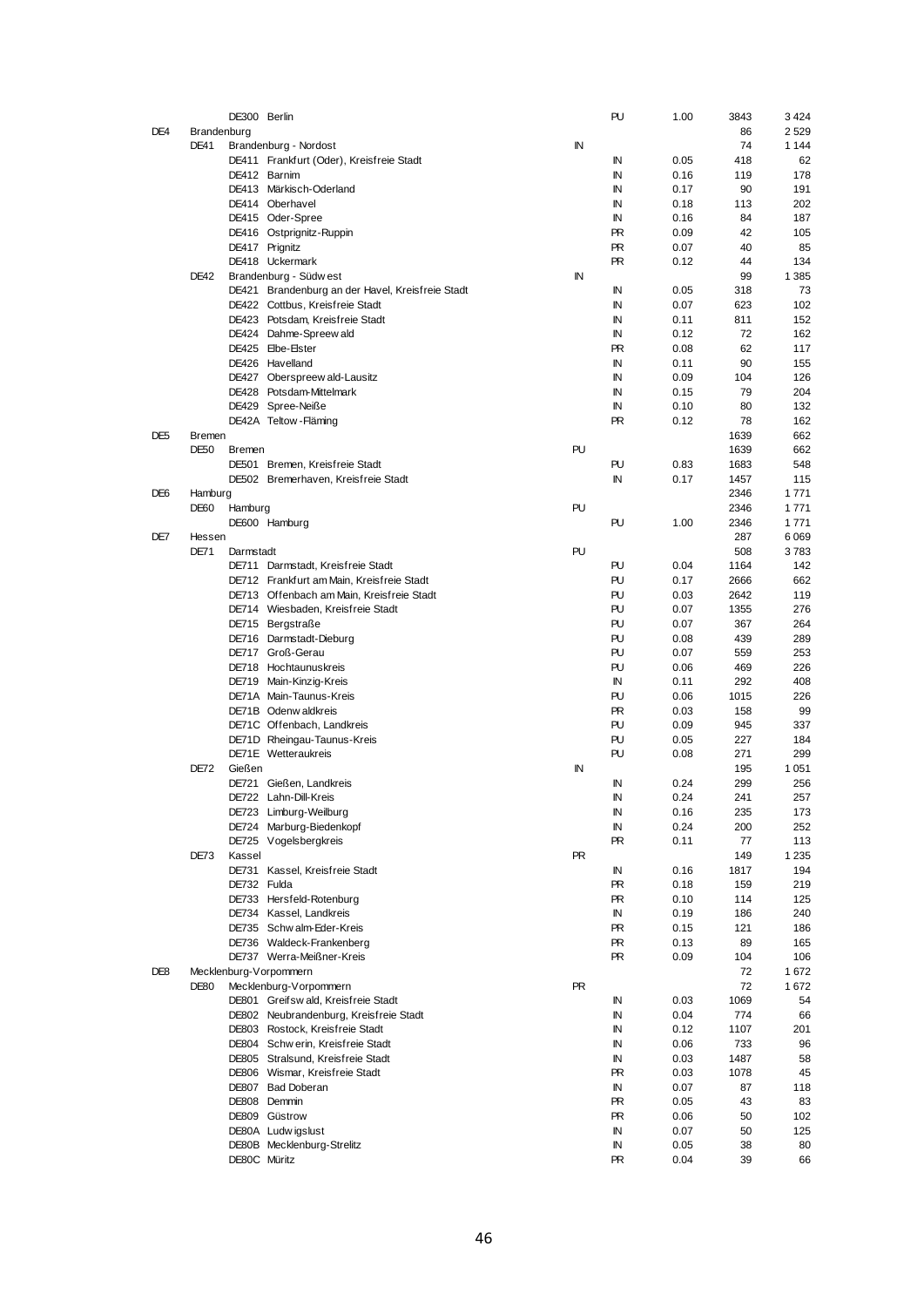|  |  |  |  |  |  |  |  |  |
|---|---|---|---|---|---|---|---|---|
|  |  | DE300 | Berlin |  | PU | 1.00 | 3843 | 3 424 |
| DE4 | Brandenburg |  |  |  |  |  | 86 | 2 529 |
|  | DE41 | Brandenburg - Nordost |  | IN |  |  | 74 | 1 144 |
|  |  | DE411 | Frankfurt (Oder), Kreisfreie Stadt |  | IN | 0.05 | 418 | 62 |
|  |  | DE412 | Barnim |  | IN | 0.16 | 119 | 178 |
|  |  | DE413 | Märkisch-Oderland |  | IN | 0.17 | 90 | 191 |
|  |  | DE414 | Oberhavel |  | IN | 0.18 | 113 | 202 |
|  |  | DE415 | Oder-Spree |  | IN | 0.16 | 84 | 187 |
|  |  | DE416 | Ostprignitz-Ruppin |  | PR | 0.09 | 42 | 105 |
|  |  | DE417 | Prignitz |  | PR | 0.07 | 40 | 85 |
|  |  | DE418 | Uckermark |  | PR | 0.12 | 44 | 134 |
|  | DE42 | Brandenburg - Südwest |  | IN |  |  | 99 | 1 385 |
|  |  | DE421 | Brandenburg an der Havel, Kreisfreie Stadt |  | IN | 0.05 | 318 | 73 |
|  |  | DE422 | Cottbus, Kreisfreie Stadt |  | IN | 0.07 | 623 | 102 |
|  |  | DE423 | Potsdam, Kreisfreie Stadt |  | IN | 0.11 | 811 | 152 |
|  |  | DE424 | Dahme-Spreewald |  | IN | 0.12 | 72 | 162 |
|  |  | DE425 | Elbe-Elster |  | PR | 0.08 | 62 | 117 |
|  |  | DE426 | Havelland |  | IN | 0.11 | 90 | 155 |
|  |  | DE427 | Oberspreewald-Lausitz |  | IN | 0.09 | 104 | 126 |
|  |  | DE428 | Potsdam-Mittelmark |  | IN | 0.15 | 79 | 204 |
|  |  | DE429 | Spree-Neiße |  | IN | 0.10 | 80 | 132 |
|  |  | DE42A | Teltow-Fläming |  | PR | 0.12 | 78 | 162 |
| DE5 | Bremen |  |  |  |  |  | 1639 | 662 |
|  | DE50 | Bremen |  | PU |  |  | 1639 | 662 |
|  |  | DE501 | Bremen, Kreisfreie Stadt |  | PU | 0.83 | 1683 | 548 |
|  |  | DE502 | Bremerhaven, Kreisfreie Stadt |  | IN | 0.17 | 1457 | 115 |
| DE6 | Hamburg |  |  |  |  |  | 2346 | 1 771 |
|  | DE60 | Hamburg |  | PU |  |  | 2346 | 1 771 |
|  |  | DE600 | Hamburg |  | PU | 1.00 | 2346 | 1 771 |
| DE7 | Hessen |  |  |  |  |  | 287 | 6 069 |
|  | DE71 | Darmstadt |  | PU |  |  | 508 | 3 783 |
|  |  | DE711 | Darmstadt, Kreisfreie Stadt |  | PU | 0.04 | 1164 | 142 |
|  |  | DE712 | Frankfurt am Main, Kreisfreie Stadt |  | PU | 0.17 | 2666 | 662 |
|  |  | DE713 | Offenbach am Main, Kreisfreie Stadt |  | PU | 0.03 | 2642 | 119 |
|  |  | DE714 | Wiesbaden, Kreisfreie Stadt |  | PU | 0.07 | 1355 | 276 |
|  |  | DE715 | Bergstraße |  | PU | 0.07 | 367 | 264 |
|  |  | DE716 | Darmstadt-Dieburg |  | PU | 0.08 | 439 | 289 |
|  |  | DE717 | Groß-Gerau |  | PU | 0.07 | 559 | 253 |
|  |  | DE718 | Hochtaunuskreis |  | PU | 0.06 | 469 | 226 |
|  |  | DE719 | Main-Kinzig-Kreis |  | IN | 0.11 | 292 | 408 |
|  |  | DE71A | Main-Taunus-Kreis |  | PU | 0.06 | 1015 | 226 |
|  |  | DE71B | Odenwaldkreis |  | PR | 0.03 | 158 | 99 |
|  |  | DE71C | Offenbach, Landkreis |  | PU | 0.09 | 945 | 337 |
|  |  | DE71D | Rheingau-Taunus-Kreis |  | PU | 0.05 | 227 | 184 |
|  |  | DE71E | Wetteraukreis |  | PU | 0.08 | 271 | 299 |
|  | DE72 | Gießen |  | IN |  |  | 195 | 1 051 |
|  |  | DE721 | Gießen, Landkreis |  | IN | 0.24 | 299 | 256 |
|  |  | DE722 | Lahn-Dill-Kreis |  | IN | 0.24 | 241 | 257 |
|  |  | DE723 | Limburg-Weilburg |  | IN | 0.16 | 235 | 173 |
|  |  | DE724 | Marburg-Biedenkopf |  | IN | 0.24 | 200 | 252 |
|  |  | DE725 | Vogelsbergkreis |  | PR | 0.11 | 77 | 113 |
|  | DE73 | Kassel |  | PR |  |  | 149 | 1 235 |
|  |  | DE731 | Kassel, Kreisfreie Stadt |  | IN | 0.16 | 1817 | 194 |
|  |  | DE732 | Fulda |  | PR | 0.18 | 159 | 219 |
|  |  | DE733 | Hersfeld-Rotenburg |  | PR | 0.10 | 114 | 125 |
|  |  | DE734 | Kassel, Landkreis |  | IN | 0.19 | 186 | 240 |
|  |  | DE735 | Schwalm-Eder-Kreis |  | PR | 0.15 | 121 | 186 |
|  |  | DE736 | Waldeck-Frankenberg |  | PR | 0.13 | 89 | 165 |
|  |  | DE737 | Werra-Meißner-Kreis |  | PR | 0.09 | 104 | 106 |
| DE8 | Mecklenburg-Vorpommern |  |  |  |  |  | 72 | 1 672 |
|  | DE80 | Mecklenburg-Vorpommern |  | PR |  |  | 72 | 1 672 |
|  |  | DE801 | Greifswald, Kreisfreie Stadt |  | IN | 0.03 | 1069 | 54 |
|  |  | DE802 | Neubrandenburg, Kreisfreie Stadt |  | IN | 0.04 | 774 | 66 |
|  |  | DE803 | Rostock, Kreisfreie Stadt |  | IN | 0.12 | 1107 | 201 |
|  |  | DE804 | Schwerin, Kreisfreie Stadt |  | IN | 0.06 | 733 | 96 |
|  |  | DE805 | Stralsund, Kreisfreie Stadt |  | IN | 0.03 | 1487 | 58 |
|  |  | DE806 | Wismar, Kreisfreie Stadt |  | PR | 0.03 | 1078 | 45 |
|  |  | DE807 | Bad Doberan |  | IN | 0.07 | 87 | 118 |
|  |  | DE808 | Demmin |  | PR | 0.05 | 43 | 83 |
|  |  | DE809 | Güstrow |  | PR | 0.06 | 50 | 102 |
|  |  | DE80A | Ludwigslust |  | IN | 0.07 | 50 | 125 |
|  |  | DE80B | Mecklenburg-Strelitz |  | IN | 0.05 | 38 | 80 |
|  |  | DE80C | Müritz |  | PR | 0.04 | 39 | 66 |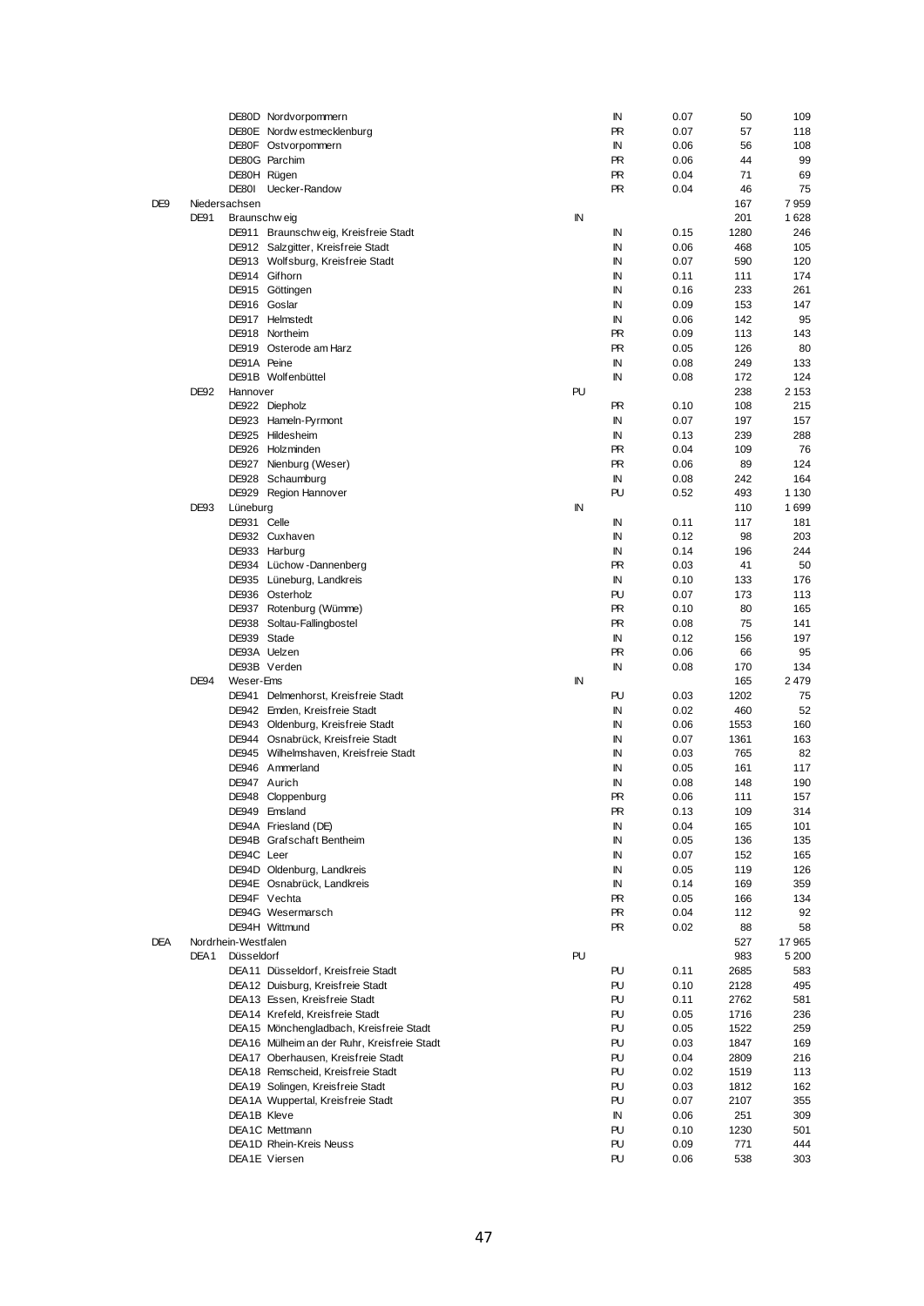| | | | | | | |
|---|---|---|---|---|---|---|
| | | DE80D Nordvorpommern | | IN | 0.07 | 50 | 109 |
| | | DE80E Nordwestmecklenburg | | PR | 0.07 | 57 | 118 |
| | | DE80F Ostvorpommern | | IN | 0.06 | 56 | 108 |
| | | DE80G Parchim | | PR | 0.06 | 44 | 99 |
| | | DE80H Rügen | | PR | 0.04 | 71 | 69 |
| | | DE80I Uecker-Randow | | PR | 0.04 | 46 | 75 |
| DE9 | Niedersachsen | | | | | 167 | 7 959 |
| | DE91 | Braunschweig | IN | | | 201 | 1 628 |
| | | DE911 Braunschweig, Kreisfreie Stadt | | IN | 0.15 | 1280 | 246 |
| | | DE912 Salzgitter, Kreisfreie Stadt | | IN | 0.06 | 468 | 105 |
| | | DE913 Wolfsburg, Kreisfreie Stadt | | IN | 0.07 | 590 | 120 |
| | | DE914 Gifhorn | | IN | 0.11 | 111 | 174 |
| | | DE915 Göttingen | | IN | 0.16 | 233 | 261 |
| | | DE916 Goslar | | IN | 0.09 | 153 | 147 |
| | | DE917 Helmstedt | | IN | 0.06 | 142 | 95 |
| | | DE918 Northeim | | PR | 0.09 | 113 | 143 |
| | | DE919 Osterode am Harz | | PR | 0.05 | 126 | 80 |
| | | DE91A Peine | | IN | 0.08 | 249 | 133 |
| | | DE91B Wolfenbüttel | | IN | 0.08 | 172 | 124 |
| | DE92 | Hannover | PU | | | 238 | 2 153 |
| | | DE922 Diepholz | | PR | 0.10 | 108 | 215 |
| | | DE923 Hameln-Pyrmont | | IN | 0.07 | 197 | 157 |
| | | DE925 Hildesheim | | IN | 0.13 | 239 | 288 |
| | | DE926 Holzminden | | PR | 0.04 | 109 | 76 |
| | | DE927 Nienburg (Weser) | | PR | 0.06 | 89 | 124 |
| | | DE928 Schaumburg | | IN | 0.08 | 242 | 164 |
| | | DE929 Region Hannover | | PU | 0.52 | 493 | 1 130 |
| | DE93 | Lüneburg | IN | | | 110 | 1 699 |
| | | DE931 Celle | | IN | 0.11 | 117 | 181 |
| | | DE932 Cuxhaven | | IN | 0.12 | 98 | 203 |
| | | DE933 Harburg | | IN | 0.14 | 196 | 244 |
| | | DE934 Lüchow-Dannenberg | | PR | 0.03 | 41 | 50 |
| | | DE935 Lüneburg, Landkreis | | IN | 0.10 | 133 | 176 |
| | | DE936 Osterholz | | PU | 0.07 | 173 | 113 |
| | | DE937 Rotenburg (Wümme) | | PR | 0.10 | 80 | 165 |
| | | DE938 Soltau-Fallingbostel | | PR | 0.08 | 75 | 141 |
| | | DE939 Stade | | IN | 0.12 | 156 | 197 |
| | | DE93A Uelzen | | PR | 0.06 | 66 | 95 |
| | | DE93B Verden | | IN | 0.08 | 170 | 134 |
| | DE94 | Weser-Ems | IN | | | 165 | 2 479 |
| | | DE941 Delmenhorst, Kreisfreie Stadt | | PU | 0.03 | 1202 | 75 |
| | | DE942 Emden, Kreisfreie Stadt | | IN | 0.02 | 460 | 52 |
| | | DE943 Oldenburg, Kreisfreie Stadt | | IN | 0.06 | 1553 | 160 |
| | | DE944 Osnabrück, Kreisfreie Stadt | | IN | 0.07 | 1361 | 163 |
| | | DE945 Wilhelmshaven, Kreisfreie Stadt | | IN | 0.03 | 765 | 82 |
| | | DE946 Ammerland | | IN | 0.05 | 161 | 117 |
| | | DE947 Aurich | | IN | 0.08 | 148 | 190 |
| | | DE948 Cloppenburg | | PR | 0.06 | 111 | 157 |
| | | DE949 Emsland | | PR | 0.13 | 109 | 314 |
| | | DE94A Friesland (DE) | | IN | 0.04 | 165 | 101 |
| | | DE94B Grafschaft Bentheim | | IN | 0.05 | 136 | 135 |
| | | DE94C Leer | | IN | 0.07 | 152 | 165 |
| | | DE94D Oldenburg, Landkreis | | IN | 0.05 | 119 | 126 |
| | | DE94E Osnabrück, Landkreis | | IN | 0.14 | 169 | 359 |
| | | DE94F Vechta | | PR | 0.05 | 166 | 134 |
| | | DE94G Wesermarsch | | PR | 0.04 | 112 | 92 |
| | | DE94H Wittmund | | PR | 0.02 | 88 | 58 |
| DEA | Nordrhein-Westfalen | | | | | 527 | 17 965 |
| | DEA1 | Düsseldorf | PU | | | 983 | 5 200 |
| | | DEA11 Düsseldorf, Kreisfreie Stadt | | PU | 0.11 | 2685 | 583 |
| | | DEA12 Duisburg, Kreisfreie Stadt | | PU | 0.10 | 2128 | 495 |
| | | DEA13 Essen, Kreisfreie Stadt | | PU | 0.11 | 2762 | 581 |
| | | DEA14 Krefeld, Kreisfreie Stadt | | PU | 0.05 | 1716 | 236 |
| | | DEA15 Mönchengladbach, Kreisfreie Stadt | | PU | 0.05 | 1522 | 259 |
| | | DEA16 Mülheim an der Ruhr, Kreisfreie Stadt | | PU | 0.03 | 1847 | 169 |
| | | DEA17 Oberhausen, Kreisfreie Stadt | | PU | 0.04 | 2809 | 216 |
| | | DEA18 Remscheid, Kreisfreie Stadt | | PU | 0.02 | 1519 | 113 |
| | | DEA19 Solingen, Kreisfreie Stadt | | PU | 0.03 | 1812 | 162 |
| | | DEA1A Wuppertal, Kreisfreie Stadt | | PU | 0.07 | 2107 | 355 |
| | | DEA1B Kleve | | IN | 0.06 | 251 | 309 |
| | | DEA1C Mettmann | | PU | 0.10 | 1230 | 501 |
| | | DEA1D Rhein-Kreis Neuss | | PU | 0.09 | 771 | 444 |
| | | DEA1E Viersen | | PU | 0.06 | 538 | 303 |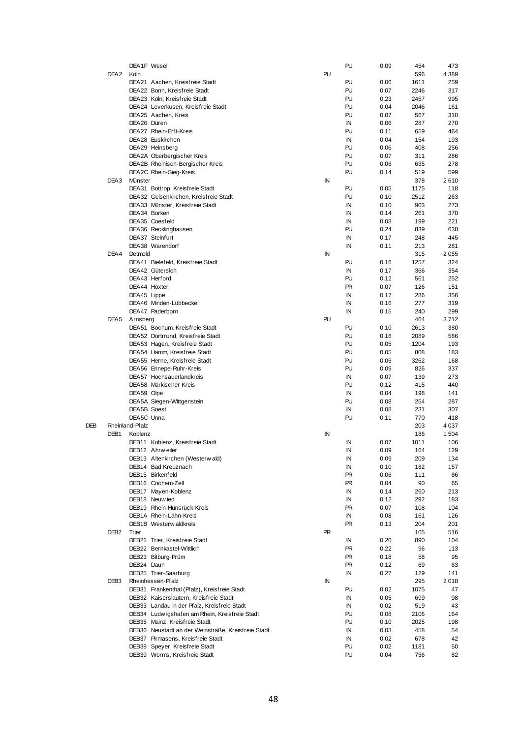| | | | | | | | |
|---|---|---|---|---|---|---|---|
| | | DEA1F Wesel | | PU | 0.09 | 454 | 473 |
| | DEA2 | Köln | PU | | | 596 | 4 389 |
| | | DEA21 Aachen, Kreisfreie Stadt | | PU | 0.06 | 1611 | 259 |
| | | DEA22 Bonn, Kreisfreie Stadt | | PU | 0.07 | 2246 | 317 |
| | | DEA23 Köln, Kreisfreie Stadt | | PU | 0.23 | 2457 | 995 |
| | | DEA24 Leverkusen, Kreisfreie Stadt | | PU | 0.04 | 2046 | 161 |
| | | DEA25 Aachen, Kreis | | PU | 0.07 | 567 | 310 |
| | | DEA26 Düren | | IN | 0.06 | 287 | 270 |
| | | DEA27 Rhein-Erft-Kreis | | PU | 0.11 | 659 | 464 |
| | | DEA28 Euskirchen | | IN | 0.04 | 154 | 193 |
| | | DEA29 Heinsberg | | PU | 0.06 | 408 | 256 |
| | | DEA2A Oberbergischer Kreis | | PU | 0.07 | 311 | 286 |
| | | DEA2B Rheinisch-Bergischer Kreis | | PU | 0.06 | 635 | 278 |
| | | DEA2C Rhein-Sieg-Kreis | | PU | 0.14 | 519 | 599 |
| | DEA3 | Münster | IN | | | 378 | 2 610 |
| | | DEA31 Bottrop, Kreisfreie Stadt | | PU | 0.05 | 1175 | 118 |
| | | DEA32 Gelsenkirchen, Kreisfreie Stadt | | PU | 0.10 | 2512 | 263 |
| | | DEA33 Münster, Kreisfreie Stadt | | IN | 0.10 | 903 | 273 |
| | | DEA34 Borken | | IN | 0.14 | 261 | 370 |
| | | DEA35 Coesfeld | | IN | 0.08 | 199 | 221 |
| | | DEA36 Recklinghausen | | PU | 0.24 | 839 | 638 |
| | | DEA37 Steinfurt | | IN | 0.17 | 248 | 445 |
| | | DEA38 Warendorf | | IN | 0.11 | 213 | 281 |
| | DEA4 | Detmold | IN | | | 315 | 2 055 |
| | | DEA41 Bielefeld, Kreisfreie Stadt | | PU | 0.16 | 1257 | 324 |
| | | DEA42 Gütersloh | | IN | 0.17 | 366 | 354 |
| | | DEA43 Herford | | PU | 0.12 | 561 | 252 |
| | | DEA44 Höxter | | PR | 0.07 | 126 | 151 |
| | | DEA45 Lippe | | IN | 0.17 | 286 | 356 |
| | | DEA46 Minden-Lübbecke | | IN | 0.16 | 277 | 319 |
| | | DEA47 Paderborn | | IN | 0.15 | 240 | 299 |
| | DEA5 | Arnsberg | PU | | | 464 | 3 712 |
| | | DEA51 Bochum, Kreisfreie Stadt | | PU | 0.10 | 2613 | 380 |
| | | DEA52 Dortmund, Kreisfreie Stadt | | PU | 0.16 | 2089 | 586 |
| | | DEA53 Hagen, Kreisfreie Stadt | | PU | 0.05 | 1204 | 193 |
| | | DEA54 Hamm, Kreisfreie Stadt | | PU | 0.05 | 808 | 183 |
| | | DEA55 Herne, Kreisfreie Stadt | | PU | 0.05 | 3262 | 168 |
| | | DEA56 Ennepe-Ruhr-Kreis | | PU | 0.09 | 826 | 337 |
| | | DEA57 Hochsauerlandkreis | | IN | 0.07 | 139 | 273 |
| | | DEA58 Märkischer Kreis | | PU | 0.12 | 415 | 440 |
| | | DEA59 Olpe | | IN | 0.04 | 198 | 141 |
| | | DEA5A Siegen-Wittgenstein | | PU | 0.08 | 254 | 287 |
| | | DEA5B Soest | | IN | 0.08 | 231 | 307 |
| | | DEA5C Unna | | PU | 0.11 | 770 | 418 |
| DEB | Rheinland-Pfalz | | | | | 203 | 4 037 |
| | DEB1 | Koblenz | IN | | | 186 | 1 504 |
| | | DEB11 Koblenz, Kreisfreie Stadt | | IN | 0.07 | 1011 | 106 |
| | | DEB12 Ahrweiler | | IN | 0.09 | 164 | 129 |
| | | DEB13 Altenkirchen (Westerwald) | | IN | 0.09 | 209 | 134 |
| | | DEB14 Bad Kreuznach | | IN | 0.10 | 182 | 157 |
| | | DEB15 Birkenfeld | | PR | 0.06 | 111 | 86 |
| | | DEB16 Cochem-Zell | | PR | 0.04 | 90 | 65 |
| | | DEB17 Mayen-Koblenz | | IN | 0.14 | 260 | 213 |
| | | DEB18 Neuwied | | IN | 0.12 | 292 | 183 |
| | | DEB19 Rhein-Hunsrück-Kreis | | PR | 0.07 | 108 | 104 |
| | | DEB1A Rhein-Lahn-Kreis | | IN | 0.08 | 161 | 126 |
| | | DEB1B Westerwaldkreis | | PR | 0.13 | 204 | 201 |
| | DEB2 | Trier | PR | | | 105 | 516 |
| | | DEB21 Trier, Kreisfreie Stadt | | IN | 0.20 | 890 | 104 |
| | | DEB22 Bernkastel-Wittlich | | PR | 0.22 | 96 | 113 |
| | | DEB23 Bitburg-Prüm | | PR | 0.18 | 58 | 95 |
| | | DEB24 Daun | | PR | 0.12 | 69 | 63 |
| | | DEB25 Trier-Saarburg | | IN | 0.27 | 129 | 141 |
| | DEB3 | Rheinhessen-Pfalz | IN | | | 295 | 2 018 |
| | | DEB31 Frankenthal (Pfalz), Kreisfreie Stadt | | PU | 0.02 | 1075 | 47 |
| | | DEB32 Kaiserslautern, Kreisfreie Stadt | | IN | 0.05 | 699 | 98 |
| | | DEB33 Landau in der Pfalz, Kreisfreie Stadt | | IN | 0.02 | 519 | 43 |
| | | DEB34 Ludwigshafen am Rhein, Kreisfreie Stadt | | PU | 0.08 | 2106 | 164 |
| | | DEB35 Mainz, Kreisfreie Stadt | | PU | 0.10 | 2025 | 198 |
| | | DEB36 Neustadt an der Weinstraße, Kreisfreie Stadt | | IN | 0.03 | 458 | 54 |
| | | DEB37 Pirmasens, Kreisfreie Stadt | | IN | 0.02 | 678 | 42 |
| | | DEB38 Speyer, Kreisfreie Stadt | | PU | 0.02 | 1181 | 50 |
| | | DEB39 Worms, Kreisfreie Stadt | | PU | 0.04 | 756 | 82 |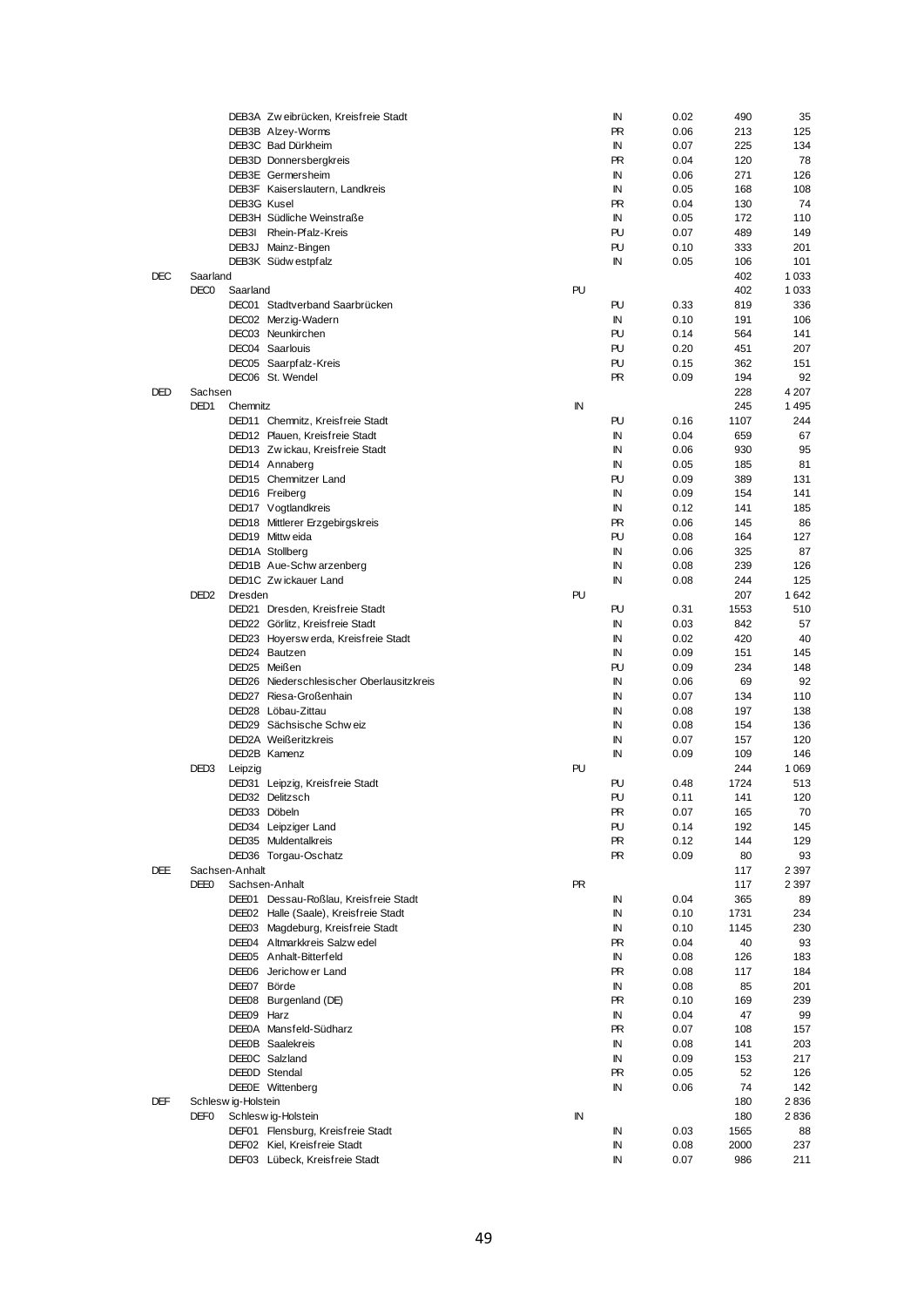| | | | | | | | |
|---|---|---|---|---|---|---|---|
| | | DEB3A Zweibrücken, Kreisfreie Stadt | | IN | 0.02 | 490 | 35 |
| | | DEB3B Alzey-Worms | | PR | 0.06 | 213 | 125 |
| | | DEB3C Bad Dürkheim | | IN | 0.07 | 225 | 134 |
| | | DEB3D Donnersbergkreis | | PR | 0.04 | 120 | 78 |
| | | DEB3E Germersheim | | IN | 0.06 | 271 | 126 |
| | | DEB3F Kaiserslautern, Landkreis | | IN | 0.05 | 168 | 108 |
| | | DEB3G Kusel | | PR | 0.04 | 130 | 74 |
| | | DEB3H Südliche Weinstraße | | IN | 0.05 | 172 | 110 |
| | | DEB3I Rhein-Pfalz-Kreis | | PU | 0.07 | 489 | 149 |
| | | DEB3J Mainz-Bingen | | PU | 0.10 | 333 | 201 |
| | | DEB3K Südwestpfalz | | IN | 0.05 | 106 | 101 |
| DEC | Saarland | | | | | 402 | 1 033 |
| | DEC0 | Saarland | PU | | | 402 | 1 033 |
| | | DEC01 Stadtverband Saarbrücken | | PU | 0.33 | 819 | 336 |
| | | DEC02 Merzig-Wadern | | IN | 0.10 | 191 | 106 |
| | | DEC03 Neunkirchen | | PU | 0.14 | 564 | 141 |
| | | DEC04 Saarlouis | | PU | 0.20 | 451 | 207 |
| | | DEC05 Saarpfalz-Kreis | | PU | 0.15 | 362 | 151 |
| | | DEC06 St. Wendel | | PR | 0.09 | 194 | 92 |
| DED | Sachsen | | | | | 228 | 4 207 |
| | DED1 | Chemnitz | IN | | | 245 | 1 495 |
| | | DED11 Chemnitz, Kreisfreie Stadt | | PU | 0.16 | 1107 | 244 |
| | | DED12 Plauen, Kreisfreie Stadt | | IN | 0.04 | 659 | 67 |
| | | DED13 Zwickau, Kreisfreie Stadt | | IN | 0.06 | 930 | 95 |
| | | DED14 Annaberg | | IN | 0.05 | 185 | 81 |
| | | DED15 Chemnitzer Land | | PU | 0.09 | 389 | 131 |
| | | DED16 Freiberg | | IN | 0.09 | 154 | 141 |
| | | DED17 Vogtlandkreis | | IN | 0.12 | 141 | 185 |
| | | DED18 Mittlerer Erzgebirgskreis | | PR | 0.06 | 145 | 86 |
| | | DED19 Mittweida | | PU | 0.08 | 164 | 127 |
| | | DED1A Stollberg | | IN | 0.06 | 325 | 87 |
| | | DED1B Aue-Schwarzenberg | | IN | 0.08 | 239 | 126 |
| | | DED1C Zwickauer Land | | IN | 0.08 | 244 | 125 |
| | DED2 | Dresden | PU | | | 207 | 1 642 |
| | | DED21 Dresden, Kreisfreie Stadt | | PU | 0.31 | 1553 | 510 |
| | | DED22 Görlitz, Kreisfreie Stadt | | IN | 0.03 | 842 | 57 |
| | | DED23 Hoyerswerda, Kreisfreie Stadt | | IN | 0.02 | 420 | 40 |
| | | DED24 Bautzen | | IN | 0.09 | 151 | 145 |
| | | DED25 Meißen | | PU | 0.09 | 234 | 148 |
| | | DED26 Niederschlesischer Oberlausitzkreis | | IN | 0.06 | 69 | 92 |
| | | DED27 Riesa-Großenhain | | IN | 0.07 | 134 | 110 |
| | | DED28 Löbau-Zittau | | IN | 0.08 | 197 | 138 |
| | | DED29 Sächsische Schweiz | | IN | 0.08 | 154 | 136 |
| | | DED2A Weißeritzkreis | | IN | 0.07 | 157 | 120 |
| | | DED2B Kamenz | | IN | 0.09 | 109 | 146 |
| | DED3 | Leipzig | PU | | | 244 | 1 069 |
| | | DED31 Leipzig, Kreisfreie Stadt | | PU | 0.48 | 1724 | 513 |
| | | DED32 Delitzsch | | PU | 0.11 | 141 | 120 |
| | | DED33 Döbeln | | PR | 0.07 | 165 | 70 |
| | | DED34 Leipziger Land | | PU | 0.14 | 192 | 145 |
| | | DED35 Muldentalkreis | | PR | 0.12 | 144 | 129 |
| | | DED36 Torgau-Oschatz | | PR | 0.09 | 80 | 93 |
| DEE | Sachsen-Anhalt | | | | | 117 | 2 397 |
| | DEE0 | Sachsen-Anhalt | PR | | | 117 | 2 397 |
| | | DEE01 Dessau-Roßlau, Kreisfreie Stadt | | IN | 0.04 | 365 | 89 |
| | | DEE02 Halle (Saale), Kreisfreie Stadt | | IN | 0.10 | 1731 | 234 |
| | | DEE03 Magdeburg, Kreisfreie Stadt | | IN | 0.10 | 1145 | 230 |
| | | DEE04 Altmarkkreis Salzwedel | | PR | 0.04 | 40 | 93 |
| | | DEE05 Anhalt-Bitterfeld | | IN | 0.08 | 126 | 183 |
| | | DEE06 Jerichower Land | | PR | 0.08 | 117 | 184 |
| | | DEE07 Börde | | IN | 0.08 | 85 | 201 |
| | | DEE08 Burgenland (DE) | | PR | 0.10 | 169 | 239 |
| | | DEE09 Harz | | IN | 0.04 | 47 | 99 |
| | | DEE0A Mansfeld-Südharz | | PR | 0.07 | 108 | 157 |
| | | DEE0B Saalekreis | | IN | 0.08 | 141 | 203 |
| | | DEE0C Salzland | | IN | 0.09 | 153 | 217 |
| | | DEE0D Stendal | | PR | 0.05 | 52 | 126 |
| | | DEE0E Wittenberg | | IN | 0.06 | 74 | 142 |
| DEF | Schleswig-Holstein | | | | | 180 | 2 836 |
| | DEF0 | Schleswig-Holstein | IN | | | 180 | 2 836 |
| | | DEF01 Flensburg, Kreisfreie Stadt | | IN | 0.03 | 1565 | 88 |
| | | DEF02 Kiel, Kreisfreie Stadt | | IN | 0.08 | 2000 | 237 |
| | | DEF03 Lübeck, Kreisfreie Stadt | | IN | 0.07 | 986 | 211 |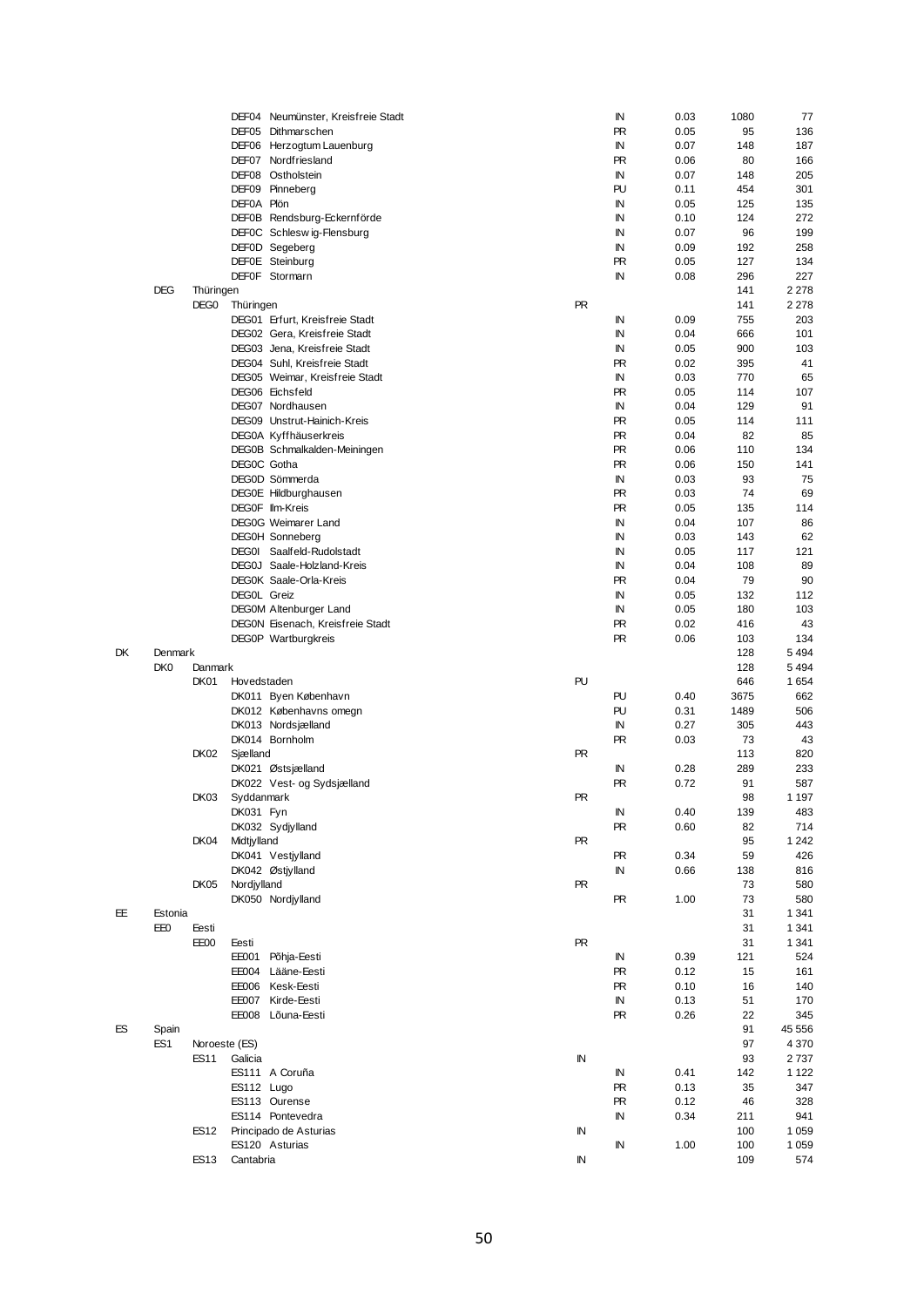| | | | | | | | | |
|---|---|---|---|---|---|---|---|---|
| | | | DEF04 Neumünster, Kreisfreie Stadt | | IN | 0.03 | 1080 | 77 |
| | | | DEF05 Dithmarschen | | PR | 0.05 | 95 | 136 |
| | | | DEF06 Herzogtum Lauenburg | | IN | 0.07 | 148 | 187 |
| | | | DEF07 Nordfriesland | | PR | 0.06 | 80 | 166 |
| | | | DEF08 Ostholstein | | IN | 0.07 | 148 | 205 |
| | | | DEF09 Pinneberg | | PU | 0.11 | 454 | 301 |
| | | | DEF0A Plön | | IN | 0.05 | 125 | 135 |
| | | | DEF0B Rendsburg-Eckernförde | | IN | 0.10 | 124 | 272 |
| | | | DEF0C Schleswig-Flensburg | | IN | 0.07 | 96 | 199 |
| | | | DEF0D Segeberg | | IN | 0.09 | 192 | 258 |
| | | | DEF0E Steinburg | | PR | 0.05 | 127 | 134 |
| | | | DEF0F Stormarn | | IN | 0.08 | 296 | 227 |
| | DEG | Thüringen | | | | | 141 | 2 278 |
| | | DEG0 | Thüringen | PR | | | 141 | 2 278 |
| | | | DEG01 Erfurt, Kreisfreie Stadt | | IN | 0.09 | 755 | 203 |
| | | | DEG02 Gera, Kreisfreie Stadt | | IN | 0.04 | 666 | 101 |
| | | | DEG03 Jena, Kreisfreie Stadt | | IN | 0.05 | 900 | 103 |
| | | | DEG04 Suhl, Kreisfreie Stadt | | PR | 0.02 | 395 | 41 |
| | | | DEG05 Weimar, Kreisfreie Stadt | | IN | 0.03 | 770 | 65 |
| | | | DEG06 Eichsfeld | | PR | 0.05 | 114 | 107 |
| | | | DEG07 Nordhausen | | IN | 0.04 | 129 | 91 |
| | | | DEG09 Unstrut-Hainich-Kreis | | PR | 0.05 | 114 | 111 |
| | | | DEG0A Kyffhäuserkreis | | PR | 0.04 | 82 | 85 |
| | | | DEG0B Schmalkalden-Meiningen | | PR | 0.06 | 110 | 134 |
| | | | DEG0C Gotha | | PR | 0.06 | 150 | 141 |
| | | | DEG0D Sömmerda | | IN | 0.03 | 93 | 75 |
| | | | DEG0E Hildburghausen | | PR | 0.03 | 74 | 69 |
| | | | DEG0F Ilm-Kreis | | PR | 0.05 | 135 | 114 |
| | | | DEG0G Weimarer Land | | IN | 0.04 | 107 | 86 |
| | | | DEG0H Sonneberg | | IN | 0.03 | 143 | 62 |
| | | | DEG0I Saalfeld-Rudolstadt | | IN | 0.05 | 117 | 121 |
| | | | DEG0J Saale-Holzland-Kreis | | IN | 0.04 | 108 | 89 |
| | | | DEG0K Saale-Orla-Kreis | | PR | 0.04 | 79 | 90 |
| | | | DEG0L Greiz | | IN | 0.05 | 132 | 112 |
| | | | DEG0M Altenburger Land | | IN | 0.05 | 180 | 103 |
| | | | DEG0N Eisenach, Kreisfreie Stadt | | PR | 0.02 | 416 | 43 |
| | | | DEG0P Wartburgkreis | | PR | 0.06 | 103 | 134 |
| DK | Denmark | | | | | | 128 | 5 494 |
| | DK0 | Danmark | | | | | 128 | 5 494 |
| | | DK01 | Hovedstaden | PU | | | 646 | 1 654 |
| | | | DK011 Byen København | | PU | 0.40 | 3675 | 662 |
| | | | DK012 Københavns omegn | | PU | 0.31 | 1489 | 506 |
| | | | DK013 Nordsjælland | | IN | 0.27 | 305 | 443 |
| | | | DK014 Bornholm | | PR | 0.03 | 73 | 43 |
| | | DK02 | Sjælland | PR | | | 113 | 820 |
| | | | DK021 Østsjælland | | IN | 0.28 | 289 | 233 |
| | | | DK022 Vest- og Sydsjælland | | PR | 0.72 | 91 | 587 |
| | | DK03 | Syddanmark | PR | | | 98 | 1 197 |
| | | | DK031 Fyn | | IN | 0.40 | 139 | 483 |
| | | | DK032 Sydjylland | | PR | 0.60 | 82 | 714 |
| | | DK04 | Midtjylland | PR | | | 95 | 1 242 |
| | | | DK041 Vestjylland | | PR | 0.34 | 59 | 426 |
| | | | DK042 Østjylland | | IN | 0.66 | 138 | 816 |
| | | DK05 | Nordjylland | PR | | | 73 | 580 |
| | | | DK050 Nordjylland | | PR | 1.00 | 73 | 580 |
| EE | Estonia | | | | | | 31 | 1 341 |
| | EE0 | Eesti | | | | | 31 | 1 341 |
| | | EE00 | Eesti | PR | | | 31 | 1 341 |
| | | | EE001 Põhja-Eesti | | IN | 0.39 | 121 | 524 |
| | | | EE004 Lääne-Eesti | | PR | 0.12 | 15 | 161 |
| | | | EE006 Kesk-Eesti | | PR | 0.10 | 16 | 140 |
| | | | EE007 Kirde-Eesti | | IN | 0.13 | 51 | 170 |
| | | | EE008 Lõuna-Eesti | | PR | 0.26 | 22 | 345 |
| ES | Spain | | | | | | 91 | 45 556 |
| | ES1 | Noroeste (ES) | | | | | 97 | 4 370 |
| | | ES11 | Galicia | IN | | | 93 | 2 737 |
| | | | ES111 A Coruña | | IN | 0.41 | 142 | 1 122 |
| | | | ES112 Lugo | | PR | 0.13 | 35 | 347 |
| | | | ES113 Ourense | | PR | 0.12 | 46 | 328 |
| | | | ES114 Pontevedra | | IN | 0.34 | 211 | 941 |
| | | ES12 | Principado de Asturias | IN | | | 100 | 1 059 |
| | | | ES120 Asturias | | IN | 1.00 | 100 | 1 059 |
| | | ES13 | Cantabria | IN | | | 109 | 574 |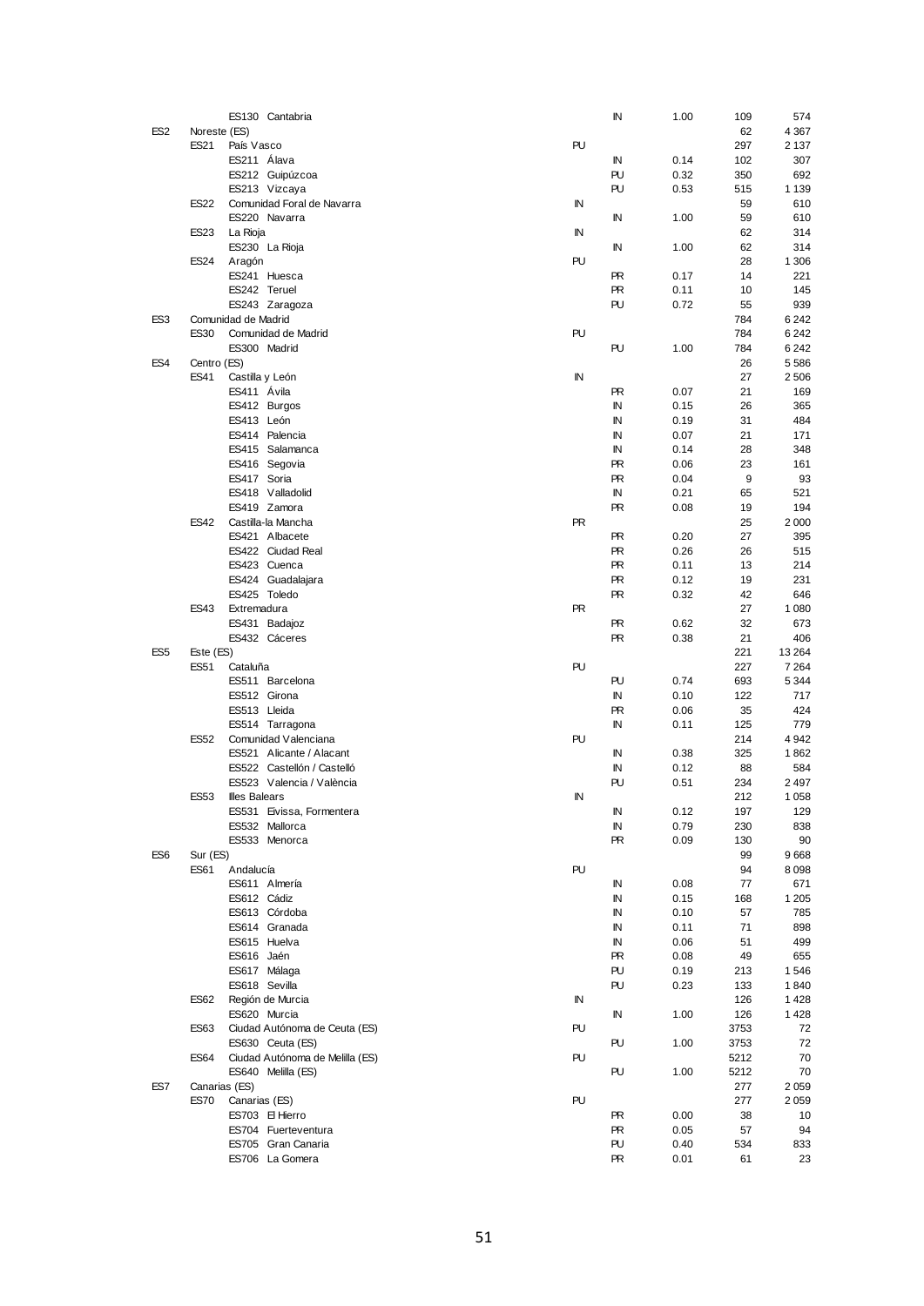| | | | | | | | |
|---|---|---|---|---|---|---|---|
| | | ES130 Cantabria | | IN | 1.00 | 109 | 574 |
| ES2 | Noreste (ES) | | | | | 62 | 4 367 |
| | ES21 | País Vasco | PU | | | 297 | 2 137 |
| | | ES211 Álava | | IN | 0.14 | 102 | 307 |
| | | ES212 Guipúzcoa | | PU | 0.32 | 350 | 692 |
| | | ES213 Vizcaya | | PU | 0.53 | 515 | 1 139 |
| | ES22 | Comunidad Foral de Navarra | IN | | | 59 | 610 |
| | | ES220 Navarra | | IN | 1.00 | 59 | 610 |
| | ES23 | La Rioja | IN | | | 62 | 314 |
| | | ES230 La Rioja | | IN | 1.00 | 62 | 314 |
| | ES24 | Aragón | PU | | | 28 | 1 306 |
| | | ES241 Huesca | | PR | 0.17 | 14 | 221 |
| | | ES242 Teruel | | PR | 0.11 | 10 | 145 |
| | | ES243 Zaragoza | | PU | 0.72 | 55 | 939 |
| ES3 | Comunidad de Madrid | | | | | 784 | 6 242 |
| | ES30 | Comunidad de Madrid | PU | | | 784 | 6 242 |
| | | ES300 Madrid | | PU | 1.00 | 784 | 6 242 |
| ES4 | Centro (ES) | | | | | 26 | 5 586 |
| | ES41 | Castilla y León | IN | | | 27 | 2 506 |
| | | ES411 Ávila | | PR | 0.07 | 21 | 169 |
| | | ES412 Burgos | | IN | 0.15 | 26 | 365 |
| | | ES413 León | | IN | 0.19 | 31 | 484 |
| | | ES414 Palencia | | IN | 0.07 | 21 | 171 |
| | | ES415 Salamanca | | IN | 0.14 | 28 | 348 |
| | | ES416 Segovia | | PR | 0.06 | 23 | 161 |
| | | ES417 Soria | | PR | 0.04 | 9 | 93 |
| | | ES418 Valladolid | | IN | 0.21 | 65 | 521 |
| | | ES419 Zamora | | PR | 0.08 | 19 | 194 |
| | ES42 | Castilla-la Mancha | PR | | | 25 | 2 000 |
| | | ES421 Albacete | | PR | 0.20 | 27 | 395 |
| | | ES422 Ciudad Real | | PR | 0.26 | 26 | 515 |
| | | ES423 Cuenca | | PR | 0.11 | 13 | 214 |
| | | ES424 Guadalajara | | PR | 0.12 | 19 | 231 |
| | | ES425 Toledo | | PR | 0.32 | 42 | 646 |
| | ES43 | Extremadura | PR | | | 27 | 1 080 |
| | | ES431 Badajoz | | PR | 0.62 | 32 | 673 |
| | | ES432 Cáceres | | PR | 0.38 | 21 | 406 |
| ES5 | Este (ES) | | | | | 221 | 13 264 |
| | ES51 | Cataluña | PU | | | 227 | 7 264 |
| | | ES511 Barcelona | | PU | 0.74 | 693 | 5 344 |
| | | ES512 Girona | | IN | 0.10 | 122 | 717 |
| | | ES513 Lleida | | PR | 0.06 | 35 | 424 |
| | | ES514 Tarragona | | IN | 0.11 | 125 | 779 |
| | ES52 | Comunidad Valenciana | PU | | | 214 | 4 942 |
| | | ES521 Alicante / Alacant | | IN | 0.38 | 325 | 1 862 |
| | | ES522 Castellón / Castelló | | IN | 0.12 | 88 | 584 |
| | | ES523 Valencia / València | | PU | 0.51 | 234 | 2 497 |
| | ES53 | Illes Balears | IN | | | 212 | 1 058 |
| | | ES531 Eivissa, Formentera | | IN | 0.12 | 197 | 129 |
| | | ES532 Mallorca | | IN | 0.79 | 230 | 838 |
| | | ES533 Menorca | | PR | 0.09 | 130 | 90 |
| ES6 | Sur (ES) | | | | | 99 | 9 668 |
| | ES61 | Andalucía | PU | | | 94 | 8 098 |
| | | ES611 Almería | | IN | 0.08 | 77 | 671 |
| | | ES612 Cádiz | | IN | 0.15 | 168 | 1 205 |
| | | ES613 Córdoba | | IN | 0.10 | 57 | 785 |
| | | ES614 Granada | | IN | 0.11 | 71 | 898 |
| | | ES615 Huelva | | IN | 0.06 | 51 | 499 |
| | | ES616 Jaén | | PR | 0.08 | 49 | 655 |
| | | ES617 Málaga | | PU | 0.19 | 213 | 1 546 |
| | | ES618 Sevilla | | PU | 0.23 | 133 | 1 840 |
| | ES62 | Región de Murcia | IN | | | 126 | 1 428 |
| | | ES620 Murcia | | IN | 1.00 | 126 | 1 428 |
| | ES63 | Ciudad Autónoma de Ceuta (ES) | PU | | | 3753 | 72 |
| | | ES630 Ceuta (ES) | | PU | 1.00 | 3753 | 72 |
| | ES64 | Ciudad Autónoma de Melilla (ES) | PU | | | 5212 | 70 |
| | | ES640 Melilla (ES) | | PU | 1.00 | 5212 | 70 |
| ES7 | Canarias (ES) | | | | | 277 | 2 059 |
| | ES70 | Canarias (ES) | PU | | | 277 | 2 059 |
| | | ES703 El Hierro | | PR | 0.00 | 38 | 10 |
| | | ES704 Fuerteventura | | PR | 0.05 | 57 | 94 |
| | | ES705 Gran Canaria | | PU | 0.40 | 534 | 833 |
| | | ES706 La Gomera | | PR | 0.01 | 61 | 23 |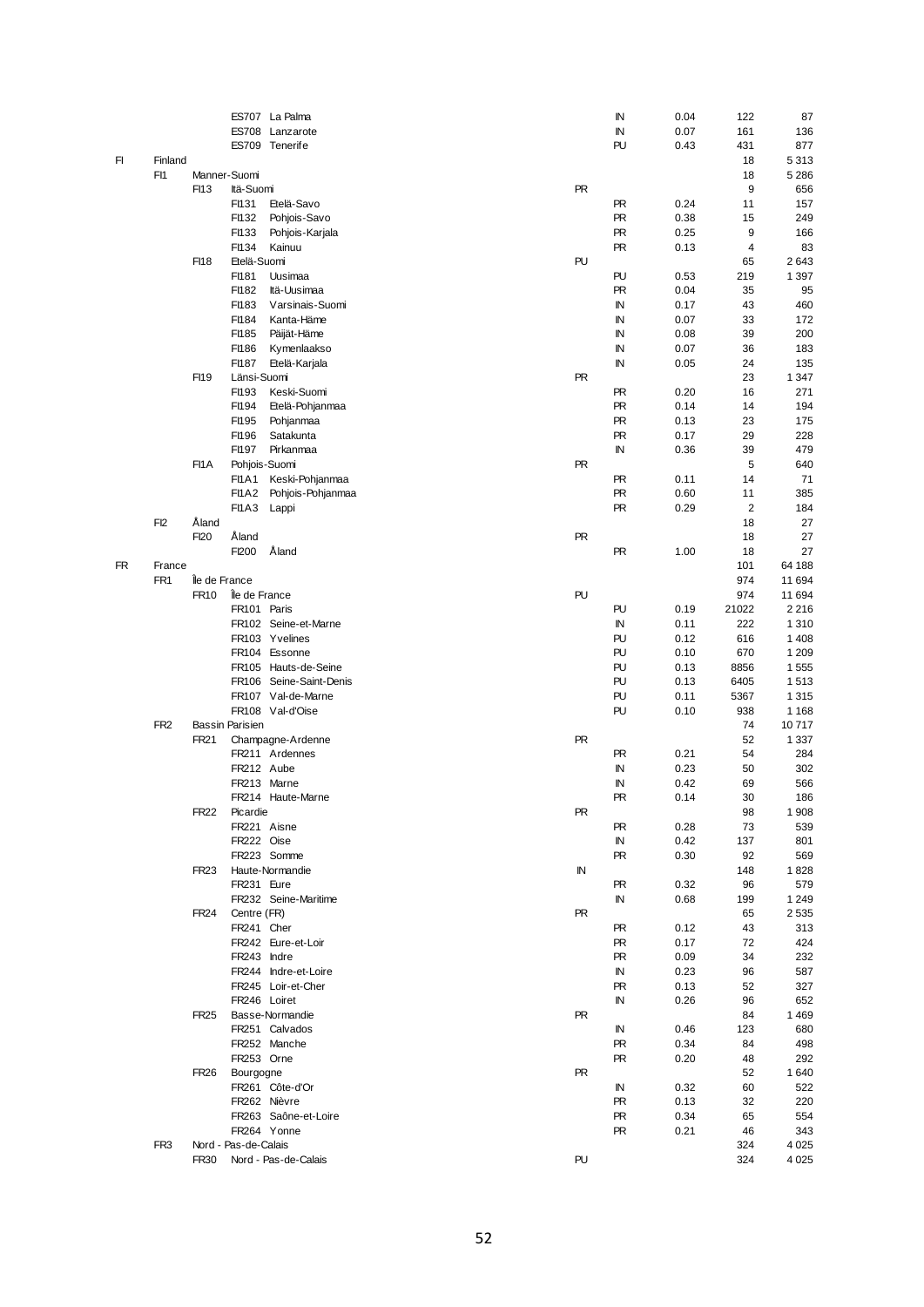| | | | | | | | | |
|---|---|---|---|---|---|---|---|---|
| | | | ES707 La Palma | | IN | 0.04 | 122 | 87 |
| | | | ES708 Lanzarote | | IN | 0.07 | 161 | 136 |
| | | | ES709 Tenerife | | PU | 0.43 | 431 | 877 |
| FI | Finland | | | | | | 18 | 5 313 |
| | FI1 | Manner-Suomi | | | | | 18 | 5 286 |
| | | FI13 | Itä-Suomi | PR | | | 9 | 656 |
| | | | FI131 Etelä-Savo | | PR | 0.24 | 11 | 157 |
| | | | FI132 Pohjois-Savo | | PR | 0.38 | 15 | 249 |
| | | | FI133 Pohjois-Karjala | | PR | 0.25 | 9 | 166 |
| | | | FI134 Kainuu | | PR | 0.13 | 4 | 83 |
| | | FI18 | Etelä-Suomi | PU | | | 65 | 2 643 |
| | | | FI181 Uusimaa | | PU | 0.53 | 219 | 1 397 |
| | | | FI182 Itä-Uusimaa | | PR | 0.04 | 35 | 95 |
| | | | FI183 Varsinais-Suomi | | IN | 0.17 | 43 | 460 |
| | | | FI184 Kanta-Häme | | IN | 0.07 | 33 | 172 |
| | | | FI185 Päijät-Häme | | IN | 0.08 | 39 | 200 |
| | | | FI186 Kymenlaakso | | IN | 0.07 | 36 | 183 |
| | | | FI187 Etelä-Karjala | | IN | 0.05 | 24 | 135 |
| | | FI19 | Länsi-Suomi | PR | | | 23 | 1 347 |
| | | | FI193 Keski-Suomi | | PR | 0.20 | 16 | 271 |
| | | | FI194 Etelä-Pohjanmaa | | PR | 0.14 | 14 | 194 |
| | | | FI195 Pohjanmaa | | PR | 0.13 | 23 | 175 |
| | | | FI196 Satakunta | | PR | 0.17 | 29 | 228 |
| | | | FI197 Pirkanmaa | | IN | 0.36 | 39 | 479 |
| | | FI1A | Pohjois-Suomi | PR | | | 5 | 640 |
| | | | FI1A1 Keski-Pohjanmaa | | PR | 0.11 | 14 | 71 |
| | | | FI1A2 Pohjois-Pohjanmaa | | PR | 0.60 | 11 | 385 |
| | | | FI1A3 Lappi | | PR | 0.29 | 2 | 184 |
| | FI2 | Åland | | | | | 18 | 27 |
| | | FI20 | Åland | PR | | | 18 | 27 |
| | | | FI200 Åland | | PR | 1.00 | 18 | 27 |
| FR | France | | | | | | 101 | 64 188 |
| | FR1 | Île de France | | | | | 974 | 11 694 |
| | | FR10 | Île de France | PU | | | 974 | 11 694 |
| | | | FR101 Paris | | PU | 0.19 | 21022 | 2 216 |
| | | | FR102 Seine-et-Marne | | IN | 0.11 | 222 | 1 310 |
| | | | FR103 Yvelines | | PU | 0.12 | 616 | 1 408 |
| | | | FR104 Essonne | | PU | 0.10 | 670 | 1 209 |
| | | | FR105 Hauts-de-Seine | | PU | 0.13 | 8856 | 1 555 |
| | | | FR106 Seine-Saint-Denis | | PU | 0.13 | 6405 | 1 513 |
| | | | FR107 Val-de-Marne | | PU | 0.11 | 5367 | 1 315 |
| | | | FR108 Val-d'Oise | | PU | 0.10 | 938 | 1 168 |
| | FR2 | Bassin Parisien | | | | | 74 | 10 717 |
| | | FR21 | Champagne-Ardenne | PR | | | 52 | 1 337 |
| | | | FR211 Ardennes | | PR | 0.21 | 54 | 284 |
| | | | FR212 Aube | | IN | 0.23 | 50 | 302 |
| | | | FR213 Marne | | IN | 0.42 | 69 | 566 |
| | | | FR214 Haute-Marne | | PR | 0.14 | 30 | 186 |
| | | FR22 | Picardie | PR | | | 98 | 1 908 |
| | | | FR221 Aisne | | PR | 0.28 | 73 | 539 |
| | | | FR222 Oise | | IN | 0.42 | 137 | 801 |
| | | | FR223 Somme | | PR | 0.30 | 92 | 569 |
| | | FR23 | Haute-Normandie | IN | | | 148 | 1 828 |
| | | | FR231 Eure | | PR | 0.32 | 96 | 579 |
| | | | FR232 Seine-Maritime | | IN | 0.68 | 199 | 1 249 |
| | | FR24 | Centre (FR) | PR | | | 65 | 2 535 |
| | | | FR241 Cher | | PR | 0.12 | 43 | 313 |
| | | | FR242 Eure-et-Loir | | PR | 0.17 | 72 | 424 |
| | | | FR243 Indre | | PR | 0.09 | 34 | 232 |
| | | | FR244 Indre-et-Loire | | IN | 0.23 | 96 | 587 |
| | | | FR245 Loir-et-Cher | | PR | 0.13 | 52 | 327 |
| | | | FR246 Loiret | | IN | 0.26 | 96 | 652 |
| | | FR25 | Basse-Normandie | PR | | | 84 | 1 469 |
| | | | FR251 Calvados | | IN | 0.46 | 123 | 680 |
| | | | FR252 Manche | | PR | 0.34 | 84 | 498 |
| | | | FR253 Orne | | PR | 0.20 | 48 | 292 |
| | | FR26 | Bourgogne | PR | | | 52 | 1 640 |
| | | | FR261 Côte-d'Or | | IN | 0.32 | 60 | 522 |
| | | | FR262 Nièvre | | PR | 0.13 | 32 | 220 |
| | | | FR263 Saône-et-Loire | | PR | 0.34 | 65 | 554 |
| | | | FR264 Yonne | | PR | 0.21 | 46 | 343 |
| | FR3 | Nord - Pas-de-Calais | | | | | 324 | 4 025 |
| | | FR30 | Nord - Pas-de-Calais | PU | | | 324 | 4 025 |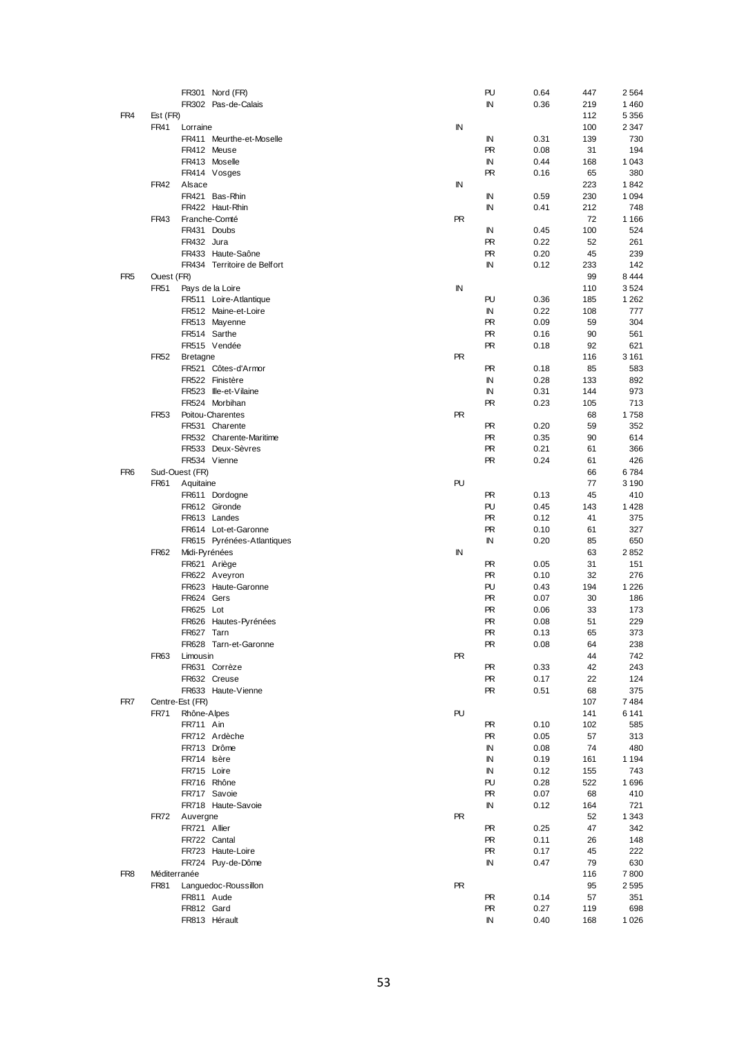| | | | | | | | |
|---|---|---|---|---|---|---|---|
| | | FR301 Nord (FR) | | PU | 0.64 | 447 | 2 564 |
| | | FR302 Pas-de-Calais | | IN | 0.36 | 219 | 1 460 |
| FR4 | Est (FR) | | | | | 112 | 5 356 |
| | FR41 | Lorraine | IN | | | 100 | 2 347 |
| | | FR411 Meurthe-et-Moselle | | IN | 0.31 | 139 | 730 |
| | | FR412 Meuse | | PR | 0.08 | 31 | 194 |
| | | FR413 Moselle | | IN | 0.44 | 168 | 1 043 |
| | | FR414 Vosges | | PR | 0.16 | 65 | 380 |
| | FR42 | Alsace | IN | | | 223 | 1 842 |
| | | FR421 Bas-Rhin | | IN | 0.59 | 230 | 1 094 |
| | | FR422 Haut-Rhin | | IN | 0.41 | 212 | 748 |
| | FR43 | Franche-Comté | PR | | | 72 | 1 166 |
| | | FR431 Doubs | | IN | 0.45 | 100 | 524 |
| | | FR432 Jura | | PR | 0.22 | 52 | 261 |
| | | FR433 Haute-Saône | | PR | 0.20 | 45 | 239 |
| | | FR434 Territoire de Belfort | | IN | 0.12 | 233 | 142 |
| FR5 | Ouest (FR) | | | | | 99 | 8 444 |
| | FR51 | Pays de la Loire | IN | | | 110 | 3 524 |
| | | FR511 Loire-Atlantique | | PU | 0.36 | 185 | 1 262 |
| | | FR512 Maine-et-Loire | | IN | 0.22 | 108 | 777 |
| | | FR513 Mayenne | | PR | 0.09 | 59 | 304 |
| | | FR514 Sarthe | | PR | 0.16 | 90 | 561 |
| | | FR515 Vendée | | PR | 0.18 | 92 | 621 |
| | FR52 | Bretagne | PR | | | 116 | 3 161 |
| | | FR521 Côtes-d'Armor | | PR | 0.18 | 85 | 583 |
| | | FR522 Finistère | | IN | 0.28 | 133 | 892 |
| | | FR523 Ille-et-Vilaine | | IN | 0.31 | 144 | 973 |
| | | FR524 Morbihan | | PR | 0.23 | 105 | 713 |
| | FR53 | Poitou-Charentes | PR | | | 68 | 1 758 |
| | | FR531 Charente | | PR | 0.20 | 59 | 352 |
| | | FR532 Charente-Maritime | | PR | 0.35 | 90 | 614 |
| | | FR533 Deux-Sèvres | | PR | 0.21 | 61 | 366 |
| | | FR534 Vienne | | PR | 0.24 | 61 | 426 |
| FR6 | Sud-Ouest (FR) | | | | | 66 | 6 784 |
| | FR61 | Aquitaine | PU | | | 77 | 3 190 |
| | | FR611 Dordogne | | PR | 0.13 | 45 | 410 |
| | | FR612 Gironde | | PU | 0.45 | 143 | 1 428 |
| | | FR613 Landes | | PR | 0.12 | 41 | 375 |
| | | FR614 Lot-et-Garonne | | PR | 0.10 | 61 | 327 |
| | | FR615 Pyrénées-Atlantiques | | IN | 0.20 | 85 | 650 |
| | FR62 | Midi-Pyrénées | IN | | | 63 | 2 852 |
| | | FR621 Ariège | | PR | 0.05 | 31 | 151 |
| | | FR622 Aveyron | | PR | 0.10 | 32 | 276 |
| | | FR623 Haute-Garonne | | PU | 0.43 | 194 | 1 226 |
| | | FR624 Gers | | PR | 0.07 | 30 | 186 |
| | | FR625 Lot | | PR | 0.06 | 33 | 173 |
| | | FR626 Hautes-Pyrénées | | PR | 0.08 | 51 | 229 |
| | | FR627 Tarn | | PR | 0.13 | 65 | 373 |
| | | FR628 Tarn-et-Garonne | | PR | 0.08 | 64 | 238 |
| | FR63 | Limousin | PR | | | 44 | 742 |
| | | FR631 Corrèze | | PR | 0.33 | 42 | 243 |
| | | FR632 Creuse | | PR | 0.17 | 22 | 124 |
| | | FR633 Haute-Vienne | | PR | 0.51 | 68 | 375 |
| FR7 | Centre-Est (FR) | | | | | 107 | 7 484 |
| | FR71 | Rhône-Alpes | PU | | | 141 | 6 141 |
| | | FR711 Ain | | PR | 0.10 | 102 | 585 |
| | | FR712 Ardèche | | PR | 0.05 | 57 | 313 |
| | | FR713 Drôme | | IN | 0.08 | 74 | 480 |
| | | FR714 Isère | | IN | 0.19 | 161 | 1 194 |
| | | FR715 Loire | | IN | 0.12 | 155 | 743 |
| | | FR716 Rhône | | PU | 0.28 | 522 | 1 696 |
| | | FR717 Savoie | | PR | 0.07 | 68 | 410 |
| | | FR718 Haute-Savoie | | IN | 0.12 | 164 | 721 |
| | FR72 | Auvergne | PR | | | 52 | 1 343 |
| | | FR721 Allier | | PR | 0.25 | 47 | 342 |
| | | FR722 Cantal | | PR | 0.11 | 26 | 148 |
| | | FR723 Haute-Loire | | PR | 0.17 | 45 | 222 |
| | | FR724 Puy-de-Dôme | | IN | 0.47 | 79 | 630 |
| FR8 | Méditerranée | | | | | 116 | 7 800 |
| | FR81 | Languedoc-Roussillon | PR | | | 95 | 2 595 |
| | | FR811 Aude | | PR | 0.14 | 57 | 351 |
| | | FR812 Gard | | PR | 0.27 | 119 | 698 |
| | | FR813 Hérault | | IN | 0.40 | 168 | 1 026 |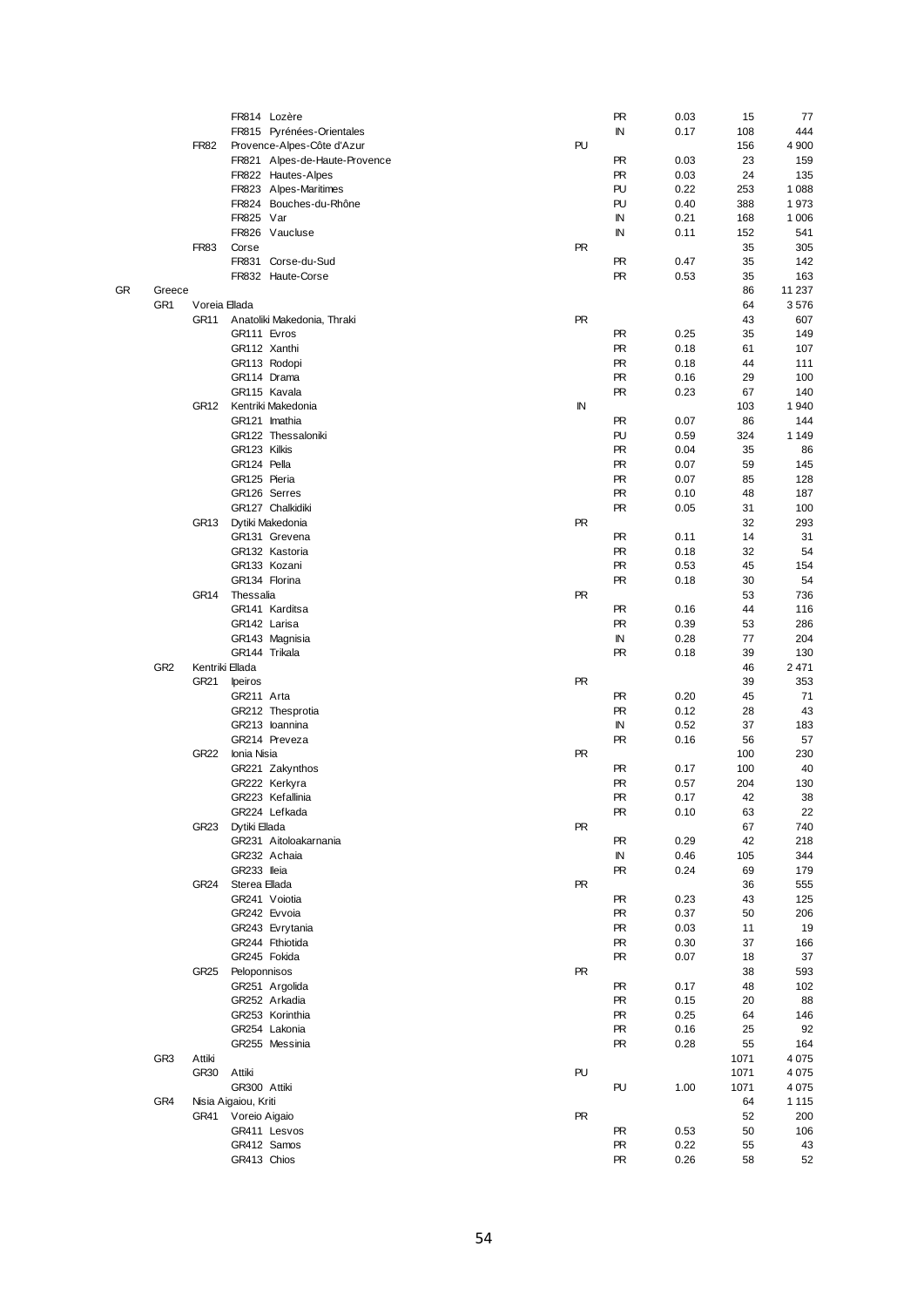| | | | | | | | | |
|---|---|---|---|---|---|---|---|---|
| | | | FR814 Lozère | | PR | 0.03 | 15 | 77 |
| | | | FR815 Pyrénées-Orientales | | IN | 0.17 | 108 | 444 |
| | | FR82 | Provence-Alpes-Côte d'Azur | PU | | | 156 | 4 900 |
| | | | FR821 Alpes-de-Haute-Provence | | PR | 0.03 | 23 | 159 |
| | | | FR822 Hautes-Alpes | | PR | 0.03 | 24 | 135 |
| | | | FR823 Alpes-Maritimes | | PU | 0.22 | 253 | 1 088 |
| | | | FR824 Bouches-du-Rhône | | PU | 0.40 | 388 | 1 973 |
| | | | FR825 Var | | IN | 0.21 | 168 | 1 006 |
| | | | FR826 Vaucluse | | IN | 0.11 | 152 | 541 |
| | | FR83 | Corse | PR | | | 35 | 305 |
| | | | FR831 Corse-du-Sud | | PR | 0.47 | 35 | 142 |
| | | | FR832 Haute-Corse | | PR | 0.53 | 35 | 163 |
| GR | Greece | | | | | | 86 | 11 237 |
| | GR1 | Voreia Ellada | | | | | 64 | 3 576 |
| | | GR11 | Anatoliki Makedonia, Thraki | PR | | | 43 | 607 |
| | | | GR111 Evros | | PR | 0.25 | 35 | 149 |
| | | | GR112 Xanthi | | PR | 0.18 | 61 | 107 |
| | | | GR113 Rodopi | | PR | 0.18 | 44 | 111 |
| | | | GR114 Drama | | PR | 0.16 | 29 | 100 |
| | | | GR115 Kavala | | PR | 0.23 | 67 | 140 |
| | | GR12 | Kentriki Makedonia | IN | | | 103 | 1 940 |
| | | | GR121 Imathia | | PR | 0.07 | 86 | 144 |
| | | | GR122 Thessaloniki | | PU | 0.59 | 324 | 1 149 |
| | | | GR123 Kilkis | | PR | 0.04 | 35 | 86 |
| | | | GR124 Pella | | PR | 0.07 | 59 | 145 |
| | | | GR125 Pieria | | PR | 0.07 | 85 | 128 |
| | | | GR126 Serres | | PR | 0.10 | 48 | 187 |
| | | | GR127 Chalkidiki | | PR | 0.05 | 31 | 100 |
| | | GR13 | Dytiki Makedonia | PR | | | 32 | 293 |
| | | | GR131 Grevena | | PR | 0.11 | 14 | 31 |
| | | | GR132 Kastoria | | PR | 0.18 | 32 | 54 |
| | | | GR133 Kozani | | PR | 0.53 | 45 | 154 |
| | | | GR134 Florina | | PR | 0.18 | 30 | 54 |
| | | GR14 | Thessalia | PR | | | 53 | 736 |
| | | | GR141 Karditsa | | PR | 0.16 | 44 | 116 |
| | | | GR142 Larisa | | PR | 0.39 | 53 | 286 |
| | | | GR143 Magnisia | | IN | 0.28 | 77 | 204 |
| | | | GR144 Trikala | | PR | 0.18 | 39 | 130 |
| | GR2 | Kentriki Ellada | | | | | 46 | 2 471 |
| | | GR21 | Ipeiros | PR | | | 39 | 353 |
| | | | GR211 Arta | | PR | 0.20 | 45 | 71 |
| | | | GR212 Thesprotia | | PR | 0.12 | 28 | 43 |
| | | | GR213 Ioannina | | IN | 0.52 | 37 | 183 |
| | | | GR214 Preveza | | PR | 0.16 | 56 | 57 |
| | | GR22 | Ionia Nisia | PR | | | 100 | 230 |
| | | | GR221 Zakynthos | | PR | 0.17 | 100 | 40 |
| | | | GR222 Kerkyra | | PR | 0.57 | 204 | 130 |
| | | | GR223 Kefallinia | | PR | 0.17 | 42 | 38 |
| | | | GR224 Lefkada | | PR | 0.10 | 63 | 22 |
| | | GR23 | Dytiki Ellada | PR | | | 67 | 740 |
| | | | GR231 Aitoloakarnania | | PR | 0.29 | 42 | 218 |
| | | | GR232 Achaia | | IN | 0.46 | 105 | 344 |
| | | | GR233 Ileia | | PR | 0.24 | 69 | 179 |
| | | GR24 | Sterea Ellada | PR | | | 36 | 555 |
| | | | GR241 Voiotia | | PR | 0.23 | 43 | 125 |
| | | | GR242 Evvoia | | PR | 0.37 | 50 | 206 |
| | | | GR243 Evrytania | | PR | 0.03 | 11 | 19 |
| | | | GR244 Fthiotida | | PR | 0.30 | 37 | 166 |
| | | | GR245 Fokida | | PR | 0.07 | 18 | 37 |
| | | GR25 | Peloponnisos | PR | | | 38 | 593 |
| | | | GR251 Argolida | | PR | 0.17 | 48 | 102 |
| | | | GR252 Arkadia | | PR | 0.15 | 20 | 88 |
| | | | GR253 Korinthia | | PR | 0.25 | 64 | 146 |
| | | | GR254 Lakonia | | PR | 0.16 | 25 | 92 |
| | | | GR255 Messinia | | PR | 0.28 | 55 | 164 |
| | GR3 | Attiki | | | | | 1071 | 4 075 |
| | | GR30 | Attiki | PU | | | 1071 | 4 075 |
| | | | GR300 Attiki | | PU | 1.00 | 1071 | 4 075 |
| | GR4 | Nisia Aigaiou, Kriti | | | | | 64 | 1 115 |
| | | GR41 | Voreio Aigaio | PR | | | 52 | 200 |
| | | | GR411 Lesvos | | PR | 0.53 | 50 | 106 |
| | | | GR412 Samos | | PR | 0.22 | 55 | 43 |
| | | | GR413 Chios | | PR | 0.26 | 58 | 52 |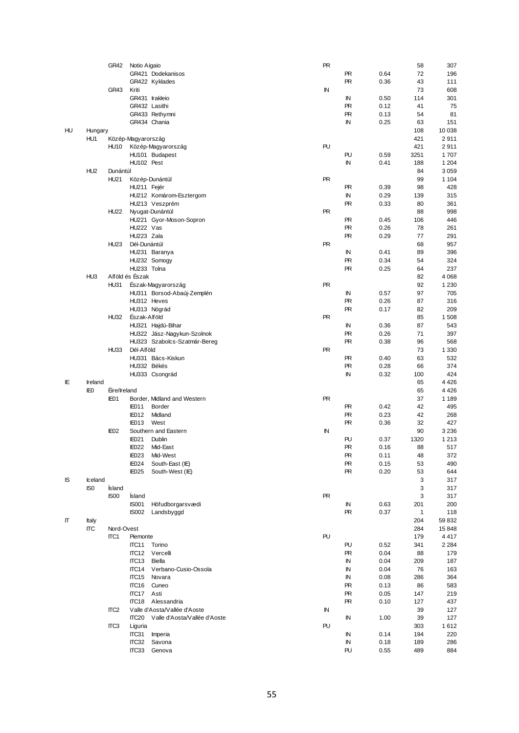| | | | | | | | | |
|---|---|---|---|---|---|---|---|---|
| | | GR42 | Notio Aigaio | PR | | | 58 | 307 |
| | | | GR421 Dodekanisos | | PR | 0.64 | 72 | 196 |
| | | | GR422 Kyklades | | PR | 0.36 | 43 | 111 |
| | | GR43 | Kriti | IN | | | 73 | 608 |
| | | | GR431 Irakleio | | IN | 0.50 | 114 | 301 |
| | | | GR432 Lasithi | | PR | 0.12 | 41 | 75 |
| | | | GR433 Rethymni | | PR | 0.13 | 54 | 81 |
| | | | GR434 Chania | | IN | 0.25 | 63 | 151 |
| HU | Hungary | | | | | | 108 | 10 038 |
| | HU1 | Közép-Magyarország | | | | | 421 | 2 911 |
| | | HU10 | Közép-Magyarország | PU | | | 421 | 2 911 |
| | | | HU101 Budapest | | PU | 0.59 | 3251 | 1 707 |
| | | | HU102 Pest | | IN | 0.41 | 188 | 1 204 |
| | HU2 | Dunántúl | | | | | 84 | 3 059 |
| | | HU21 | Közép-Dunántúl | PR | | | 99 | 1 104 |
| | | | HU211 Fejér | | PR | 0.39 | 98 | 428 |
| | | | HU212 Komárom-Esztergom | | IN | 0.29 | 139 | 315 |
| | | | HU213 Veszprém | | PR | 0.33 | 80 | 361 |
| | | HU22 | Nyugat-Dunántúl | PR | | | 88 | 998 |
| | | | HU221 Gyor-Moson-Sopron | | PR | 0.45 | 106 | 446 |
| | | | HU222 Vas | | PR | 0.26 | 78 | 261 |
| | | | HU223 Zala | | PR | 0.29 | 77 | 291 |
| | | HU23 | Dél-Dunántúl | PR | | | 68 | 957 |
| | | | HU231 Baranya | | IN | 0.41 | 89 | 396 |
| | | | HU232 Somogy | | PR | 0.34 | 54 | 324 |
| | | | HU233 Tolna | | PR | 0.25 | 64 | 237 |
| | HU3 | Alföld és Észak | | | | | 82 | 4 068 |
| | | HU31 | Észak-Magyarország | PR | | | 92 | 1 230 |
| | | | HU311 Borsod-Abaúj-Zemplén | | IN | 0.57 | 97 | 705 |
| | | | HU312 Heves | | PR | 0.26 | 87 | 316 |
| | | | HU313 Nógrád | | PR | 0.17 | 82 | 209 |
| | | HU32 | Észak-Alföld | PR | | | 85 | 1 508 |
| | | | HU321 Hajdú-Bihar | | IN | 0.36 | 87 | 543 |
| | | | HU322 Jász-Nagykun-Szolnok | | PR | 0.26 | 71 | 397 |
| | | | HU323 Szabolcs-Szatmár-Bereg | | PR | 0.38 | 96 | 568 |
| | | HU33 | Dél-Alföld | PR | | | 73 | 1 330 |
| | | | HU331 Bács-Kiskun | | PR | 0.40 | 63 | 532 |
| | | | HU332 Békés | | PR | 0.28 | 66 | 374 |
| | | | HU333 Csongrád | | IN | 0.32 | 100 | 424 |
| IE | Ireland | | | | | | 65 | 4 426 |
| | IE0 | Éire/Ireland | | | | | 65 | 4 426 |
| | | IE01 | Border, Midland and Western | PR | | | 37 | 1 189 |
| | | | IE011 Border | | PR | 0.42 | 42 | 495 |
| | | | IE012 Midland | | PR | 0.23 | 42 | 268 |
| | | | IE013 West | | PR | 0.36 | 32 | 427 |
| | | IE02 | Southern and Eastern | IN | | | 90 | 3 236 |
| | | | IE021 Dublin | | PU | 0.37 | 1320 | 1 213 |
| | | | IE022 Mid-East | | PR | 0.16 | 88 | 517 |
| | | | IE023 Mid-West | | PR | 0.11 | 48 | 372 |
| | | | IE024 South-East (IE) | | PR | 0.15 | 53 | 490 |
| | | | IE025 South-West (IE) | | PR | 0.20 | 53 | 644 |
| IS | Iceland | | | | | | 3 | 317 |
| | IS0 | Ísland | | | | | 3 | 317 |
| | | IS00 | Ísland | PR | | | 3 | 317 |
| | | | IS001 Höfudborgarsvædi | | IN | 0.63 | 201 | 200 |
| | | | IS002 Landsbyggd | | PR | 0.37 | 1 | 118 |
| IT | Italy | | | | | | 204 | 59 832 |
| | ITC | Nord-Ovest | | | | | 284 | 15 848 |
| | | ITC1 | Piemonte | PU | | | 179 | 4 417 |
| | | | ITC11 Torino | | PU | 0.52 | 341 | 2 284 |
| | | | ITC12 Vercelli | | PR | 0.04 | 88 | 179 |
| | | | ITC13 Biella | | IN | 0.04 | 209 | 187 |
| | | | ITC14 Verbano-Cusio-Ossola | | IN | 0.04 | 76 | 163 |
| | | | ITC15 Novara | | IN | 0.08 | 286 | 364 |
| | | | ITC16 Cuneo | | PR | 0.13 | 86 | 583 |
| | | | ITC17 Asti | | PR | 0.05 | 147 | 219 |
| | | | ITC18 Alessandria | | PR | 0.10 | 127 | 437 |
| | | ITC2 | Valle d'Aosta/Vallée d'Aoste | IN | | | 39 | 127 |
| | | | ITC20 Valle d'Aosta/Vallée d'Aoste | | IN | 1.00 | 39 | 127 |
| | | ITC3 | Liguria | PU | | | 303 | 1 612 |
| | | | ITC31 Imperia | | IN | 0.14 | 194 | 220 |
| | | | ITC32 Savona | | IN | 0.18 | 189 | 286 |
| | | | ITC33 Genova | | PU | 0.55 | 489 | 884 |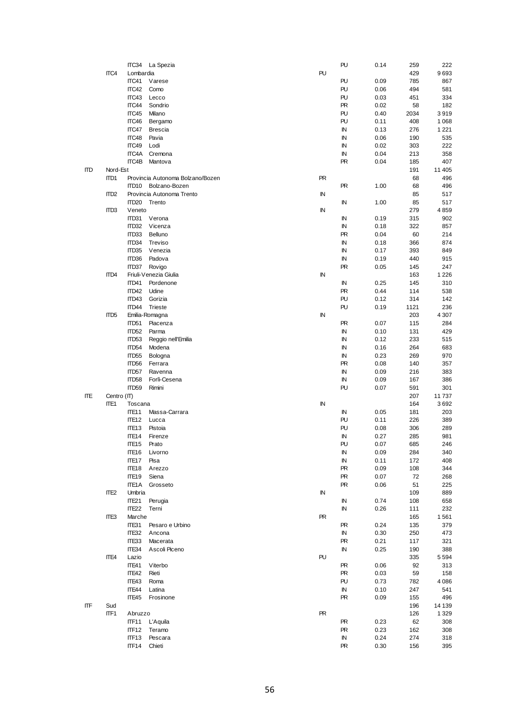| | | | | | | | |
|---|---|---|---|---|---|---|---|
| | | ITC34 | La Spezia | | PU | 0.14 | 259 | 222 |
| | ITC4 | Lombardia | | PU | | | 429 | 9 693 |
| | | ITC41 | Varese | | PU | 0.09 | 785 | 867 |
| | | ITC42 | Como | | PU | 0.06 | 494 | 581 |
| | | ITC43 | Lecco | | PU | 0.03 | 451 | 334 |
| | | ITC44 | Sondrio | | PR | 0.02 | 58 | 182 |
| | | ITC45 | Milano | | PU | 0.40 | 2034 | 3 919 |
| | | ITC46 | Bergamo | | PU | 0.11 | 408 | 1 068 |
| | | ITC47 | Brescia | | IN | 0.13 | 276 | 1 221 |
| | | ITC48 | Pavia | | IN | 0.06 | 190 | 535 |
| | | ITC49 | Lodi | | IN | 0.02 | 303 | 222 |
| | | ITC4A | Cremona | | IN | 0.04 | 213 | 358 |
| | | ITC4B | Mantova | | PR | 0.04 | 185 | 407 |
| ITD | Nord-Est | | | | | | 191 | 11 405 |
| | ITD1 | Provincia Autonoma Bolzano/Bozen | | PR | | | 68 | 496 |
| | | ITD10 | Bolzano-Bozen | | PR | 1.00 | 68 | 496 |
| | ITD2 | Provincia Autonoma Trento | | IN | | | 85 | 517 |
| | | ITD20 | Trento | | IN | 1.00 | 85 | 517 |
| | ITD3 | Veneto | | IN | | | 279 | 4 859 |
| | | ITD31 | Verona | | IN | 0.19 | 315 | 902 |
| | | ITD32 | Vicenza | | IN | 0.18 | 322 | 857 |
| | | ITD33 | Belluno | | PR | 0.04 | 60 | 214 |
| | | ITD34 | Treviso | | IN | 0.18 | 366 | 874 |
| | | ITD35 | Venezia | | IN | 0.17 | 393 | 849 |
| | | ITD36 | Padova | | IN | 0.19 | 440 | 915 |
| | | ITD37 | Rovigo | | PR | 0.05 | 145 | 247 |
| | ITD4 | Friuli-Venezia Giulia | | IN | | | 163 | 1 226 |
| | | ITD41 | Pordenone | | IN | 0.25 | 145 | 310 |
| | | ITD42 | Udine | | PR | 0.44 | 114 | 538 |
| | | ITD43 | Gorizia | | PU | 0.12 | 314 | 142 |
| | | ITD44 | Trieste | | PU | 0.19 | 1121 | 236 |
| | ITD5 | Emilia-Romagna | | IN | | | 203 | 4 307 |
| | | ITD51 | Piacenza | | PR | 0.07 | 115 | 284 |
| | | ITD52 | Parma | | IN | 0.10 | 131 | 429 |
| | | ITD53 | Reggio nell'Emilia | | IN | 0.12 | 233 | 515 |
| | | ITD54 | Modena | | IN | 0.16 | 264 | 683 |
| | | ITD55 | Bologna | | IN | 0.23 | 269 | 970 |
| | | ITD56 | Ferrara | | PR | 0.08 | 140 | 357 |
| | | ITD57 | Ravenna | | IN | 0.09 | 216 | 383 |
| | | ITD58 | Forlì-Cesena | | IN | 0.09 | 167 | 386 |
| | | ITD59 | Rimini | | PU | 0.07 | 591 | 301 |
| ITE | Centro (IT) | | | | | | 207 | 11 737 |
| | ITE1 | Toscana | | IN | | | 164 | 3 692 |
| | | ITE11 | Massa-Carrara | | IN | 0.05 | 181 | 203 |
| | | ITE12 | Lucca | | PU | 0.11 | 226 | 389 |
| | | ITE13 | Pistoia | | PU | 0.08 | 306 | 289 |
| | | ITE14 | Firenze | | IN | 0.27 | 285 | 981 |
| | | ITE15 | Prato | | PU | 0.07 | 685 | 246 |
| | | ITE16 | Livorno | | IN | 0.09 | 284 | 340 |
| | | ITE17 | Pisa | | IN | 0.11 | 172 | 408 |
| | | ITE18 | Arezzo | | PR | 0.09 | 108 | 344 |
| | | ITE19 | Siena | | PR | 0.07 | 72 | 268 |
| | | ITE1A | Grosseto | | PR | 0.06 | 51 | 225 |
| | ITE2 | Umbria | | IN | | | 109 | 889 |
| | | ITE21 | Perugia | | IN | 0.74 | 108 | 658 |
| | | ITE22 | Terni | | IN | 0.26 | 111 | 232 |
| | ITE3 | Marche | | PR | | | 165 | 1 561 |
| | | ITE31 | Pesaro e Urbino | | PR | 0.24 | 135 | 379 |
| | | ITE32 | Ancona | | IN | 0.30 | 250 | 473 |
| | | ITE33 | Macerata | | PR | 0.21 | 117 | 321 |
| | | ITE34 | Ascoli Piceno | | IN | 0.25 | 190 | 388 |
| | ITE4 | Lazio | | PU | | | 335 | 5 594 |
| | | ITE41 | Viterbo | | PR | 0.06 | 92 | 313 |
| | | ITE42 | Rieti | | PR | 0.03 | 59 | 158 |
| | | ITE43 | Roma | | PU | 0.73 | 782 | 4 086 |
| | | ITE44 | Latina | | IN | 0.10 | 247 | 541 |
| | | ITE45 | Frosinone | | PR | 0.09 | 155 | 496 |
| ITF | Sud | | | | | | 196 | 14 139 |
| | ITF1 | Abruzzo | | PR | | | 126 | 1 329 |
| | | ITF11 | L'Aquila | | PR | 0.23 | 62 | 308 |
| | | ITF12 | Teramo | | PR | 0.23 | 162 | 308 |
| | | ITF13 | Pescara | | IN | 0.24 | 274 | 318 |
| | | ITF14 | Chieti | | PR | 0.30 | 156 | 395 |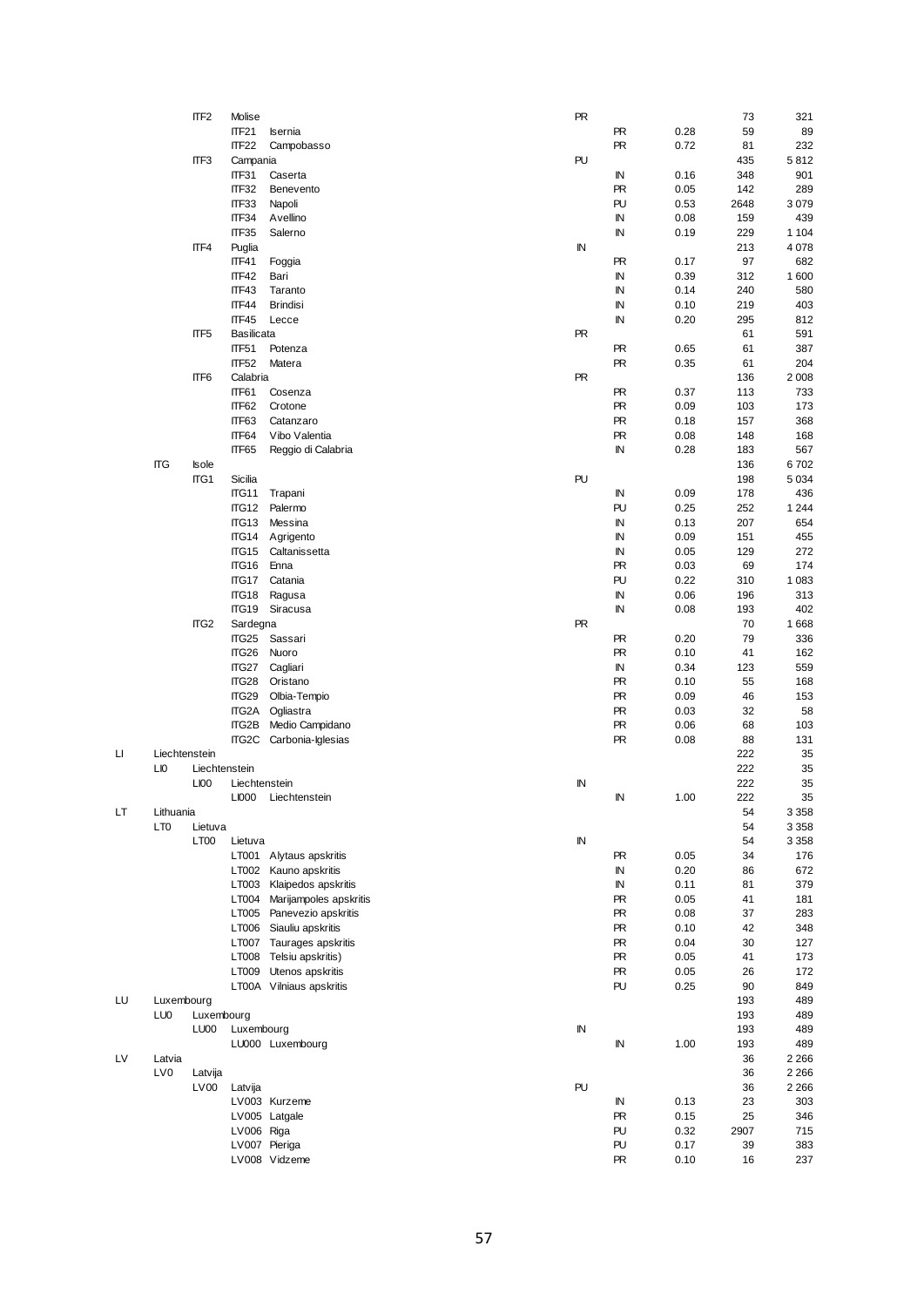| | | | | | | | | | |
|---|---|---|---|---|---|---|---|---|---|
| | | ITF2 | Molise | | PR | | | 73 | 321 |
| | | | ITF21 | Isernia | | PR | 0.28 | 59 | 89 |
| | | | ITF22 | Campobasso | | PR | 0.72 | 81 | 232 |
| | | ITF3 | Campania | | PU | | | 435 | 5 812 |
| | | | ITF31 | Caserta | | IN | 0.16 | 348 | 901 |
| | | | ITF32 | Benevento | | PR | 0.05 | 142 | 289 |
| | | | ITF33 | Napoli | | PU | 0.53 | 2648 | 3 079 |
| | | | ITF34 | Avellino | | IN | 0.08 | 159 | 439 |
| | | | ITF35 | Salerno | | IN | 0.19 | 229 | 1 104 |
| | | ITF4 | Puglia | | IN | | | 213 | 4 078 |
| | | | ITF41 | Foggia | | PR | 0.17 | 97 | 682 |
| | | | ITF42 | Bari | | IN | 0.39 | 312 | 1 600 |
| | | | ITF43 | Taranto | | IN | 0.14 | 240 | 580 |
| | | | ITF44 | Brindisi | | IN | 0.10 | 219 | 403 |
| | | | ITF45 | Lecce | | IN | 0.20 | 295 | 812 |
| | | ITF5 | Basilicata | | PR | | | 61 | 591 |
| | | | ITF51 | Potenza | | PR | 0.65 | 61 | 387 |
| | | | ITF52 | Matera | | PR | 0.35 | 61 | 204 |
| | | ITF6 | Calabria | | PR | | | 136 | 2 008 |
| | | | ITF61 | Cosenza | | PR | 0.37 | 113 | 733 |
| | | | ITF62 | Crotone | | PR | 0.09 | 103 | 173 |
| | | | ITF63 | Catanzaro | | PR | 0.18 | 157 | 368 |
| | | | ITF64 | Vibo Valentia | | PR | 0.08 | 148 | 168 |
| | | | ITF65 | Reggio di Calabria | | IN | 0.28 | 183 | 567 |
| | ITG | Isole | | | | | | 136 | 6 702 |
| | | ITG1 | Sicilia | | PU | | | 198 | 5 034 |
| | | | ITG11 | Trapani | | IN | 0.09 | 178 | 436 |
| | | | ITG12 | Palermo | | PU | 0.25 | 252 | 1 244 |
| | | | ITG13 | Messina | | IN | 0.13 | 207 | 654 |
| | | | ITG14 | Agrigento | | IN | 0.09 | 151 | 455 |
| | | | ITG15 | Caltanissetta | | IN | 0.05 | 129 | 272 |
| | | | ITG16 | Enna | | PR | 0.03 | 69 | 174 |
| | | | ITG17 | Catania | | PU | 0.22 | 310 | 1 083 |
| | | | ITG18 | Ragusa | | IN | 0.06 | 196 | 313 |
| | | | ITG19 | Siracusa | | IN | 0.08 | 193 | 402 |
| | | ITG2 | Sardegna | | PR | | | 70 | 1 668 |
| | | | ITG25 | Sassari | | PR | 0.20 | 79 | 336 |
| | | | ITG26 | Nuoro | | PR | 0.10 | 41 | 162 |
| | | | ITG27 | Cagliari | | IN | 0.34 | 123 | 559 |
| | | | ITG28 | Oristano | | PR | 0.10 | 55 | 168 |
| | | | ITG29 | Olbia-Tempio | | PR | 0.09 | 46 | 153 |
| | | | ITG2A | Ogliastra | | PR | 0.03 | 32 | 58 |
| | | | ITG2B | Medio Campidano | | PR | 0.06 | 68 | 103 |
| | | | ITG2C | Carbonia-Iglesias | | PR | 0.08 | 88 | 131 |
| LI | Liechtenstein | | | | | | | 222 | 35 |
| | LI0 | Liechtenstein | | | | | | 222 | 35 |
| | | LI00 | Liechtenstein | | IN | | | 222 | 35 |
| | | | LI000 | Liechtenstein | | IN | 1.00 | 222 | 35 |
| LT | Lithuania | | | | | | | 54 | 3 358 |
| | LT0 | Lietuva | | | | | | 54 | 3 358 |
| | | LT00 | Lietuva | | IN | | | 54 | 3 358 |
| | | | LT001 | Alytaus apskritis | | PR | 0.05 | 34 | 176 |
| | | | LT002 | Kauno apskritis | | IN | 0.20 | 86 | 672 |
| | | | LT003 | Klaipedos apskritis | | IN | 0.11 | 81 | 379 |
| | | | LT004 | Marijampoles apskritis | | PR | 0.05 | 41 | 181 |
| | | | LT005 | Panevezio apskritis | | PR | 0.08 | 37 | 283 |
| | | | LT006 | Siauliu apskritis | | PR | 0.10 | 42 | 348 |
| | | | LT007 | Taurages apskritis | | PR | 0.04 | 30 | 127 |
| | | | LT008 | Telsiu apskritis) | | PR | 0.05 | 41 | 173 |
| | | | LT009 | Utenos apskritis | | PR | 0.05 | 26 | 172 |
| | | | LT00A | Vilniaus apskritis | | PU | 0.25 | 90 | 849 |
| LU | Luxembourg | | | | | | | 193 | 489 |
| | LU0 | Luxembourg | | | | | | 193 | 489 |
| | | LU00 | Luxembourg | | IN | | | 193 | 489 |
| | | | LU000 | Luxembourg | | IN | 1.00 | 193 | 489 |
| LV | Latvia | | | | | | | 36 | 2 266 |
| | LV0 | Latvija | | | | | | 36 | 2 266 |
| | | LV00 | Latvija | | PU | | | 36 | 2 266 |
| | | | LV003 | Kurzeme | | IN | 0.13 | 23 | 303 |
| | | | LV005 | Latgale | | PR | 0.15 | 25 | 346 |
| | | | LV006 | Riga | | PU | 0.32 | 2907 | 715 |
| | | | LV007 | Pieriga | | PU | 0.17 | 39 | 383 |
| | | | LV008 | Vidzeme | | PR | 0.10 | 16 | 237 |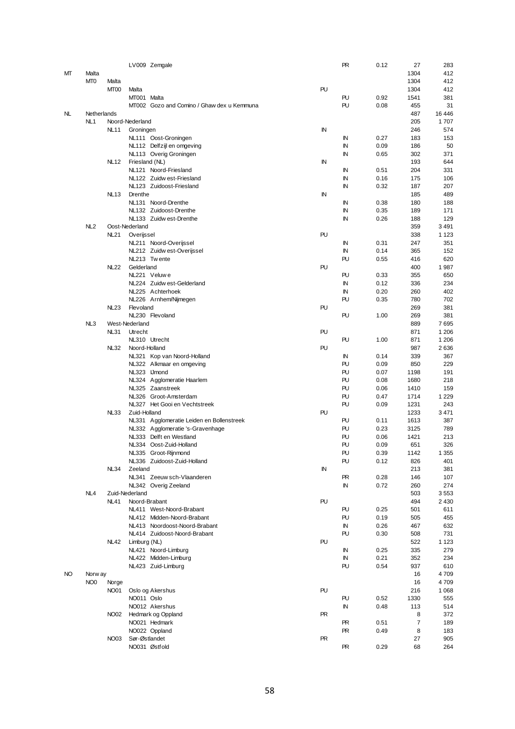| | | | | | | | | |
|---|---|---|---|---|---|---|---|---|
| | | | LV009 Zemgale | | PR | 0.12 | 27 | 283 |
| MT | Malta | | | | | | 1304 | 412 |
| | MT0 | Malta | | | | | 1304 | 412 |
| | | MT00 | Malta | PU | | | 1304 | 412 |
| | | | MT001 Malta | | PU | 0.92 | 1541 | 381 |
| | | | MT002 Gozo and Comino / Ghawdex u Kemmuna | | PU | 0.08 | 455 | 31 |
| NL | Netherlands | | | | | | 487 | 16 446 |
| | NL1 | Noord-Nederland | | | | | 205 | 1 707 |
| | | NL11 | Groningen | IN | | | 246 | 574 |
| | | | NL111 Oost-Groningen | | IN | 0.27 | 183 | 153 |
| | | | NL112 Delfzijl en omgeving | | IN | 0.09 | 186 | 50 |
| | | | NL113 Overig Groningen | | IN | 0.65 | 302 | 371 |
| | | NL12 | Friesland (NL) | IN | | | 193 | 644 |
| | | | NL121 Noord-Friesland | | IN | 0.51 | 204 | 331 |
| | | | NL122 Zuidwest-Friesland | | IN | 0.16 | 175 | 106 |
| | | | NL123 Zuidoost-Friesland | | IN | 0.32 | 187 | 207 |
| | | NL13 | Drenthe | IN | | | 185 | 489 |
| | | | NL131 Noord-Drenthe | | IN | 0.38 | 180 | 188 |
| | | | NL132 Zuidoost-Drenthe | | IN | 0.35 | 189 | 171 |
| | | | NL133 Zuidwest-Drenthe | | IN | 0.26 | 188 | 129 |
| | NL2 | Oost-Nederland | | | | | 359 | 3 491 |
| | | NL21 | Overijssel | PU | | | 338 | 1 123 |
| | | | NL211 Noord-Overijssel | | IN | 0.31 | 247 | 351 |
| | | | NL212 Zuidwest-Overijssel | | IN | 0.14 | 365 | 152 |
| | | | NL213 Twente | | PU | 0.55 | 416 | 620 |
| | | NL22 | Gelderland | PU | | | 400 | 1 987 |
| | | | NL221 Veluwe | | PU | 0.33 | 355 | 650 |
| | | | NL224 Zuidwest-Gelderland | | IN | 0.12 | 336 | 234 |
| | | | NL225 Achterhoek | | IN | 0.20 | 260 | 402 |
| | | | NL226 Arnhem/Nijmegen | | PU | 0.35 | 780 | 702 |
| | | NL23 | Flevoland | PU | | | 269 | 381 |
| | | | NL230 Flevoland | | PU | 1.00 | 269 | 381 |
| | NL3 | West-Nederland | | | | | 889 | 7 695 |
| | | NL31 | Utrecht | PU | | | 871 | 1 206 |
| | | | NL310 Utrecht | | PU | 1.00 | 871 | 1 206 |
| | | NL32 | Noord-Holland | PU | | | 987 | 2 636 |
| | | | NL321 Kop van Noord-Holland | | IN | 0.14 | 339 | 367 |
| | | | NL322 Alkmaar en omgeving | | PU | 0.09 | 850 | 229 |
| | | | NL323 IJmond | | PU | 0.07 | 1198 | 191 |
| | | | NL324 Agglomeratie Haarlem | | PU | 0.08 | 1680 | 218 |
| | | | NL325 Zaanstreek | | PU | 0.06 | 1410 | 159 |
| | | | NL326 Groot-Amsterdam | | PU | 0.47 | 1714 | 1 229 |
| | | | NL327 Het Gooi en Vechtstreek | | PU | 0.09 | 1231 | 243 |
| | | NL33 | Zuid-Holland | PU | | | 1233 | 3 471 |
| | | | NL331 Agglomeratie Leiden en Bollenstreek | | PU | 0.11 | 1613 | 387 |
| | | | NL332 Agglomeratie 's-Gravenhage | | PU | 0.23 | 3125 | 789 |
| | | | NL333 Delft en Westland | | PU | 0.06 | 1421 | 213 |
| | | | NL334 Oost-Zuid-Holland | | PU | 0.09 | 651 | 326 |
| | | | NL335 Groot-Rijnmond | | PU | 0.39 | 1142 | 1 355 |
| | | | NL336 Zuidoost-Zuid-Holland | | PU | 0.12 | 826 | 401 |
| | | NL34 | Zeeland | IN | | | 213 | 381 |
| | | | NL341 Zeeuwsch-Vlaanderen | | PR | 0.28 | 146 | 107 |
| | | | NL342 Overig Zeeland | | IN | 0.72 | 260 | 274 |
| | NL4 | Zuid-Nederland | | | | | 503 | 3 553 |
| | | NL41 | Noord-Brabant | PU | | | 494 | 2 430 |
| | | | NL411 West-Noord-Brabant | | PU | 0.25 | 501 | 611 |
| | | | NL412 Midden-Noord-Brabant | | PU | 0.19 | 505 | 455 |
| | | | NL413 Noordoost-Noord-Brabant | | IN | 0.26 | 467 | 632 |
| | | | NL414 Zuidoost-Noord-Brabant | | PU | 0.30 | 508 | 731 |
| | | NL42 | Limburg (NL) | PU | | | 522 | 1 123 |
| | | | NL421 Noord-Limburg | | IN | 0.25 | 335 | 279 |
| | | | NL422 Midden-Limburg | | IN | 0.21 | 352 | 234 |
| | | | NL423 Zuid-Limburg | | PU | 0.54 | 937 | 610 |
| NO | Norway | | | | | | 16 | 4 709 |
| | NO0 | Norge | | | | | 16 | 4 709 |
| | | NO01 | Oslo og Akershus | PU | | | 216 | 1 068 |
| | | | NO011 Oslo | | PU | 0.52 | 1330 | 555 |
| | | | NO012 Akershus | | IN | 0.48 | 113 | 514 |
| | | NO02 | Hedmark og Oppland | PR | | | 8 | 372 |
| | | | NO021 Hedmark | | PR | 0.51 | 7 | 189 |
| | | | NO022 Oppland | | PR | 0.49 | 8 | 183 |
| | | NO03 | Sør-Østlandet | PR | | | 27 | 905 |
| | | | NO031 Østfold | | PR | 0.29 | 68 | 264 |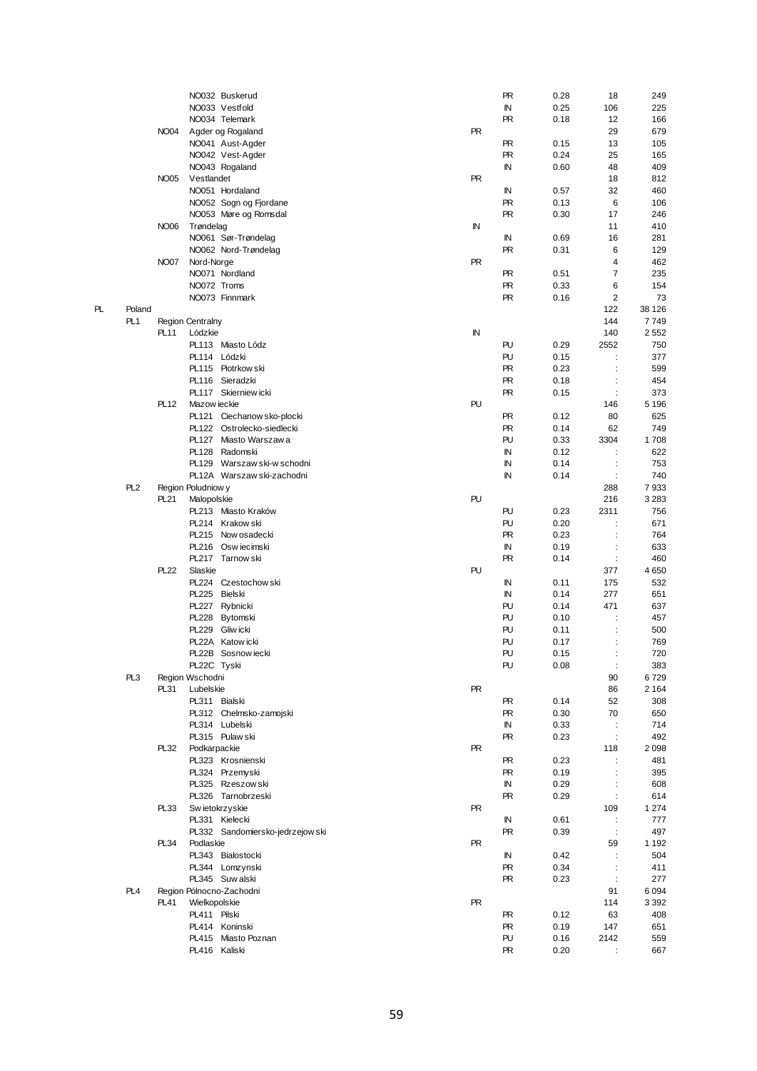| | | | | | | | | |
|---|---|---|---|---|---|---|---|---|
| | | | NO032 Buskerud | | PR | 0.28 | 18 | 249 |
| | | | NO033 Vestfold | | IN | 0.25 | 106 | 225 |
| | | | NO034 Telemark | | PR | 0.18 | 12 | 166 |
| | | NO04 | Agder og Rogaland | PR | | | 29 | 679 |
| | | | NO041 Aust-Agder | | PR | 0.15 | 13 | 105 |
| | | | NO042 Vest-Agder | | PR | 0.24 | 25 | 165 |
| | | | NO043 Rogaland | | IN | 0.60 | 48 | 409 |
| | | NO05 | Vestlandet | PR | | | 18 | 812 |
| | | | NO051 Hordaland | | IN | 0.57 | 32 | 460 |
| | | | NO052 Sogn og Fjordane | | PR | 0.13 | 6 | 106 |
| | | | NO053 Møre og Romsdal | | PR | 0.30 | 17 | 246 |
| | | NO06 | Trøndelag | IN | | | 11 | 410 |
| | | | NO061 Sør-Trøndelag | | IN | 0.69 | 16 | 281 |
| | | | NO062 Nord-Trøndelag | | PR | 0.31 | 6 | 129 |
| | | NO07 | Nord-Norge | PR | | | 4 | 462 |
| | | | NO071 Nordland | | PR | 0.51 | 7 | 235 |
| | | | NO072 Troms | | PR | 0.33 | 6 | 154 |
| | | | NO073 Finnmark | | PR | 0.16 | 2 | 73 |
| PL | Poland | | | | | | 122 | 38 126 |
| | PL1 | Region Centralny | | | | | 144 | 7 749 |
| | | PL11 | Lódzkie | IN | | | 140 | 2 552 |
| | | | PL113 Miasto Lódz | | PU | 0.29 | 2552 | 750 |
| | | | PL114 Lódzki | | PU | 0.15 | : | 377 |
| | | | PL115 Piotrkowski | | PR | 0.23 | : | 599 |
| | | | PL116 Sieradzki | | PR | 0.18 | : | 454 |
| | | | PL117 Skierniewicki | | PR | 0.15 | : | 373 |
| | | PL12 | Mazowieckie | PU | | | 146 | 5 196 |
| | | | PL121 Ciechanowsko-plocki | | PR | 0.12 | 80 | 625 |
| | | | PL122 Ostrolecko-siedlecki | | PR | 0.14 | 62 | 749 |
| | | | PL127 Miasto Warszawa | | PU | 0.33 | 3304 | 1 708 |
| | | | PL128 Radomski | | IN | 0.12 | : | 622 |
| | | | PL129 Warszawski-wschodni | | IN | 0.14 | : | 753 |
| | | | PL12A Warszawski-zachodni | | IN | 0.14 | : | 740 |
| | PL2 | Region Poludniowy | | | | | 288 | 7 933 |
| | | PL21 | Malopolskie | PU | | | 216 | 3 283 |
| | | | PL213 Miasto Kraków | | PU | 0.23 | 2311 | 756 |
| | | | PL214 Krakowski | | PU | 0.20 | : | 671 |
| | | | PL215 Nowosadecki | | PR | 0.23 | : | 764 |
| | | | PL216 Oswiecimski | | IN | 0.19 | : | 633 |
| | | | PL217 Tarnowski | | PR | 0.14 | : | 460 |
| | | PL22 | Slaskie | PU | | | 377 | 4 650 |
| | | | PL224 Czestochowski | | IN | 0.11 | 175 | 532 |
| | | | PL225 Bielski | | IN | 0.14 | 277 | 651 |
| | | | PL227 Rybnicki | | PU | 0.14 | 471 | 637 |
| | | | PL228 Bytomski | | PU | 0.10 | : | 457 |
| | | | PL229 Gliwicki | | PU | 0.11 | : | 500 |
| | | | PL22A Katowicki | | PU | 0.17 | : | 769 |
| | | | PL22B Sosnowiecki | | PU | 0.15 | : | 720 |
| | | | PL22C Tyski | | PU | 0.08 | : | 383 |
| | PL3 | Region Wschodni | | | | | 90 | 6 729 |
| | | PL31 | Lubelskie | PR | | | 86 | 2 164 |
| | | | PL311 Bialski | | PR | 0.14 | 52 | 308 |
| | | | PL312 Chelmsko-zamojski | | PR | 0.30 | 70 | 650 |
| | | | PL314 Lubelski | | IN | 0.33 | : | 714 |
| | | | PL315 Pulawski | | PR | 0.23 | : | 492 |
| | | PL32 | Podkarpackie | PR | | | 118 | 2 098 |
| | | | PL323 Krosnienski | | PR | 0.23 | : | 481 |
| | | | PL324 Przemyski | | PR | 0.19 | : | 395 |
| | | | PL325 Rzeszowski | | IN | 0.29 | : | 608 |
| | | | PL326 Tarnobrzeski | | PR | 0.29 | : | 614 |
| | | PL33 | Swietokrzyskie | PR | | | 109 | 1 274 |
| | | | PL331 Kielecki | | IN | 0.61 | : | 777 |
| | | | PL332 Sandomiersko-jedrzejowski | | PR | 0.39 | : | 497 |
| | | PL34 | Podlaskie | PR | | | 59 | 1 192 |
| | | | PL343 Bialostocki | | IN | 0.42 | : | 504 |
| | | | PL344 Lomzynski | | PR | 0.34 | : | 411 |
| | | | PL345 Suwalski | | PR | 0.23 | : | 277 |
| | PL4 | Region Pólnocno-Zachodni | | | | | 91 | 6 094 |
| | | PL41 | Wielkopolskie | PR | | | 114 | 3 392 |
| | | | PL411 Pilski | | PR | 0.12 | 63 | 408 |
| | | | PL414 Koninski | | PR | 0.19 | 147 | 651 |
| | | | PL415 Miasto Poznan | | PU | 0.16 | 2142 | 559 |
| | | | PL416 Kaliski | | PR | 0.20 | : | 667 |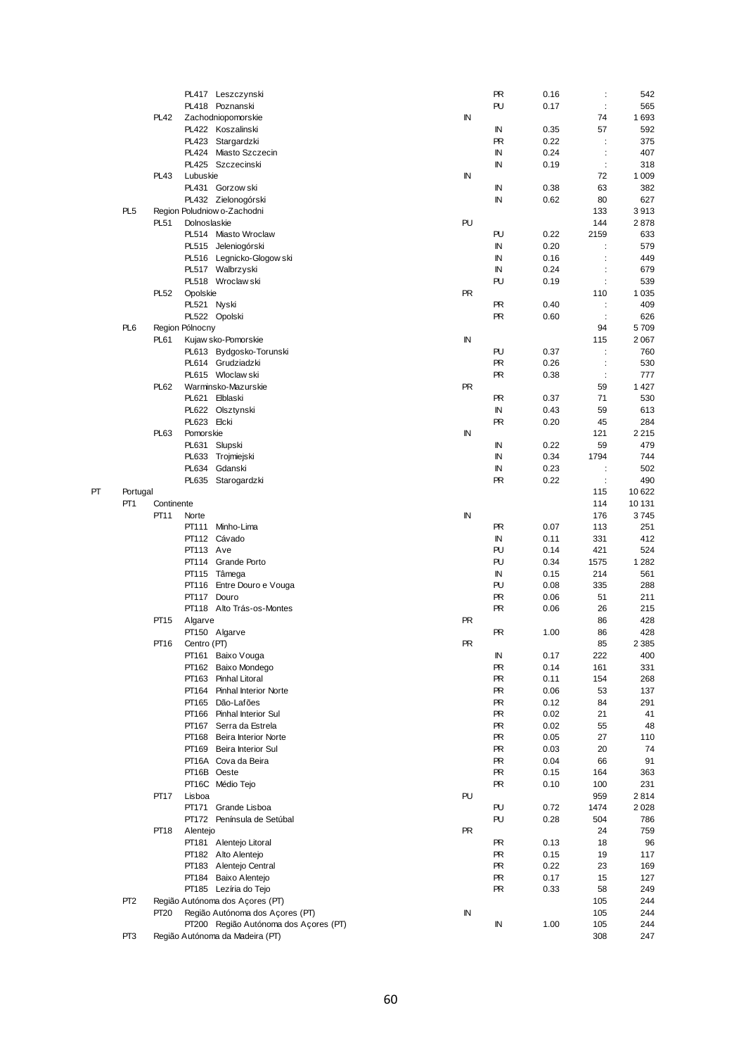| | | | | NUTS2 type | NUTS3 type | Share | Density | Population |
|---|---|---|---|---|---|---|---|---|
| | | | PL417 Leszczynski | | PR | 0.16 | : | 542 |
| | | | PL418 Poznanski | | PU | 0.17 | : | 565 |
| | | PL42 | Zachodniopomorskie | IN | | | 74 | 1 693 |
| | | | PL422 Koszalinski | | IN | 0.35 | 57 | 592 |
| | | | PL423 Stargardzki | | PR | 0.22 | : | 375 |
| | | | PL424 Miasto Szczecin | | IN | 0.24 | : | 407 |
| | | | PL425 Szczecinski | | IN | 0.19 | : | 318 |
| | | PL43 | Lubuskie | IN | | | 72 | 1 009 |
| | | | PL431 Gorzowski | | IN | 0.38 | 63 | 382 |
| | | | PL432 Zielonogórski | | IN | 0.62 | 80 | 627 |
| | PL5 | | Region Poludniowo-Zachodni | | | | 133 | 3 913 |
| | | PL51 | Dolnoslaskie | PU | | | 144 | 2 878 |
| | | | PL514 Miasto Wroclaw | | PU | 0.22 | 2159 | 633 |
| | | | PL515 Jeleniogórski | | IN | 0.20 | : | 579 |
| | | | PL516 Legnicko-Glogowski | | IN | 0.16 | : | 449 |
| | | | PL517 Walbrzyski | | IN | 0.24 | : | 679 |
| | | | PL518 Wroclawski | | PU | 0.19 | : | 539 |
| | | PL52 | Opolskie | PR | | | 110 | 1 035 |
| | | | PL521 Nyski | | PR | 0.40 | : | 409 |
| | | | PL522 Opolski | | PR | 0.60 | : | 626 |
| | PL6 | | Region Pólnocny | | | | 94 | 5 709 |
| | | PL61 | Kujawsko-Pomorskie | IN | | | 115 | 2 067 |
| | | | PL613 Bydgosko-Torunski | | PU | 0.37 | : | 760 |
| | | | PL614 Grudziadzki | | PR | 0.26 | : | 530 |
| | | | PL615 Wloclawski | | PR | 0.38 | : | 777 |
| | | PL62 | Warminsko-Mazurskie | PR | | | 59 | 1 427 |
| | | | PL621 Elblaski | | PR | 0.37 | 71 | 530 |
| | | | PL622 Olsztynski | | IN | 0.43 | 59 | 613 |
| | | | PL623 Elcki | | PR | 0.20 | 45 | 284 |
| | | PL63 | Pomorskie | IN | | | 121 | 2 215 |
| | | | PL631 Slupski | | IN | 0.22 | 59 | 479 |
| | | | PL633 Trojmiejski | | IN | 0.34 | 1794 | 744 |
| | | | PL634 Gdanski | | IN | 0.23 | : | 502 |
| | | | PL635 Starogardzki | | PR | 0.22 | : | 490 |
| PT | Portugal | | | | | | 115 | 10 622 |
| | PT1 | | Continente | | | | 114 | 10 131 |
| | | PT11 | Norte | IN | | | 176 | 3 745 |
| | | | PT111 Minho-Lima | | PR | 0.07 | 113 | 251 |
| | | | PT112 Cávado | | IN | 0.11 | 331 | 412 |
| | | | PT113 Ave | | PU | 0.14 | 421 | 524 |
| | | | PT114 Grande Porto | | PU | 0.34 | 1575 | 1 282 |
| | | | PT115 Tâmega | | IN | 0.15 | 214 | 561 |
| | | | PT116 Entre Douro e Vouga | | PU | 0.08 | 335 | 288 |
| | | | PT117 Douro | | PR | 0.06 | 51 | 211 |
| | | | PT118 Alto Trás-os-Montes | | PR | 0.06 | 26 | 215 |
| | | PT15 | Algarve | PR | | | 86 | 428 |
| | | | PT150 Algarve | | PR | 1.00 | 86 | 428 |
| | | PT16 | Centro (PT) | PR | | | 85 | 2 385 |
| | | | PT161 Baixo Vouga | | IN | 0.17 | 222 | 400 |
| | | | PT162 Baixo Mondego | | PR | 0.14 | 161 | 331 |
| | | | PT163 Pinhal Litoral | | PR | 0.11 | 154 | 268 |
| | | | PT164 Pinhal Interior Norte | | PR | 0.06 | 53 | 137 |
| | | | PT165 Dão-Lafões | | PR | 0.12 | 84 | 291 |
| | | | PT166 Pinhal Interior Sul | | PR | 0.02 | 21 | 41 |
| | | | PT167 Serra da Estrela | | PR | 0.02 | 55 | 48 |
| | | | PT168 Beira Interior Norte | | PR | 0.05 | 27 | 110 |
| | | | PT169 Beira Interior Sul | | PR | 0.03 | 20 | 74 |
| | | | PT16A Cova da Beira | | PR | 0.04 | 66 | 91 |
| | | | PT16B Oeste | | PR | 0.15 | 164 | 363 |
| | | | PT16C Médio Tejo | | PR | 0.10 | 100 | 231 |
| | | PT17 | Lisboa | PU | | | 959 | 2 814 |
| | | | PT171 Grande Lisboa | | PU | 0.72 | 1474 | 2 028 |
| | | | PT172 Península de Setúbal | | PU | 0.28 | 504 | 786 |
| | | PT18 | Alentejo | PR | | | 24 | 759 |
| | | | PT181 Alentejo Litoral | | PR | 0.13 | 18 | 96 |
| | | | PT182 Alto Alentejo | | PR | 0.15 | 19 | 117 |
| | | | PT183 Alentejo Central | | PR | 0.22 | 23 | 169 |
| | | | PT184 Baixo Alentejo | | PR | 0.17 | 15 | 127 |
| | | | PT185 Lezíria do Tejo | | PR | 0.33 | 58 | 249 |
| | PT2 | | Região Autónoma dos Açores (PT) | | | | 105 | 244 |
| | | PT20 | Região Autónoma dos Açores (PT) | IN | | | 105 | 244 |
| | | | PT200 Região Autónoma dos Açores (PT) | | IN | 1.00 | 105 | 244 |
| | PT3 | | Região Autónoma da Madeira (PT) | | | | 308 | 247 |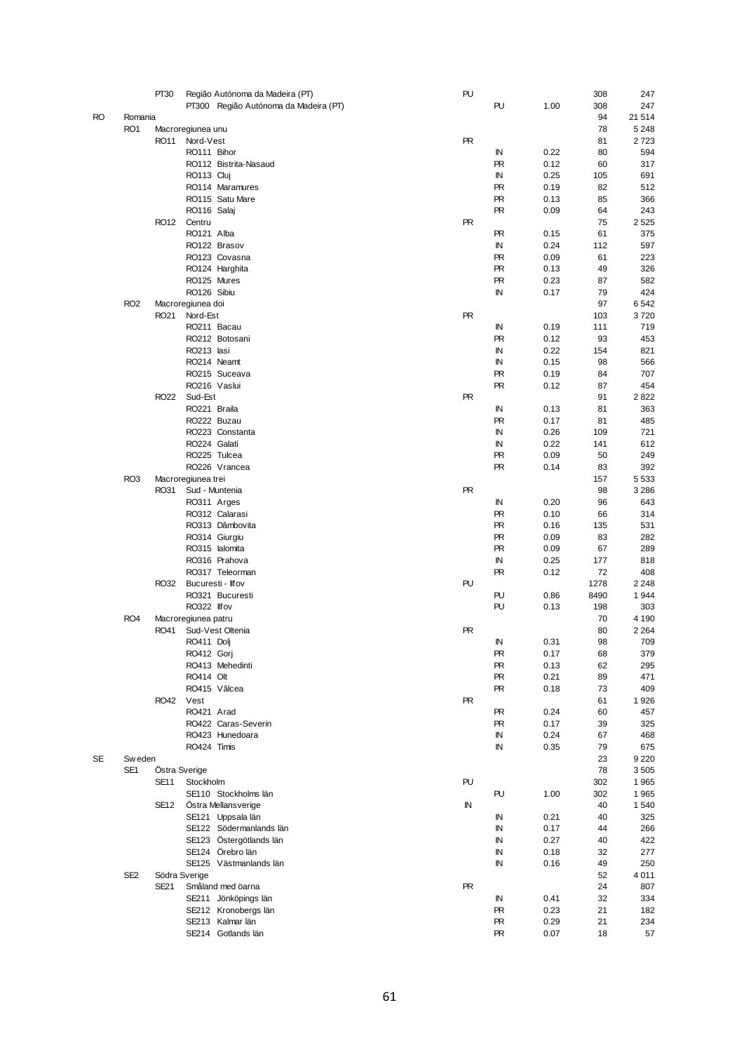| | | | | | | | | |
|---|---|---|---|---|---|---|---|---|
| | | PT30 | Região Autónoma da Madeira (PT) | PU | | | 308 | 247 |
| | | | PT300 Região Autónoma da Madeira (PT) | | PU | 1.00 | 308 | 247 |
| RO | Romania | | | | | | 94 | 21 514 |
| | RO1 | Macroregiunea unu | | | | | 78 | 5 248 |
| | | RO11 | Nord-Vest | PR | | | 81 | 2 723 |
| | | | RO111 Bihor | | IN | 0.22 | 80 | 594 |
| | | | RO112 Bistrita-Nasaud | | PR | 0.12 | 60 | 317 |
| | | | RO113 Cluj | | IN | 0.25 | 105 | 691 |
| | | | RO114 Maramures | | PR | 0.19 | 82 | 512 |
| | | | RO115 Satu Mare | | PR | 0.13 | 85 | 366 |
| | | | RO116 Salaj | | PR | 0.09 | 64 | 243 |
| | | RO12 | Centru | PR | | | 75 | 2 525 |
| | | | RO121 Alba | | PR | 0.15 | 61 | 375 |
| | | | RO122 Brasov | | IN | 0.24 | 112 | 597 |
| | | | RO123 Covasna | | PR | 0.09 | 61 | 223 |
| | | | RO124 Harghita | | PR | 0.13 | 49 | 326 |
| | | | RO125 Mures | | PR | 0.23 | 87 | 582 |
| | | | RO126 Sibiu | | IN | 0.17 | 79 | 424 |
| | RO2 | Macroregiunea doi | | | | | 97 | 6 542 |
| | | RO21 | Nord-Est | PR | | | 103 | 3 720 |
| | | | RO211 Bacau | | IN | 0.19 | 111 | 719 |
| | | | RO212 Botosani | | PR | 0.12 | 93 | 453 |
| | | | RO213 Iasi | | IN | 0.22 | 154 | 821 |
| | | | RO214 Neamt | | IN | 0.15 | 98 | 566 |
| | | | RO215 Suceava | | PR | 0.19 | 84 | 707 |
| | | | RO216 Vaslui | | PR | 0.12 | 87 | 454 |
| | | RO22 | Sud-Est | PR | | | 91 | 2 822 |
| | | | RO221 Braila | | IN | 0.13 | 81 | 363 |
| | | | RO222 Buzau | | PR | 0.17 | 81 | 485 |
| | | | RO223 Constanta | | IN | 0.26 | 109 | 721 |
| | | | RO224 Galati | | IN | 0.22 | 141 | 612 |
| | | | RO225 Tulcea | | PR | 0.09 | 50 | 249 |
| | | | RO226 Vrancea | | PR | 0.14 | 83 | 392 |
| | RO3 | Macroregiunea trei | | | | | 157 | 5 533 |
| | | RO31 | Sud - Muntenia | PR | | | 98 | 3 286 |
| | | | RO311 Arges | | IN | 0.20 | 96 | 643 |
| | | | RO312 Calarasi | | PR | 0.10 | 66 | 314 |
| | | | RO313 Dâmbovita | | PR | 0.16 | 135 | 531 |
| | | | RO314 Giurgiu | | PR | 0.09 | 83 | 282 |
| | | | RO315 Ialomita | | PR | 0.09 | 67 | 289 |
| | | | RO316 Prahova | | IN | 0.25 | 177 | 818 |
| | | | RO317 Teleorman | | PR | 0.12 | 72 | 408 |
| | | RO32 | Bucuresti - Ilfov | PU | | | 1278 | 2 248 |
| | | | RO321 Bucuresti | | PU | 0.86 | 8490 | 1 944 |
| | | | RO322 Ilfov | | PU | 0.13 | 198 | 303 |
| | RO4 | Macroregiunea patru | | | | | 70 | 4 190 |
| | | RO41 | Sud-Vest Oltenia | PR | | | 80 | 2 264 |
| | | | RO411 Dolj | | IN | 0.31 | 98 | 709 |
| | | | RO412 Gorj | | PR | 0.17 | 68 | 379 |
| | | | RO413 Mehedinti | | PR | 0.13 | 62 | 295 |
| | | | RO414 Olt | | PR | 0.21 | 89 | 471 |
| | | | RO415 Vâlcea | | PR | 0.18 | 73 | 409 |
| | | RO42 | Vest | PR | | | 61 | 1 926 |
| | | | RO421 Arad | | PR | 0.24 | 60 | 457 |
| | | | RO422 Caras-Severin | | PR | 0.17 | 39 | 325 |
| | | | RO423 Hunedoara | | IN | 0.24 | 67 | 468 |
| | | | RO424 Timis | | IN | 0.35 | 79 | 675 |
| SE | Sweden | | | | | | 23 | 9 220 |
| | SE1 | Östra Sverige | | | | | 78 | 3 505 |
| | | SE11 | Stockholm | PU | | | 302 | 1 965 |
| | | | SE110 Stockholms län | | PU | 1.00 | 302 | 1 965 |
| | | SE12 | Östra Mellansverige | IN | | | 40 | 1 540 |
| | | | SE121 Uppsala län | | IN | 0.21 | 40 | 325 |
| | | | SE122 Södermanlands län | | IN | 0.17 | 44 | 266 |
| | | | SE123 Östergötlands län | | IN | 0.27 | 40 | 422 |
| | | | SE124 Örebro län | | IN | 0.18 | 32 | 277 |
| | | | SE125 Västmanlands län | | IN | 0.16 | 49 | 250 |
| | SE2 | Södra Sverige | | | | | 52 | 4 011 |
| | | SE21 | Småland med öarna | PR | | | 24 | 807 |
| | | | SE211 Jönköpings län | | IN | 0.41 | 32 | 334 |
| | | | SE212 Kronobergs län | | PR | 0.23 | 21 | 182 |
| | | | SE213 Kalmar län | | PR | 0.29 | 21 | 234 |
| | | | SE214 Gotlands län | | PR | 0.07 | 18 | 57 |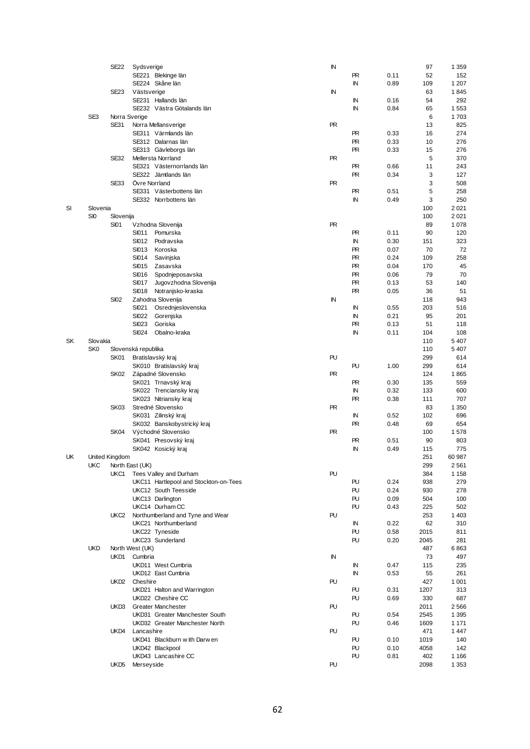| | | | | | | | | |
|---|---|---|---|---|---|---|---|---|
| | | SE22 | Sydsverige | IN | | | 97 | 1 359 |
| | | | SE221 Blekinge län | | PR | 0.11 | 52 | 152 |
| | | | SE224 Skåne län | | IN | 0.89 | 109 | 1 207 |
| | | SE23 | Västsverige | IN | | | 63 | 1 845 |
| | | | SE231 Hallands län | | IN | 0.16 | 54 | 292 |
| | | | SE232 Västra Götalands län | | IN | 0.84 | 65 | 1 553 |
| | SE3 | Norra Sverige | | | | | 6 | 1 703 |
| | | SE31 | Norra Mellansverige | PR | | | 13 | 825 |
| | | | SE311 Värmlands län | | PR | 0.33 | 16 | 274 |
| | | | SE312 Dalarnas län | | PR | 0.33 | 10 | 276 |
| | | | SE313 Gävleborgs län | | PR | 0.33 | 15 | 276 |
| | | SE32 | Mellersta Norrland | PR | | | 5 | 370 |
| | | | SE321 Västernorrlands län | | PR | 0.66 | 11 | 243 |
| | | | SE322 Jämtlands län | | PR | 0.34 | 3 | 127 |
| | | SE33 | Övre Norrland | PR | | | 3 | 508 |
| | | | SE331 Västerbottens län | | PR | 0.51 | 5 | 258 |
| | | | SE332 Norrbottens län | | IN | 0.49 | 3 | 250 |
| SI | Slovenia | | | | | | 100 | 2 021 |
| | SI0 | Slovenija | | | | | 100 | 2 021 |
| | | SI01 | Vzhodna Slovenija | PR | | | 89 | 1 078 |
| | | | SI011 Pomurska | | PR | 0.11 | 90 | 120 |
| | | | SI012 Podravska | | IN | 0.30 | 151 | 323 |
| | | | SI013 Koroska | | PR | 0.07 | 70 | 72 |
| | | | SI014 Savinjska | | PR | 0.24 | 109 | 258 |
| | | | SI015 Zasavska | | PR | 0.04 | 170 | 45 |
| | | | SI016 Spodnjeposavska | | PR | 0.06 | 79 | 70 |
| | | | SI017 Jugovzhodna Slovenija | | PR | 0.13 | 53 | 140 |
| | | | SI018 Notranjsko-kraska | | PR | 0.05 | 36 | 51 |
| | | SI02 | Zahodna Slovenija | IN | | | 118 | 943 |
| | | | SI021 Osrednjeslovenska | | IN | 0.55 | 203 | 516 |
| | | | SI022 Gorenjska | | IN | 0.21 | 95 | 201 |
| | | | SI023 Goriska | | PR | 0.13 | 51 | 118 |
| | | | SI024 Obalno-kraska | | IN | 0.11 | 104 | 108 |
| SK | Slovakia | | | | | | 110 | 5 407 |
| | SK0 | Slovenská republika | | | | | 110 | 5 407 |
| | | SK01 | Bratislavský kraj | PU | | | 299 | 614 |
| | | | SK010 Bratislavský kraj | | PU | 1.00 | 299 | 614 |
| | | SK02 | Západné Slovensko | PR | | | 124 | 1 865 |
| | | | SK021 Trnavský kraj | | PR | 0.30 | 135 | 559 |
| | | | SK022 Trenciansky kraj | | IN | 0.32 | 133 | 600 |
| | | | SK023 Nitriansky kraj | | PR | 0.38 | 111 | 707 |
| | | SK03 | Stredné Slovensko | PR | | | 83 | 1 350 |
| | | | SK031 Zilinský kraj | | IN | 0.52 | 102 | 696 |
| | | | SK032 Banskobystrický kraj | | PR | 0.48 | 69 | 654 |
| | | SK04 | Východné Slovensko | PR | | | 100 | 1 578 |
| | | | SK041 Presovský kraj | | PR | 0.51 | 90 | 803 |
| | | | SK042 Kosický kraj | | IN | 0.49 | 115 | 775 |
| UK | United Kingdom | | | | | | 251 | 60 987 |
| | UKC | North East (UK) | | | | | 299 | 2 561 |
| | | UKC1 | Tees Valley and Durham | PU | | | 384 | 1 158 |
| | | | UKC11 Hartlepool and Stockton-on-Tees | | PU | 0.24 | 938 | 279 |
| | | | UKC12 South Teesside | | PU | 0.24 | 930 | 278 |
| | | | UKC13 Darlington | | PU | 0.09 | 504 | 100 |
| | | | UKC14 Durham CC | | PU | 0.43 | 225 | 502 |
| | | UKC2 | Northumberland and Tyne and Wear | PU | | | 253 | 1 403 |
| | | | UKC21 Northumberland | | IN | 0.22 | 62 | 310 |
| | | | UKC22 Tyneside | | PU | 0.58 | 2015 | 811 |
| | | | UKC23 Sunderland | | PU | 0.20 | 2045 | 281 |
| | UKD | North West (UK) | | | | | 487 | 6 863 |
| | | UKD1 | Cumbria | IN | | | 73 | 497 |
| | | | UKD11 West Cumbria | | IN | 0.47 | 115 | 235 |
| | | | UKD12 East Cumbria | | IN | 0.53 | 55 | 261 |
| | | UKD2 | Cheshire | PU | | | 427 | 1 001 |
| | | | UKD21 Halton and Warrington | | PU | 0.31 | 1207 | 313 |
| | | | UKD22 Cheshire CC | | PU | 0.69 | 330 | 687 |
| | | UKD3 | Greater Manchester | PU | | | 2011 | 2 566 |
| | | | UKD31 Greater Manchester South | | PU | 0.54 | 2545 | 1 395 |
| | | | UKD32 Greater Manchester North | | PU | 0.46 | 1609 | 1 171 |
| | | UKD4 | Lancashire | PU | | | 471 | 1 447 |
| | | | UKD41 Blackburn with Darwen | | PU | 0.10 | 1019 | 140 |
| | | | UKD42 Blackpool | | PU | 0.10 | 4058 | 142 |
| | | | UKD43 Lancashire CC | | PU | 0.81 | 402 | 1 166 |
| | | UKD5 | Merseyside | PU | | | 2098 | 1 353 |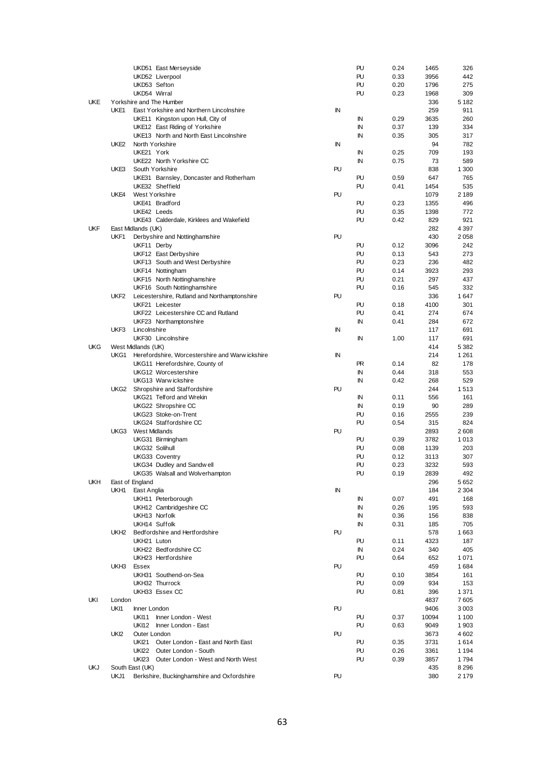| | | | | | | | |
|---|---|---|---|---|---|---|---|
| | | UKD51 East Merseyside | | PU | 0.24 | 1465 | 326 |
| | | UKD52 Liverpool | | PU | 0.33 | 3956 | 442 |
| | | UKD53 Sefton | | PU | 0.20 | 1796 | 275 |
| | | UKD54 Wirral | | PU | 0.23 | 1968 | 309 |
| UKE | Yorkshire and The Humber | | | | | 336 | 5 182 |
| | UKE1 | East Yorkshire and Northern Lincolnshire | IN | | | 259 | 911 |
| | | UKE11 Kingston upon Hull, City of | | IN | 0.29 | 3635 | 260 |
| | | UKE12 East Riding of Yorkshire | | IN | 0.37 | 139 | 334 |
| | | UKE13 North and North East Lincolnshire | | IN | 0.35 | 305 | 317 |
| | UKE2 | North Yorkshire | IN | | | 94 | 782 |
| | | UKE21 York | | IN | 0.25 | 709 | 193 |
| | | UKE22 North Yorkshire CC | | IN | 0.75 | 73 | 589 |
| | UKE3 | South Yorkshire | PU | | | 838 | 1 300 |
| | | UKE31 Barnsley, Doncaster and Rotherham | | PU | 0.59 | 647 | 765 |
| | | UKE32 Sheffield | | PU | 0.41 | 1454 | 535 |
| | UKE4 | West Yorkshire | PU | | | 1079 | 2 189 |
| | | UKE41 Bradford | | PU | 0.23 | 1355 | 496 |
| | | UKE42 Leeds | | PU | 0.35 | 1398 | 772 |
| | | UKE43 Calderdale, Kirklees and Wakefield | | PU | 0.42 | 829 | 921 |
| UKF | East Midlands (UK) | | | | | 282 | 4 397 |
| | UKF1 | Derbyshire and Nottinghamshire | PU | | | 430 | 2 058 |
| | | UKF11 Derby | | PU | 0.12 | 3096 | 242 |
| | | UKF12 East Derbyshire | | PU | 0.13 | 543 | 273 |
| | | UKF13 South and West Derbyshire | | PU | 0.23 | 236 | 482 |
| | | UKF14 Nottingham | | PU | 0.14 | 3923 | 293 |
| | | UKF15 North Nottinghamshire | | PU | 0.21 | 297 | 437 |
| | | UKF16 South Nottinghamshire | | PU | 0.16 | 545 | 332 |
| | UKF2 | Leicestershire, Rutland and Northamptonshire | PU | | | 336 | 1 647 |
| | | UKF21 Leicester | | PU | 0.18 | 4100 | 301 |
| | | UKF22 Leicestershire CC and Rutland | | PU | 0.41 | 274 | 674 |
| | | UKF23 Northamptonshire | | IN | 0.41 | 284 | 672 |
| | UKF3 | Lincolnshire | IN | | | 117 | 691 |
| | | UKF30 Lincolnshire | | IN | 1.00 | 117 | 691 |
| UKG | West Midlands (UK) | | | | | 414 | 5 382 |
| | UKG1 | Herefordshire, Worcestershire and Warwickshire | IN | | | 214 | 1 261 |
| | | UKG11 Herefordshire, County of | | PR | 0.14 | 82 | 178 |
| | | UKG12 Worcestershire | | IN | 0.44 | 318 | 553 |
| | | UKG13 Warwickshire | | IN | 0.42 | 268 | 529 |
| | UKG2 | Shropshire and Staffordshire | PU | | | 244 | 1 513 |
| | | UKG21 Telford and Wrekin | | IN | 0.11 | 556 | 161 |
| | | UKG22 Shropshire CC | | IN | 0.19 | 90 | 289 |
| | | UKG23 Stoke-on-Trent | | PU | 0.16 | 2555 | 239 |
| | | UKG24 Staffordshire CC | | PU | 0.54 | 315 | 824 |
| | UKG3 | West Midlands | PU | | | 2893 | 2 608 |
| | | UKG31 Birmingham | | PU | 0.39 | 3782 | 1 013 |
| | | UKG32 Solihull | | PU | 0.08 | 1139 | 203 |
| | | UKG33 Coventry | | PU | 0.12 | 3113 | 307 |
| | | UKG34 Dudley and Sandwell | | PU | 0.23 | 3232 | 593 |
| | | UKG35 Walsall and Wolverhampton | | PU | 0.19 | 2839 | 492 |
| UKH | East of England | | | | | 296 | 5 652 |
| | UKH1 | East Anglia | IN | | | 184 | 2 304 |
| | | UKH11 Peterborough | | IN | 0.07 | 491 | 168 |
| | | UKH12 Cambridgeshire CC | | IN | 0.26 | 195 | 593 |
| | | UKH13 Norfolk | | IN | 0.36 | 156 | 838 |
| | | UKH14 Suffolk | | IN | 0.31 | 185 | 705 |
| | UKH2 | Bedfordshire and Hertfordshire | PU | | | 578 | 1 663 |
| | | UKH21 Luton | | PU | 0.11 | 4323 | 187 |
| | | UKH22 Bedfordshire CC | | IN | 0.24 | 340 | 405 |
| | | UKH23 Hertfordshire | | PU | 0.64 | 652 | 1 071 |
| | UKH3 | Essex | PU | | | 459 | 1 684 |
| | | UKH31 Southend-on-Sea | | PU | 0.10 | 3854 | 161 |
| | | UKH32 Thurrock | | PU | 0.09 | 934 | 153 |
| | | UKH33 Essex CC | | PU | 0.81 | 396 | 1 371 |
| UKI | London | | | | | 4837 | 7 605 |
| | UKI1 | Inner London | PU | | | 9406 | 3 003 |
| | | UKI11 Inner London - West | | PU | 0.37 | 10094 | 1 100 |
| | | UKI12 Inner London - East | | PU | 0.63 | 9049 | 1 903 |
| | UKI2 | Outer London | PU | | | 3673 | 4 602 |
| | | UKI21 Outer London - East and North East | | PU | 0.35 | 3731 | 1 614 |
| | | UKI22 Outer London - South | | PU | 0.26 | 3361 | 1 194 |
| | | UKI23 Outer London - West and North West | | PU | 0.39 | 3857 | 1 794 |
| UKJ | South East (UK) | | | | | 435 | 8 296 |
| | UKJ1 | Berkshire, Buckinghamshire and Oxfordshire | PU | | | 380 | 2 179 |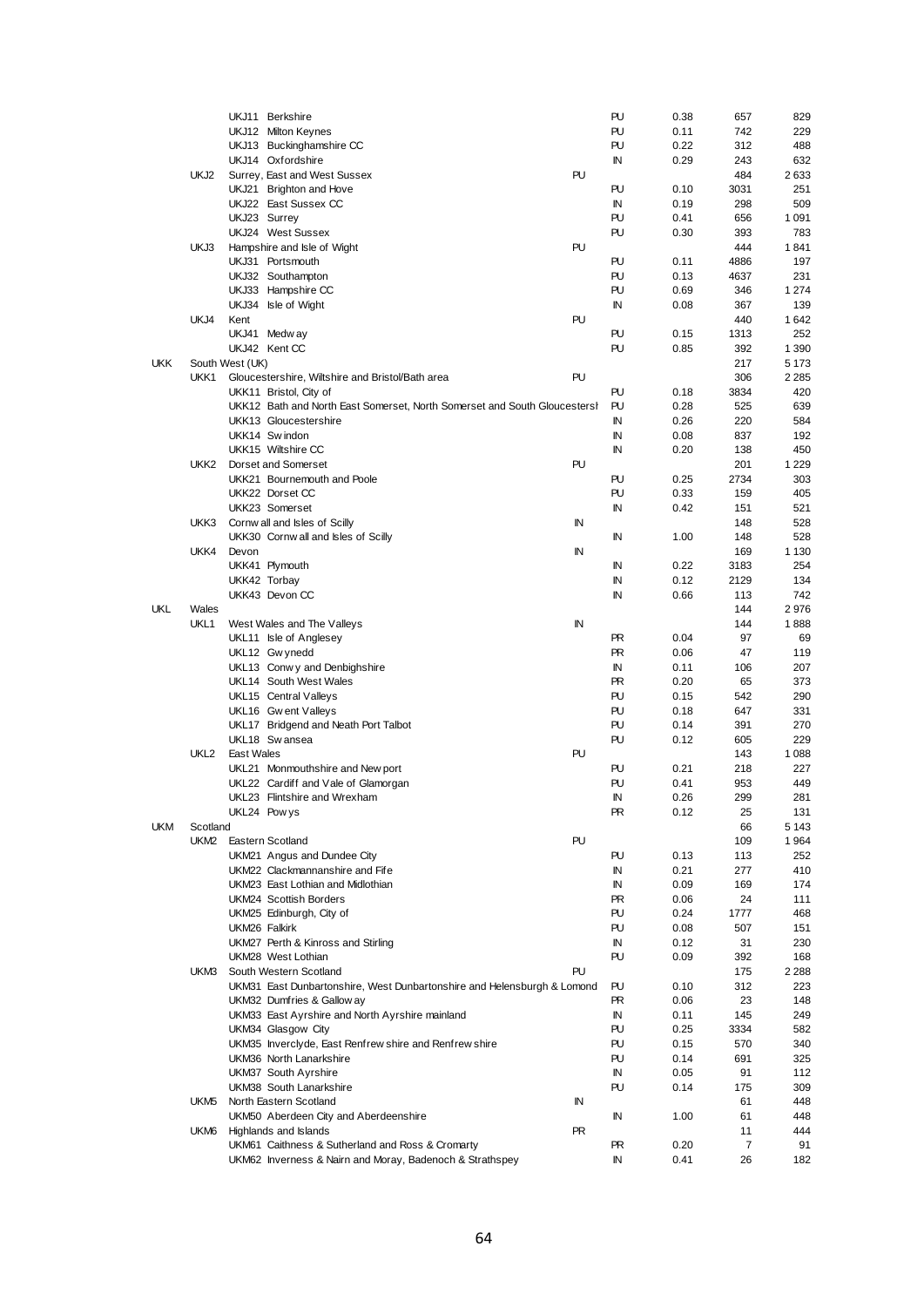| | | | | | | | |
|---|---|---|---|---|---|---|---|
| | | UKJ11 Berkshire | | PU | 0.38 | 657 | 829 |
| | | UKJ12 Milton Keynes | | PU | 0.11 | 742 | 229 |
| | | UKJ13 Buckinghamshire CC | | PU | 0.22 | 312 | 488 |
| | | UKJ14 Oxfordshire | | IN | 0.29 | 243 | 632 |
| | UKJ2 | Surrey, East and West Sussex | PU | | | 484 | 2 633 |
| | | UKJ21 Brighton and Hove | | PU | 0.10 | 3031 | 251 |
| | | UKJ22 East Sussex CC | | IN | 0.19 | 298 | 509 |
| | | UKJ23 Surrey | | PU | 0.41 | 656 | 1 091 |
| | | UKJ24 West Sussex | | PU | 0.30 | 393 | 783 |
| | UKJ3 | Hampshire and Isle of Wight | PU | | | 444 | 1 841 |
| | | UKJ31 Portsmouth | | PU | 0.11 | 4886 | 197 |
| | | UKJ32 Southampton | | PU | 0.13 | 4637 | 231 |
| | | UKJ33 Hampshire CC | | PU | 0.69 | 346 | 1 274 |
| | | UKJ34 Isle of Wight | | IN | 0.08 | 367 | 139 |
| | UKJ4 | Kent | PU | | | 440 | 1 642 |
| | | UKJ41 Medway | | PU | 0.15 | 1313 | 252 |
| | | UKJ42 Kent CC | | PU | 0.85 | 392 | 1 390 |
| UKK | South West (UK) | | | | | 217 | 5 173 |
| | UKK1 | Gloucestershire, Wiltshire and Bristol/Bath area | PU | | | 306 | 2 285 |
| | | UKK11 Bristol, City of | | PU | 0.18 | 3834 | 420 |
| | | UKK12 Bath and North East Somerset, North Somerset and South Gloucestersh | | PU | 0.28 | 525 | 639 |
| | | UKK13 Gloucestershire | | IN | 0.26 | 220 | 584 |
| | | UKK14 Swindon | | IN | 0.08 | 837 | 192 |
| | | UKK15 Wiltshire CC | | IN | 0.20 | 138 | 450 |
| | UKK2 | Dorset and Somerset | PU | | | 201 | 1 229 |
| | | UKK21 Bournemouth and Poole | | PU | 0.25 | 2734 | 303 |
| | | UKK22 Dorset CC | | PU | 0.33 | 159 | 405 |
| | | UKK23 Somerset | | IN | 0.42 | 151 | 521 |
| | UKK3 | Cornwall and Isles of Scilly | IN | | | 148 | 528 |
| | | UKK30 Cornwall and Isles of Scilly | | IN | 1.00 | 148 | 528 |
| | UKK4 | Devon | IN | | | 169 | 1 130 |
| | | UKK41 Plymouth | | IN | 0.22 | 3183 | 254 |
| | | UKK42 Torbay | | IN | 0.12 | 2129 | 134 |
| | | UKK43 Devon CC | | IN | 0.66 | 113 | 742 |
| UKL | Wales | | | | | 144 | 2 976 |
| | UKL1 | West Wales and The Valleys | IN | | | 144 | 1 888 |
| | | UKL11 Isle of Anglesey | | PR | 0.04 | 97 | 69 |
| | | UKL12 Gwynedd | | PR | 0.06 | 47 | 119 |
| | | UKL13 Conwy and Denbighshire | | IN | 0.11 | 106 | 207 |
| | | UKL14 South West Wales | | PR | 0.20 | 65 | 373 |
| | | UKL15 Central Valleys | | PU | 0.15 | 542 | 290 |
| | | UKL16 Gwent Valleys | | PU | 0.18 | 647 | 331 |
| | | UKL17 Bridgend and Neath Port Talbot | | PU | 0.14 | 391 | 270 |
| | | UKL18 Swansea | | PU | 0.12 | 605 | 229 |
| | UKL2 | East Wales | PU | | | 143 | 1 088 |
| | | UKL21 Monmouthshire and Newport | | PU | 0.21 | 218 | 227 |
| | | UKL22 Cardiff and Vale of Glamorgan | | PU | 0.41 | 953 | 449 |
| | | UKL23 Flintshire and Wrexham | | IN | 0.26 | 299 | 281 |
| | | UKL24 Powys | | PR | 0.12 | 25 | 131 |
| UKM | Scotland | | | | | 66 | 5 143 |
| | UKM2 | Eastern Scotland | PU | | | 109 | 1 964 |
| | | UKM21 Angus and Dundee City | | PU | 0.13 | 113 | 252 |
| | | UKM22 Clackmannanshire and Fife | | IN | 0.21 | 277 | 410 |
| | | UKM23 East Lothian and Midlothian | | IN | 0.09 | 169 | 174 |
| | | UKM24 Scottish Borders | | PR | 0.06 | 24 | 111 |
| | | UKM25 Edinburgh, City of | | PU | 0.24 | 1777 | 468 |
| | | UKM26 Falkirk | | PU | 0.08 | 507 | 151 |
| | | UKM27 Perth & Kinross and Stirling | | IN | 0.12 | 31 | 230 |
| | | UKM28 West Lothian | | PU | 0.09 | 392 | 168 |
| | UKM3 | South Western Scotland | PU | | | 175 | 2 288 |
| | | UKM31 East Dunbartonshire, West Dunbartonshire and Helensburgh & Lomond | | PU | 0.10 | 312 | 223 |
| | | UKM32 Dumfries & Galloway | | PR | 0.06 | 23 | 148 |
| | | UKM33 East Ayrshire and North Ayrshire mainland | | IN | 0.11 | 145 | 249 |
| | | UKM34 Glasgow City | | PU | 0.25 | 3334 | 582 |
| | | UKM35 Inverclyde, East Renfrewshire and Renfrewshire | | PU | 0.15 | 570 | 340 |
| | | UKM36 North Lanarkshire | | PU | 0.14 | 691 | 325 |
| | | UKM37 South Ayrshire | | IN | 0.05 | 91 | 112 |
| | | UKM38 South Lanarkshire | | PU | 0.14 | 175 | 309 |
| | UKM5 | North Eastern Scotland | IN | | | 61 | 448 |
| | | UKM50 Aberdeen City and Aberdeenshire | | IN | 1.00 | 61 | 448 |
| | UKM6 | Highlands and Islands | PR | | | 11 | 444 |
| | | UKM61 Caithness & Sutherland and Ross & Cromarty | | PR | 0.20 | 7 | 91 |
| | | UKM62 Inverness & Nairn and Moray, Badenoch & Strathspey | | IN | 0.41 | 26 | 182 |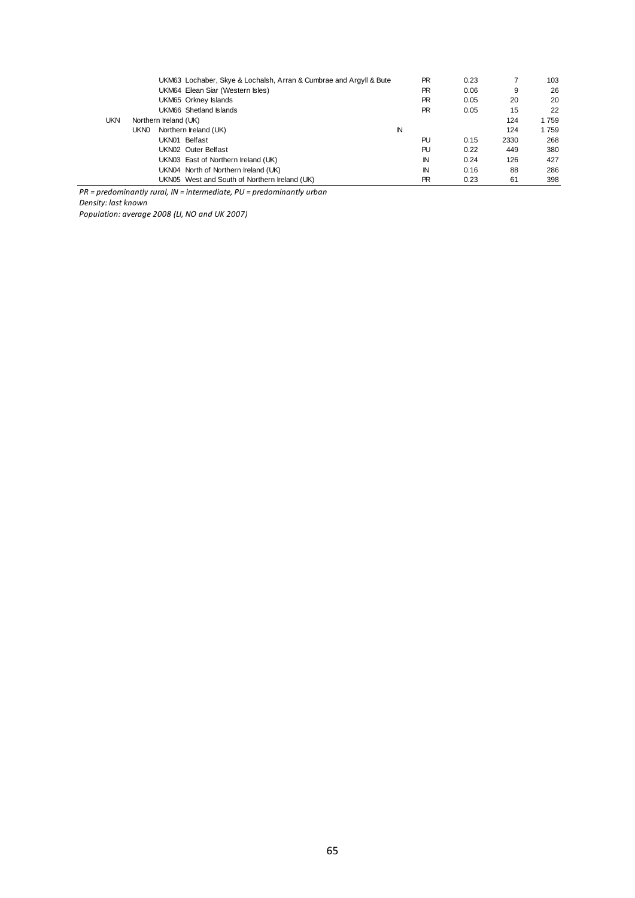| | | | | | | | |
|---|---|---|---|---|---|---|---|
| | | UKM63 Lochaber, Skye & Lochalsh, Arran & Cumbrae and Argyll & Bute | | PR | 0.23 | 7 | 103 |
| | | UKM64 Eilean Siar (Western Isles) | | PR | 0.06 | 9 | 26 |
| | | UKM65 Orkney Islands | | PR | 0.05 | 20 | 20 |
| | | UKM66 Shetland Islands | | PR | 0.05 | 15 | 22 |
| UKN | Northern Ireland (UK) | | | | | 124 | 1 759 |
| | UKN0 Northern Ireland (UK) | | IN | | | 124 | 1 759 |
| | | UKN01 Belfast | | PU | 0.15 | 2330 | 268 |
| | | UKN02 Outer Belfast | | PU | 0.22 | 449 | 380 |
| | | UKN03 East of Northern Ireland (UK) | | IN | 0.24 | 126 | 427 |
| | | UKN04 North of Northern Ireland (UK) | | IN | 0.16 | 88 | 286 |
| | | UKN05 West and South of Northern Ireland (UK) | | PR | 0.23 | 61 | 398 |

*PR = predominantly rural, IN = intermediate, PU = predominantly urban*

*Density: last known*

*Population: average 2008 (LI, NO and UK 2007)*